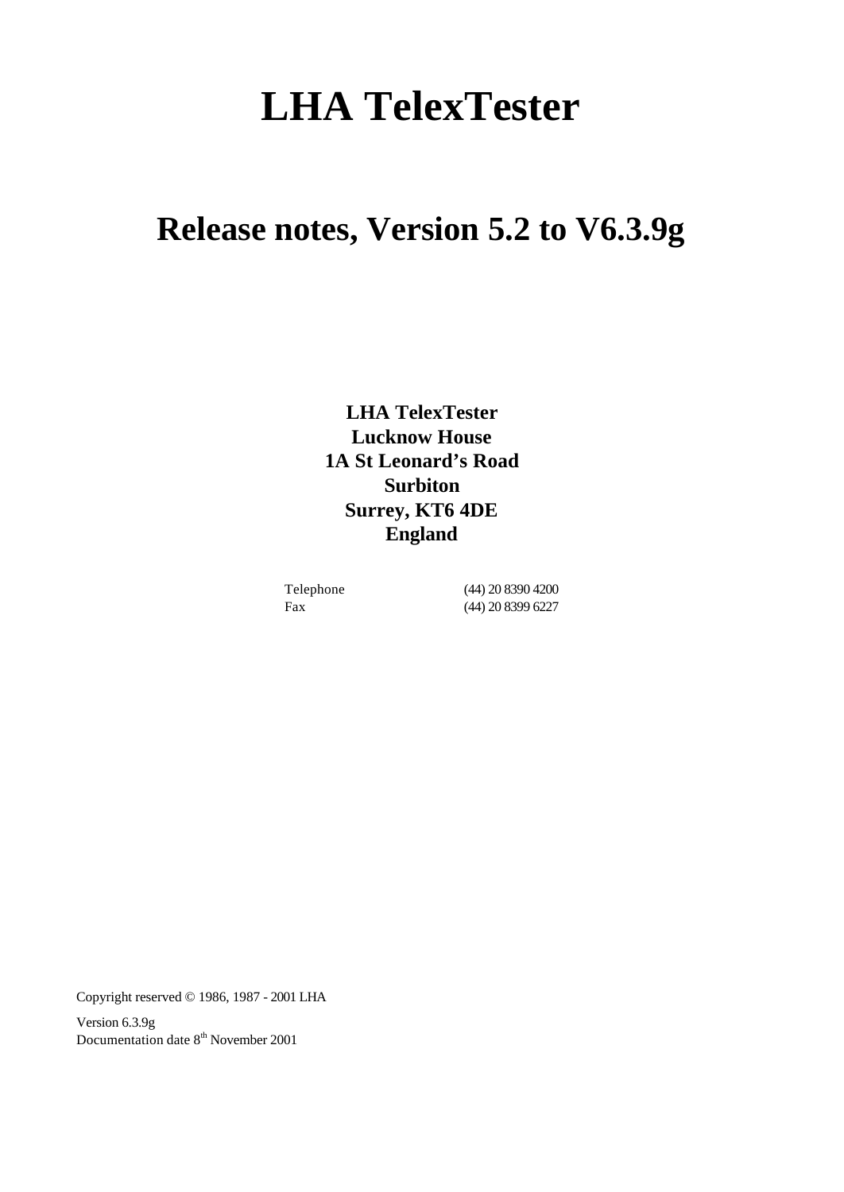# LHA TelexTester

## Release notes, Version 5.2 to V6.3.9g

**LHA TelexTester**
**Lucknow House**
**1A St Leonard's Road**
**Surbiton**
**Surrey, KT6 4DE**
**England**

| | |
|---|---|
| Telephone | (44) 20 8390 4200 |
| Fax | (44) 20 8399 6227 |

Copyright reserved © 1986, 1987 - 2001 LHA

Version 6.3.9g
Documentation date 8th November 2001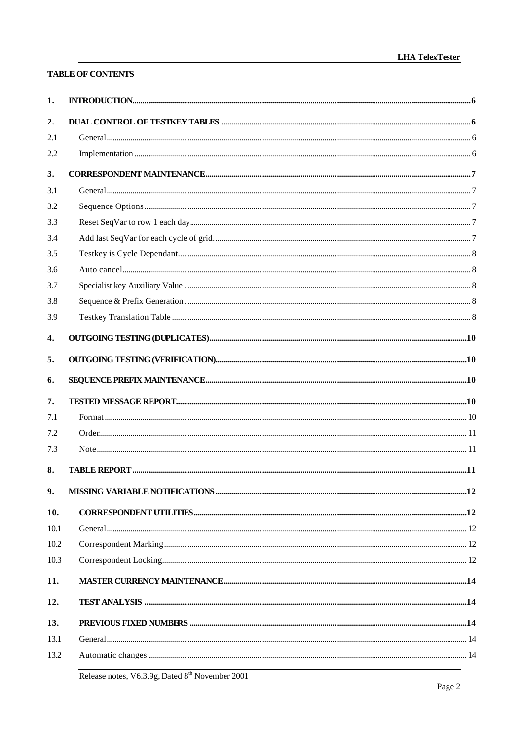**TABLE OF CONTENTS**

| | | |
|---|---|---|
| **1.** | **INTRODUCTION** | **6** |
| **2.** | **DUAL CONTROL OF TESTKEY TABLES** | **6** |
| 2.1 | General | 6 |
| 2.2 | Implementation | 6 |
| **3.** | **CORRESPONDENT MAINTENANCE** | **7** |
| 3.1 | General | 7 |
| 3.2 | Sequence Options | 7 |
| 3.3 | Reset SeqVar to row 1 each day | 7 |
| 3.4 | Add last SeqVar for each cycle of grid. | 7 |
| 3.5 | Testkey is Cycle Dependant | 8 |
| 3.6 | Auto cancel | 8 |
| 3.7 | Specialist key Auxiliary Value | 8 |
| 3.8 | Sequence & Prefix Generation | 8 |
| 3.9 | Testkey Translation Table | 8 |
| **4.** | **OUTGOING TESTING (DUPLICATES)** | **10** |
| **5.** | **OUTGOING TESTING (VERIFICATION)** | **10** |
| **6.** | **SEQUENCE PREFIX MAINTENANCE** | **10** |
| **7.** | **TESTED MESSAGE REPORT** | **10** |
| 7.1 | Format | 10 |
| 7.2 | Order | 11 |
| 7.3 | Note | 11 |
| **8.** | **TABLE REPORT** | **11** |
| **9.** | **MISSING VARIABLE NOTIFICATIONS** | **12** |
| **10.** | **CORRESPONDENT UTILITIES** | **12** |
| 10.1 | General | 12 |
| 10.2 | Correspondent Marking | 12 |
| 10.3 | Correspondent Locking | 12 |
| **11.** | **MASTER CURRENCY MAINTENANCE** | **14** |
| **12.** | **TEST ANALYSIS** | **14** |
| **13.** | **PREVIOUS FIXED NUMBERS** | **14** |
| 13.1 | General | 14 |
| 13.2 | Automatic changes | 14 |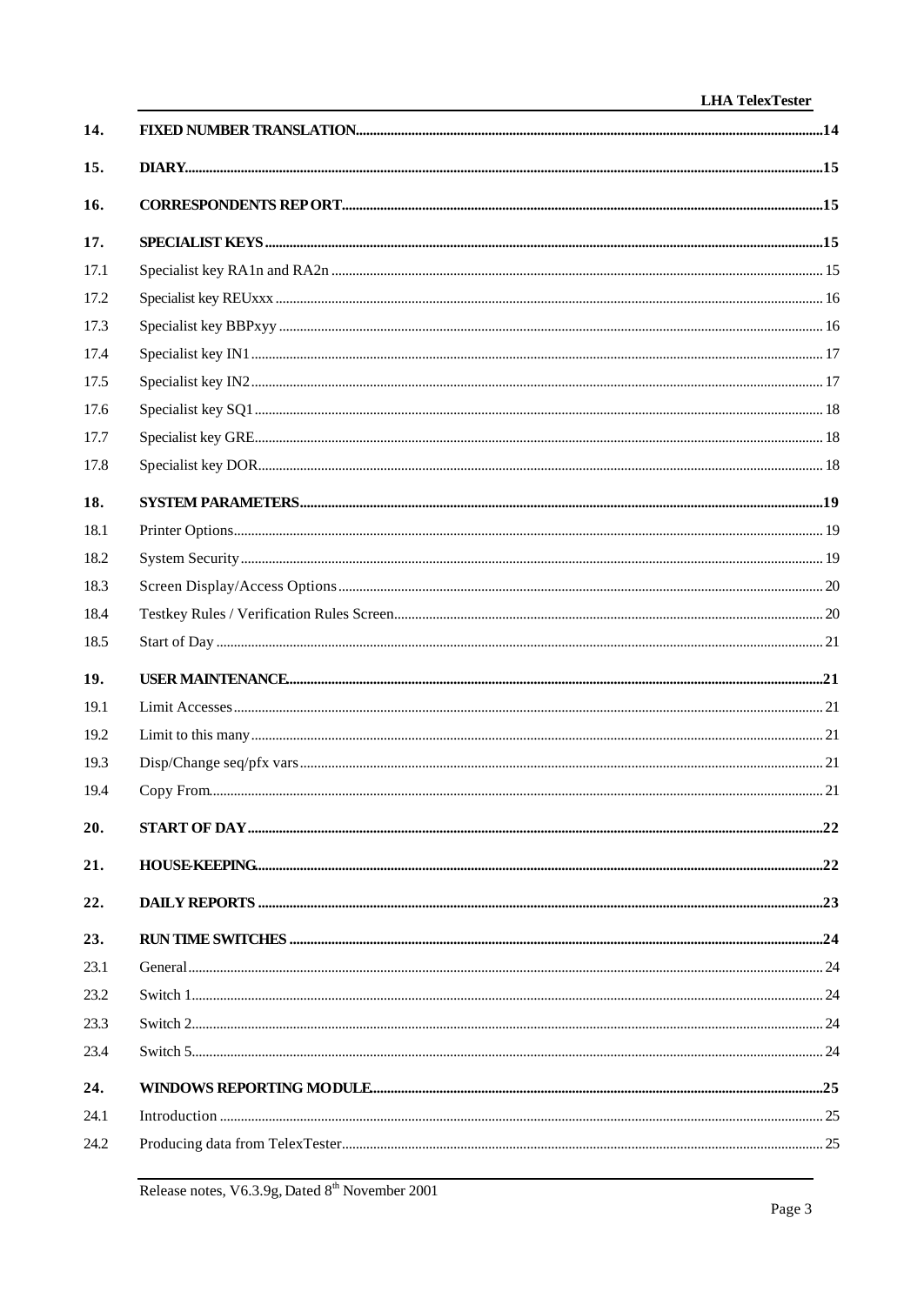| | | |
|---|---|---|
| **14.** | **FIXED NUMBER TRANSLATION** | **14** |
| **15.** | **DIARY** | **15** |
| **16.** | **CORRESPONDENTS REPORT** | **15** |
| **17.** | **SPECIALIST KEYS** | **15** |
| 17.1 | Specialist key RA1n and RA2n | 15 |
| 17.2 | Specialist key REUxxx | 16 |
| 17.3 | Specialist key BBPxyy | 16 |
| 17.4 | Specialist key IN1 | 17 |
| 17.5 | Specialist key IN2 | 17 |
| 17.6 | Specialist key SQ1 | 18 |
| 17.7 | Specialist key GRE | 18 |
| 17.8 | Specialist key DOR | 18 |
| **18.** | **SYSTEM PARAMETERS** | **19** |
| 18.1 | Printer Options | 19 |
| 18.2 | System Security | 19 |
| 18.3 | Screen Display/Access Options | 20 |
| 18.4 | Testkey Rules / Verification Rules Screen | 20 |
| 18.5 | Start of Day | 21 |
| **19.** | **USER MAINTENANCE** | **21** |
| 19.1 | Limit Accesses | 21 |
| 19.2 | Limit to this many | 21 |
| 19.3 | Disp/Change seq/pfx vars | 21 |
| 19.4 | Copy From | 21 |
| **20.** | **START OF DAY** | **22** |
| **21.** | **HOUSE-KEEPING** | **22** |
| **22.** | **DAILY REPORTS** | **23** |
| **23.** | **RUN TIME SWITCHES** | **24** |
| 23.1 | General | 24 |
| 23.2 | Switch 1 | 24 |
| 23.3 | Switch 2 | 24 |
| 23.4 | Switch 5 | 24 |
| **24.** | **WINDOWS REPORTING MODULE** | **25** |
| 24.1 | Introduction | 25 |
| 24.2 | Producing data from TelexTester | 25 |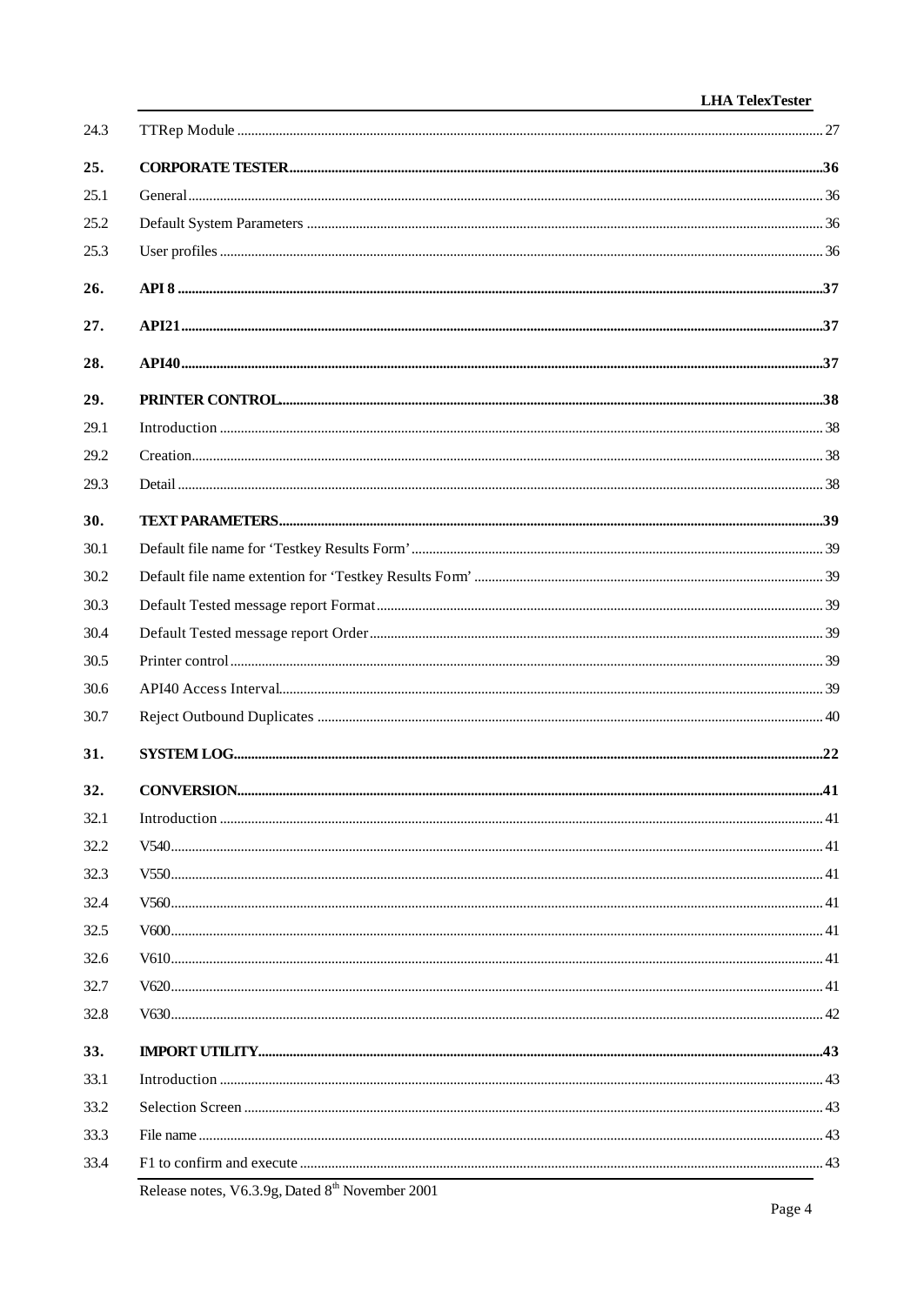| | | |
|---|---|---|
| 24.3 | TTRep Module | 27 |
| **25.** | **CORPORATE TESTER** | **36** |
| 25.1 | General | 36 |
| 25.2 | Default System Parameters | 36 |
| 25.3 | User profiles | 36 |
| **26.** | **API 8** | **37** |
| **27.** | **API21** | **37** |
| **28.** | **API40** | **37** |
| **29.** | **PRINTER CONTROL** | **38** |
| 29.1 | Introduction | 38 |
| 29.2 | Creation | 38 |
| 29.3 | Detail | 38 |
| **30.** | **TEXT PARAMETERS** | **39** |
| 30.1 | Default file name for 'Testkey Results Form' | 39 |
| 30.2 | Default file name extention for 'Testkey Results Form' | 39 |
| 30.3 | Default Tested message report Format | 39 |
| 30.4 | Default Tested message report Order | 39 |
| 30.5 | Printer control | 39 |
| 30.6 | API40 Access Interval | 39 |
| 30.7 | Reject Outbound Duplicates | 40 |
| **31.** | **SYSTEM LOG** | **22** |
| **32.** | **CONVERSION** | **41** |
| 32.1 | Introduction | 41 |
| 32.2 | V540 | 41 |
| 32.3 | V550 | 41 |
| 32.4 | V560 | 41 |
| 32.5 | V600 | 41 |
| 32.6 | V610 | 41 |
| 32.7 | V620 | 41 |
| 32.8 | V630 | 42 |
| **33.** | **IMPORT UTILITY** | **43** |
| 33.1 | Introduction | 43 |
| 33.2 | Selection Screen | 43 |
| 33.3 | File name | 43 |
| 33.4 | F1 to confirm and execute | 43 |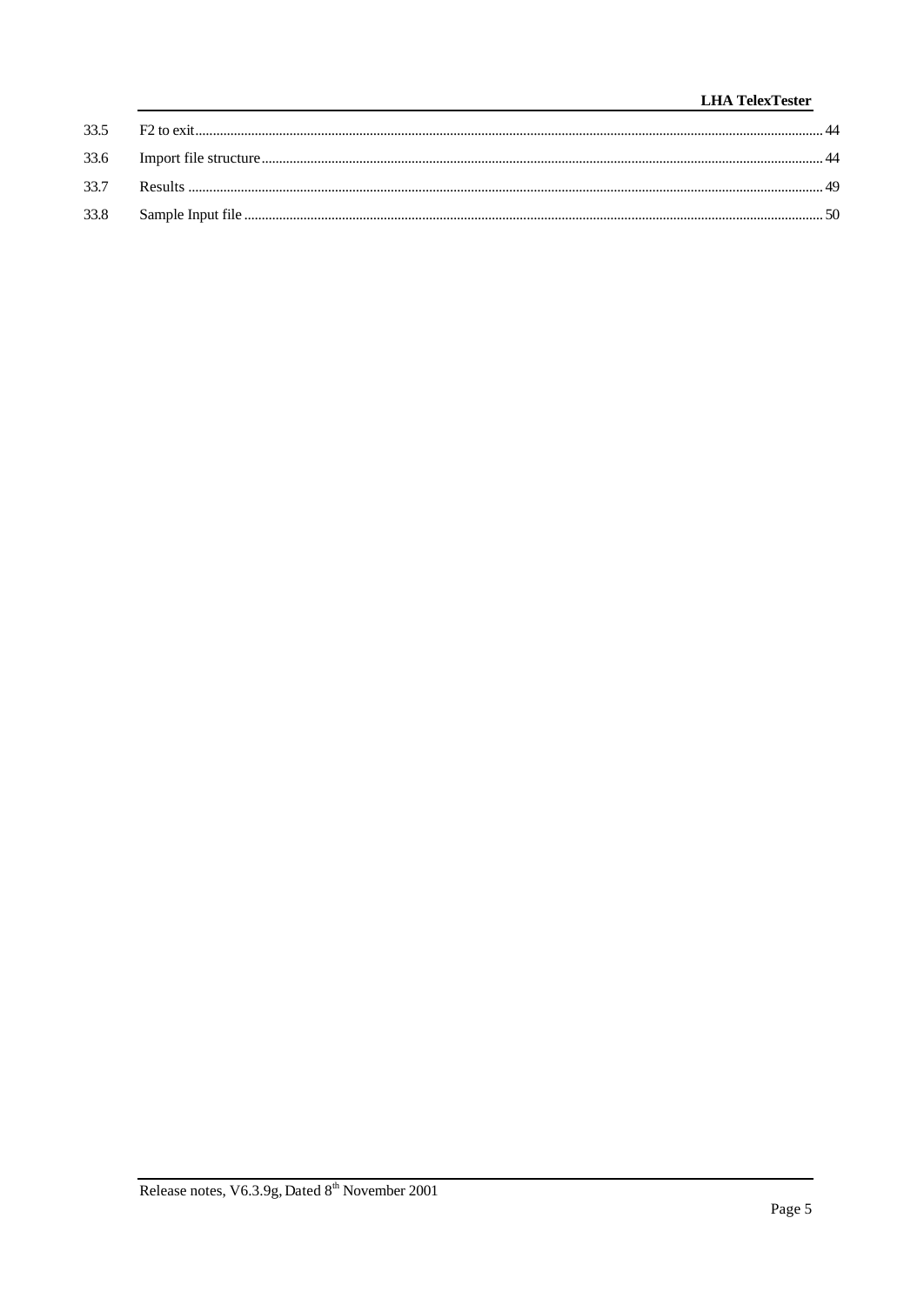33.5 F2 to exit ........................................................ 44

33.6 Import file structure ........................................................ 44

33.7 Results ........................................................ 49

33.8 Sample Input file ........................................................ 50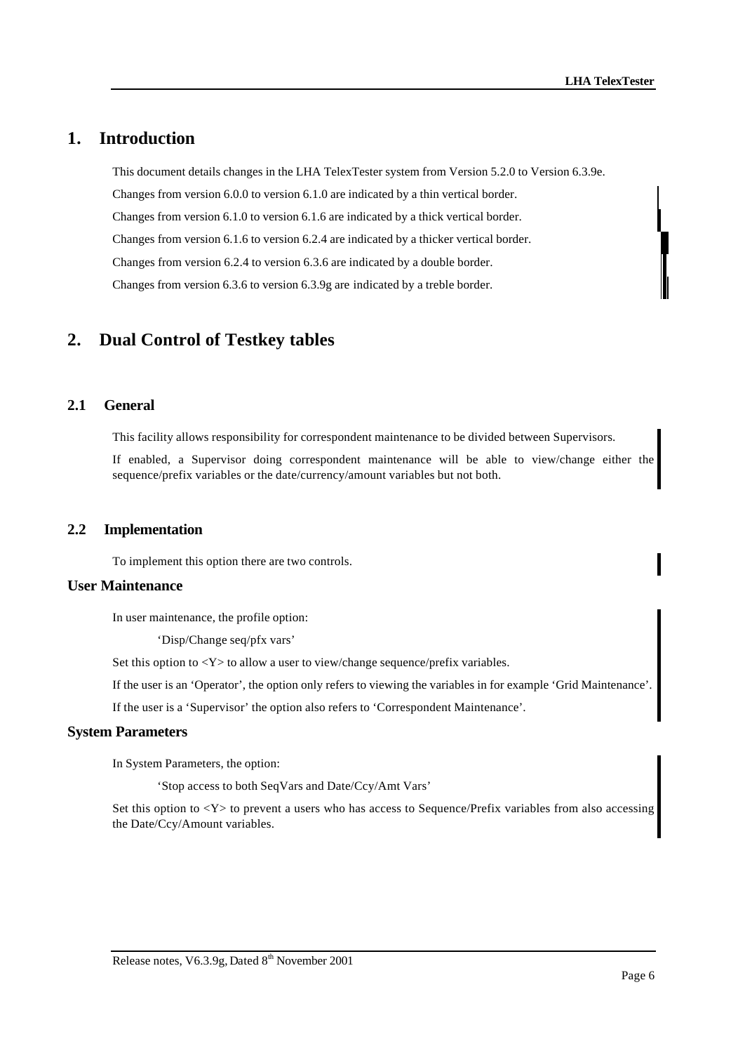# 1. Introduction

This document details changes in the LHA TelexTester system from Version 5.2.0 to Version 6.3.9e.

Changes from version 6.0.0 to version 6.1.0 are indicated by a thin vertical border.

Changes from version 6.1.0 to version 6.1.6 are indicated by a thick vertical border.

Changes from version 6.1.6 to version 6.2.4 are indicated by a thicker vertical border.

Changes from version 6.2.4 to version 6.3.6 are indicated by a double border.

Changes from version 6.3.6 to version 6.3.9g are indicated by a treble border.

# 2. Dual Control of Testkey tables

## 2.1 General

This facility allows responsibility for correspondent maintenance to be divided between Supervisors.

If enabled, a Supervisor doing correspondent maintenance will be able to view/change either the sequence/prefix variables or the date/currency/amount variables but not both.

## 2.2 Implementation

To implement this option there are two controls.

### User Maintenance

In user maintenance, the profile option:

'Disp/Change seq/pfx vars'

Set this option to <Y> to allow a user to view/change sequence/prefix variables.

If the user is an 'Operator', the option only refers to viewing the variables in for example 'Grid Maintenance'.

If the user is a 'Supervisor' the option also refers to 'Correspondent Maintenance'.

### System Parameters

In System Parameters, the option:

'Stop access to both SeqVars and Date/Ccy/Amt Vars'

Set this option to <Y> to prevent a users who has access to Sequence/Prefix variables from also accessing the Date/Ccy/Amount variables.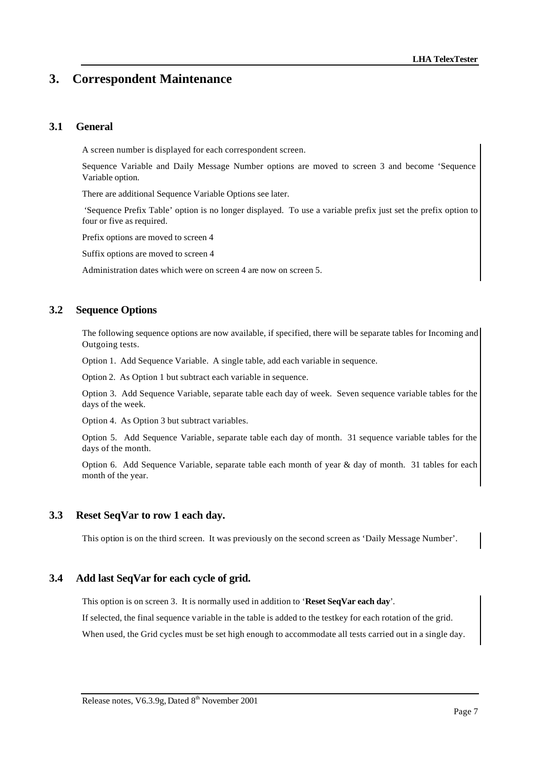# 3. Correspondent Maintenance

## 3.1 General

A screen number is displayed for each correspondent screen.

Sequence Variable and Daily Message Number options are moved to screen 3 and become 'Sequence Variable option.

There are additional Sequence Variable Options see later.

'Sequence Prefix Table' option is no longer displayed. To use a variable prefix just set the prefix option to four or five as required.

Prefix options are moved to screen 4

Suffix options are moved to screen 4

Administration dates which were on screen 4 are now on screen 5.

## 3.2 Sequence Options

The following sequence options are now available, if specified, there will be separate tables for Incoming and Outgoing tests.

Option 1. Add Sequence Variable. A single table, add each variable in sequence.

Option 2. As Option 1 but subtract each variable in sequence.

Option 3. Add Sequence Variable, separate table each day of week. Seven sequence variable tables for the days of the week.

Option 4. As Option 3 but subtract variables.

Option 5. Add Sequence Variable, separate table each day of month. 31 sequence variable tables for the days of the month.

Option 6. Add Sequence Variable, separate table each month of year & day of month. 31 tables for each month of the year.

## 3.3 Reset SeqVar to row 1 each day.

This option is on the third screen. It was previously on the second screen as 'Daily Message Number'.

## 3.4 Add last SeqVar for each cycle of grid.

This option is on screen 3. It is normally used in addition to '**Reset SeqVar each day**'.

If selected, the final sequence variable in the table is added to the testkey for each rotation of the grid.

When used, the Grid cycles must be set high enough to accommodate all tests carried out in a single day.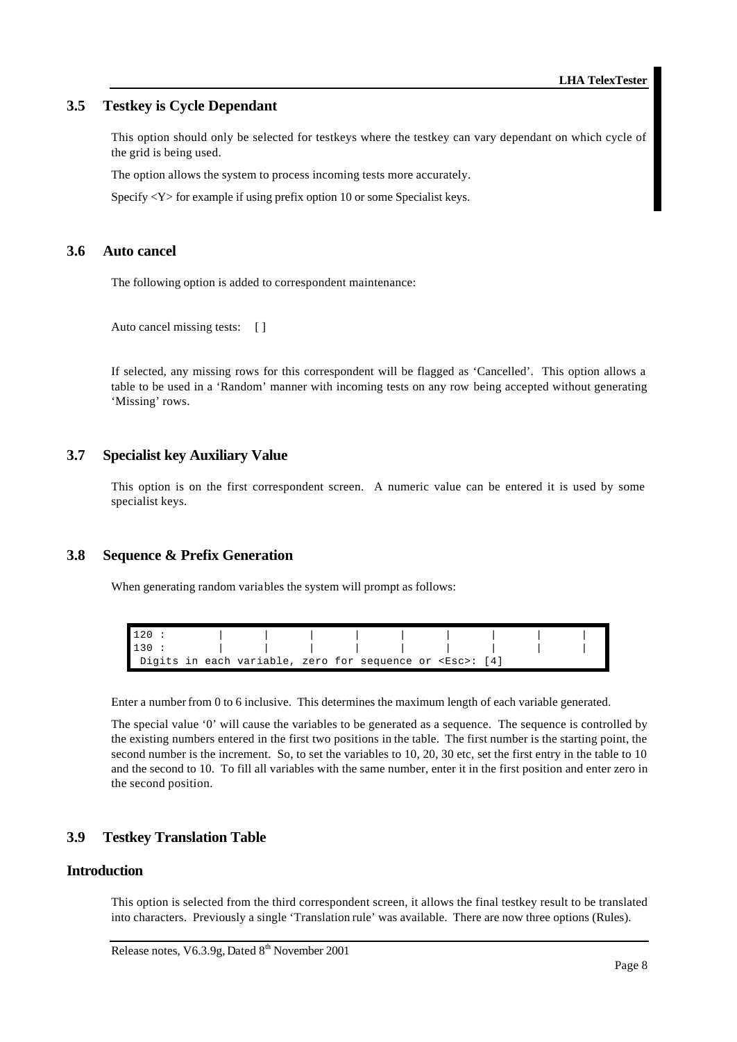## 3.5 Testkey is Cycle Dependant

This option should only be selected for testkeys where the testkey can vary dependant on which cycle of the grid is being used.

The option allows the system to process incoming tests more accurately.

Specify <Y> for example if using prefix option 10 or some Specialist keys.

## 3.6 Auto cancel

The following option is added to correspondent maintenance:

Auto cancel missing tests: [ ]

If selected, any missing rows for this correspondent will be flagged as 'Cancelled'. This option allows a table to be used in a 'Random' manner with incoming tests on any row being accepted without generating 'Missing' rows.

## 3.7 Specialist key Auxiliary Value

This option is on the first correspondent screen. A numeric value can be entered it is used by some specialist keys.

## 3.8 Sequence & Prefix Generation

When generating random variables the system will prompt as follows:

```
120 :        |      |      |      |      |      |      |      |      |
130 :        |      |      |      |      |      |      |      |      |
 Digits in each variable, zero for sequence or <Esc>: [4]
```

Enter a number from 0 to 6 inclusive. This determines the maximum length of each variable generated.

The special value '0' will cause the variables to be generated as a sequence. The sequence is controlled by the existing numbers entered in the first two positions in the table. The first number is the starting point, the second number is the increment. So, to set the variables to 10, 20, 30 etc, set the first entry in the table to 10 and the second to 10. To fill all variables with the same number, enter it in the first position and enter zero in the second position.

## 3.9 Testkey Translation Table

### Introduction

This option is selected from the third correspondent screen, it allows the final testkey result to be translated into characters. Previously a single 'Translation rule' was available. There are now three options (Rules).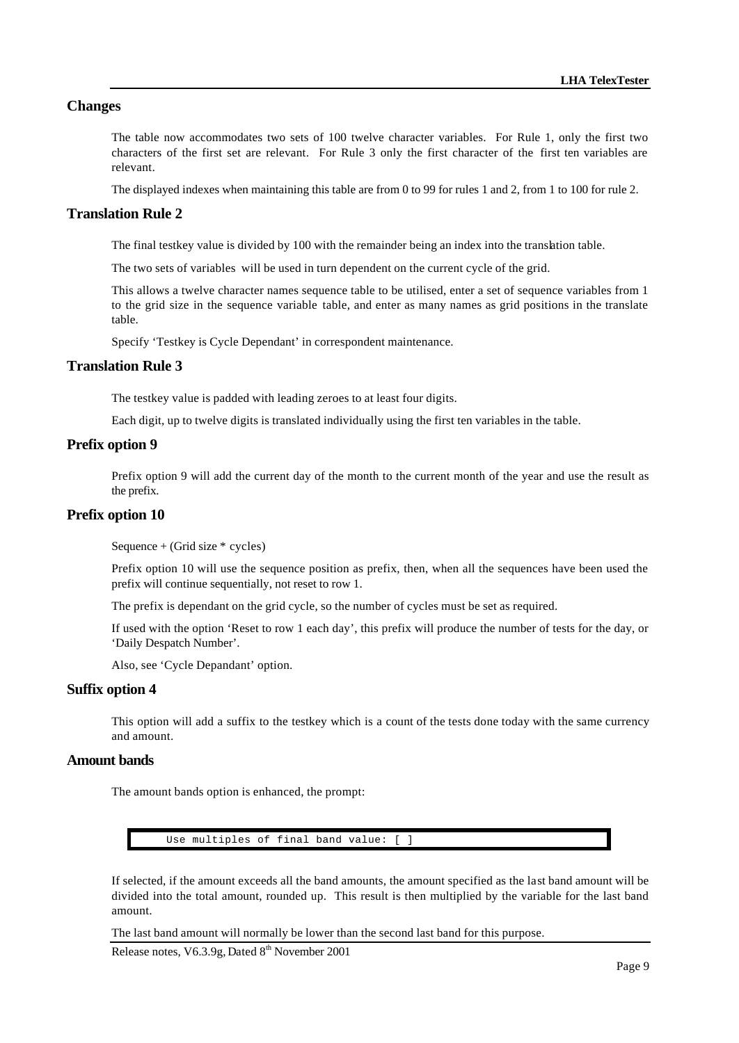## Changes

The table now accommodates two sets of 100 twelve character variables. For Rule 1, only the first two characters of the first set are relevant. For Rule 3 only the first character of the first ten variables are relevant.

The displayed indexes when maintaining this table are from 0 to 99 for rules 1 and 2, from 1 to 100 for rule 2.

## Translation Rule 2

The final testkey value is divided by 100 with the remainder being an index into the translation table.

The two sets of variables will be used in turn dependent on the current cycle of the grid.

This allows a twelve character names sequence table to be utilised, enter a set of sequence variables from 1 to the grid size in the sequence variable table, and enter as many names as grid positions in the translate table.

Specify 'Testkey is Cycle Dependant' in correspondent maintenance.

## Translation Rule 3

The testkey value is padded with leading zeroes to at least four digits.

Each digit, up to twelve digits is translated individually using the first ten variables in the table.

## Prefix option 9

Prefix option 9 will add the current day of the month to the current month of the year and use the result as the prefix.

## Prefix option 10

Sequence + (Grid size * cycles)

Prefix option 10 will use the sequence position as prefix, then, when all the sequences have been used the prefix will continue sequentially, not reset to row 1.

The prefix is dependant on the grid cycle, so the number of cycles must be set as required.

If used with the option 'Reset to row 1 each day', this prefix will produce the number of tests for the day, or 'Daily Despatch Number'.

Also, see 'Cycle Depandant' option.

## Suffix option 4

This option will add a suffix to the testkey which is a count of the tests done today with the same currency and amount.

## Amount bands

The amount bands option is enhanced, the prompt:

```
Use multiples of final band value: [ ]
```

If selected, if the amount exceeds all the band amounts, the amount specified as the last band amount will be divided into the total amount, rounded up. This result is then multiplied by the variable for the last band amount.

The last band amount will normally be lower than the second last band for this purpose.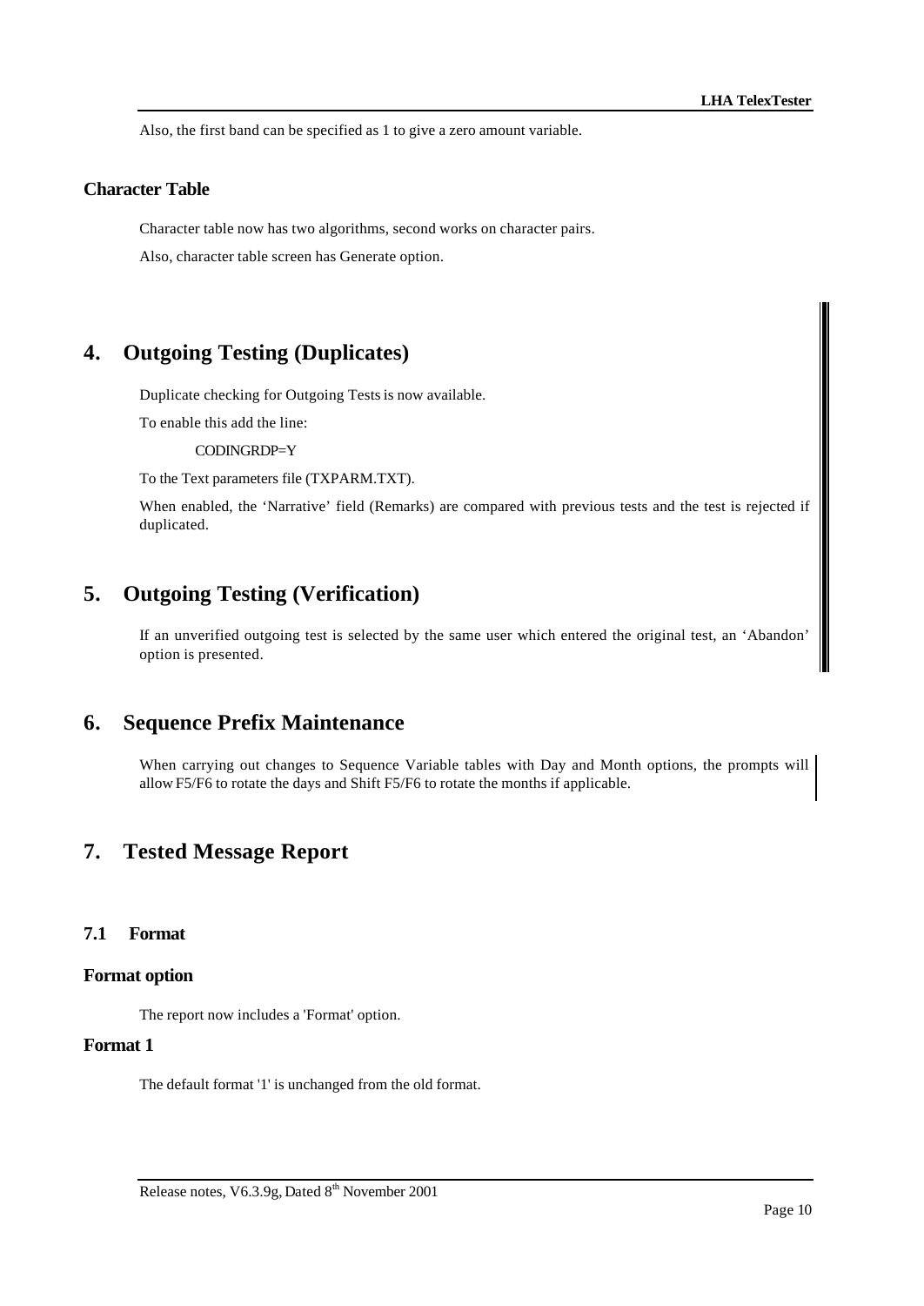Also, the first band can be specified as 1 to give a zero amount variable.

### Character Table

Character table now has two algorithms, second works on character pairs.

Also, character table screen has Generate option.

# 4. Outgoing Testing (Duplicates)

Duplicate checking for Outgoing Tests is now available.

To enable this add the line:

CODINGRDP=Y

To the Text parameters file (TXPARM.TXT).

When enabled, the 'Narrative' field (Remarks) are compared with previous tests and the test is rejected if duplicated.

# 5. Outgoing Testing (Verification)

If an unverified outgoing test is selected by the same user which entered the original test, an 'Abandon' option is presented.

# 6. Sequence Prefix Maintenance

When carrying out changes to Sequence Variable tables with Day and Month options, the prompts will allow F5/F6 to rotate the days and Shift F5/F6 to rotate the months if applicable.

# 7. Tested Message Report

## 7.1 Format

### Format option

The report now includes a 'Format' option.

### Format 1

The default format '1' is unchanged from the old format.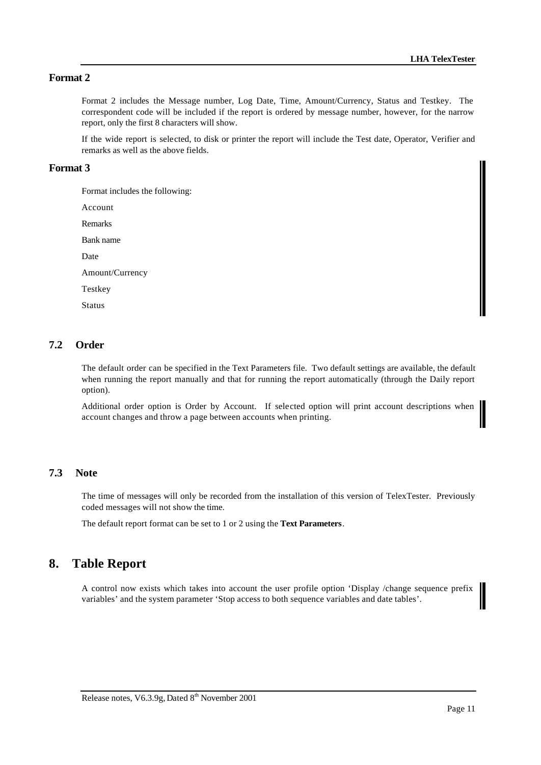### Format 2

Format 2 includes the Message number, Log Date, Time, Amount/Currency, Status and Testkey. The correspondent code will be included if the report is ordered by message number, however, for the narrow report, only the first 8 characters will show.

If the wide report is selected, to disk or printer the report will include the Test date, Operator, Verifier and remarks as well as the above fields.

### Format 3

Format includes the following:

Account

Remarks

Bank name

Date

Amount/Currency

Testkey

Status

## 7.2 Order

The default order can be specified in the Text Parameters file. Two default settings are available, the default when running the report manually and that for running the report automatically (through the Daily report option).

Additional order option is Order by Account. If selected option will print account descriptions when account changes and throw a page between accounts when printing.

## 7.3 Note

The time of messages will only be recorded from the installation of this version of TelexTester. Previously coded messages will not show the time.

The default report format can be set to 1 or 2 using the **Text Parameters**.

# 8. Table Report

A control now exists which takes into account the user profile option 'Display /change sequence prefix variables' and the system parameter 'Stop access to both sequence variables and date tables'.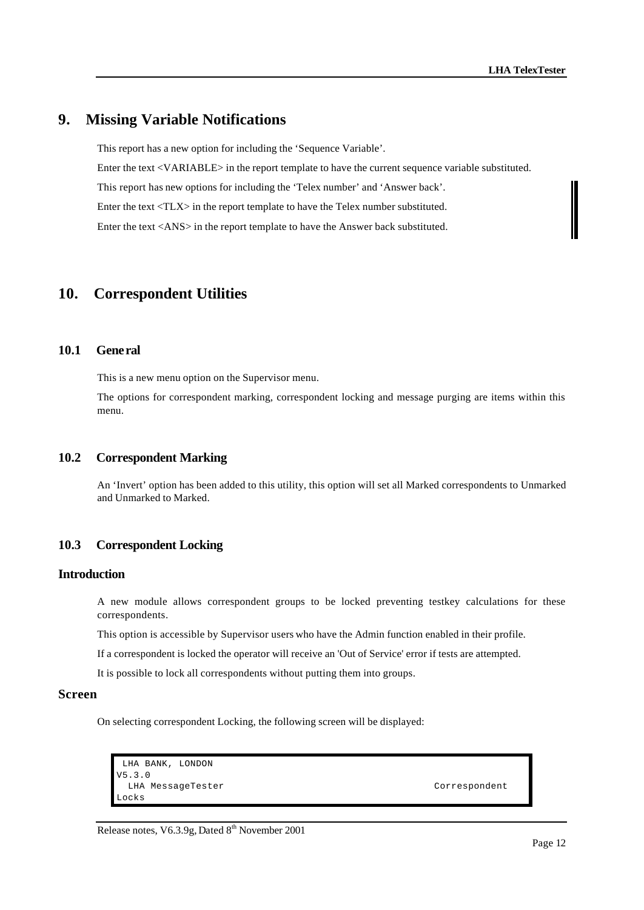# 9. Missing Variable Notifications

This report has a new option for including the 'Sequence Variable'.

Enter the text <VARIABLE> in the report template to have the current sequence variable substituted.

This report has new options for including the 'Telex number' and 'Answer back'.

Enter the text <TLX> in the report template to have the Telex number substituted.

Enter the text <ANS> in the report template to have the Answer back substituted.

# 10. Correspondent Utilities

## 10.1 General

This is a new menu option on the Supervisor menu.

The options for correspondent marking, correspondent locking and message purging are items within this menu.

## 10.2 Correspondent Marking

An 'Invert' option has been added to this utility, this option will set all Marked correspondents to Unmarked and Unmarked to Marked.

## 10.3 Correspondent Locking

### Introduction

A new module allows correspondent groups to be locked preventing testkey calculations for these correspondents.

This option is accessible by Supervisor users who have the Admin function enabled in their profile.

If a correspondent is locked the operator will receive an 'Out of Service' error if tests are attempted.

It is possible to lock all correspondents without putting them into groups.

### Screen

On selecting correspondent Locking, the following screen will be displayed:

```
 LHA BANK, LONDON
V5.3.0
  LHA MessageTester                                        Correspondent
Locks
```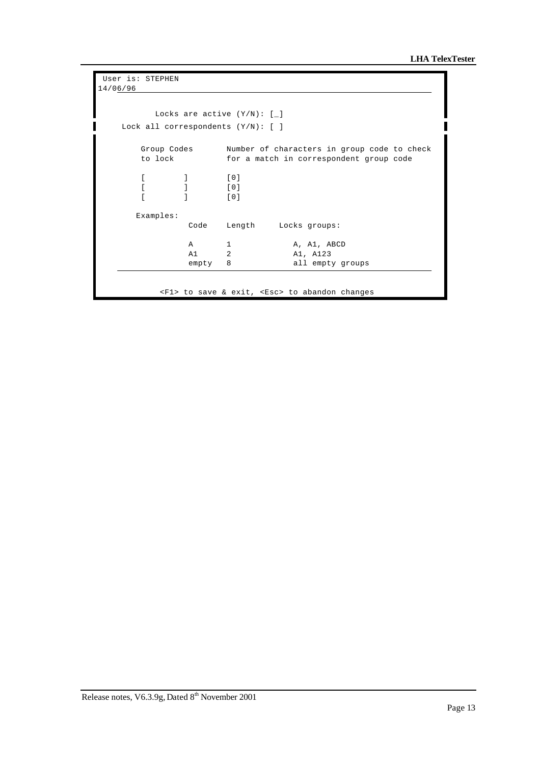```
 User is: STEPHEN
14/06/96

          Locks are active (Y/N): [_]
     Lock all correspondents (Y/N): [ ]

         Group Codes       Number of characters in group code to check
         to lock           for a match in correspondent group code

         [        ]        [0]
         [        ]        [0]
         [        ]        [0]

        Examples:
                   Code    Length     Locks groups:

                   A       1             A, A1, ABCD
                   A1      2             A1, A123
                   empty   8             all empty groups

             <F1> to save & exit, <Esc> to abandon changes
```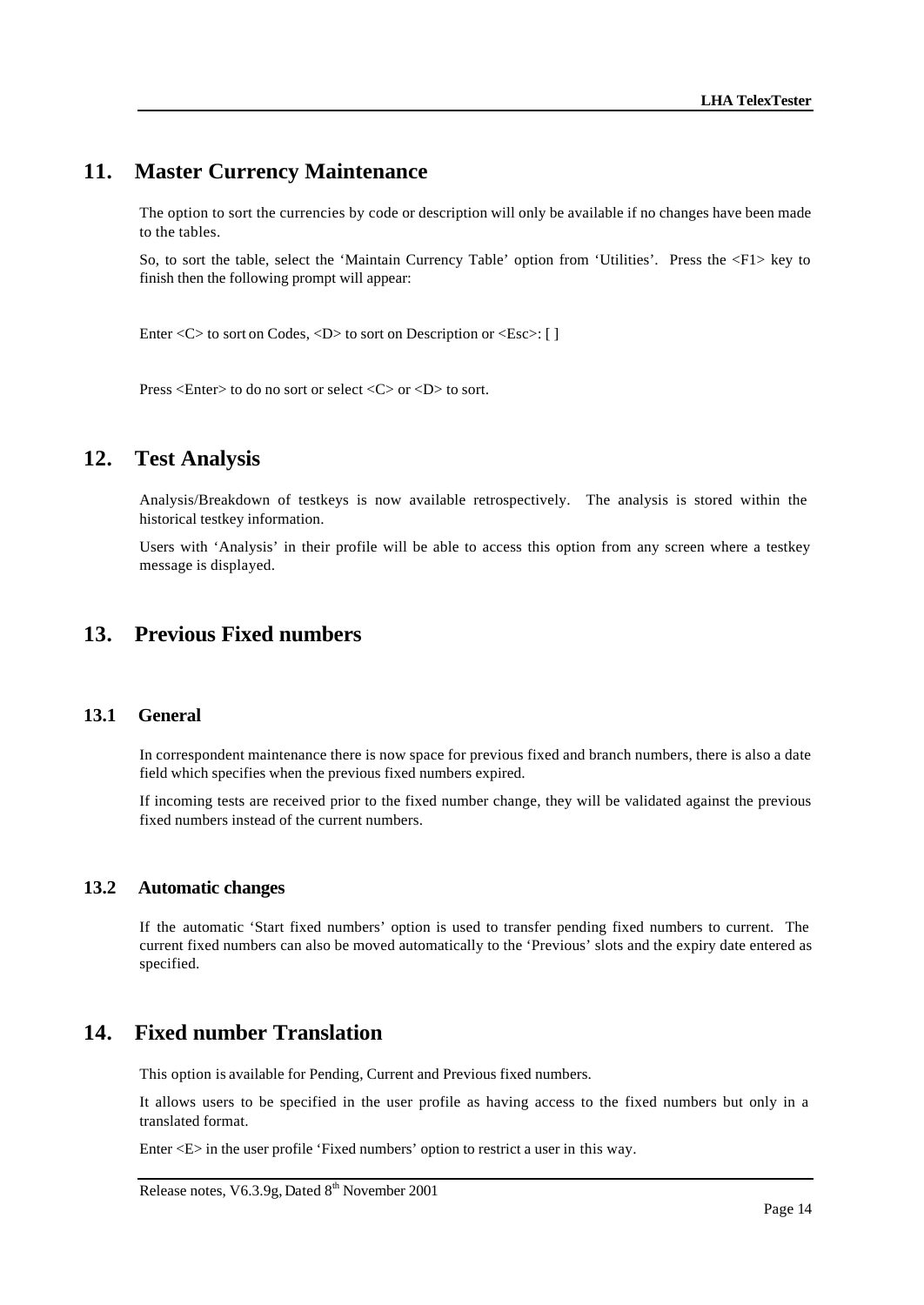# 11. Master Currency Maintenance

The option to sort the currencies by code or description will only be available if no changes have been made to the tables.

So, to sort the table, select the 'Maintain Currency Table' option from 'Utilities'. Press the <F1> key to finish then the following prompt will appear:

Enter <C> to sort on Codes, <D> to sort on Description or <Esc>: [ ]

Press <Enter> to do no sort or select <C> or <D> to sort.

# 12. Test Analysis

Analysis/Breakdown of testkeys is now available retrospectively. The analysis is stored within the historical testkey information.

Users with 'Analysis' in their profile will be able to access this option from any screen where a testkey message is displayed.

# 13. Previous Fixed numbers

## 13.1 General

In correspondent maintenance there is now space for previous fixed and branch numbers, there is also a date field which specifies when the previous fixed numbers expired.

If incoming tests are received prior to the fixed number change, they will be validated against the previous fixed numbers instead of the current numbers.

## 13.2 Automatic changes

If the automatic 'Start fixed numbers' option is used to transfer pending fixed numbers to current. The current fixed numbers can also be moved automatically to the 'Previous' slots and the expiry date entered as specified.

# 14. Fixed number Translation

This option is available for Pending, Current and Previous fixed numbers.

It allows users to be specified in the user profile as having access to the fixed numbers but only in a translated format.

Enter <E> in the user profile 'Fixed numbers' option to restrict a user in this way.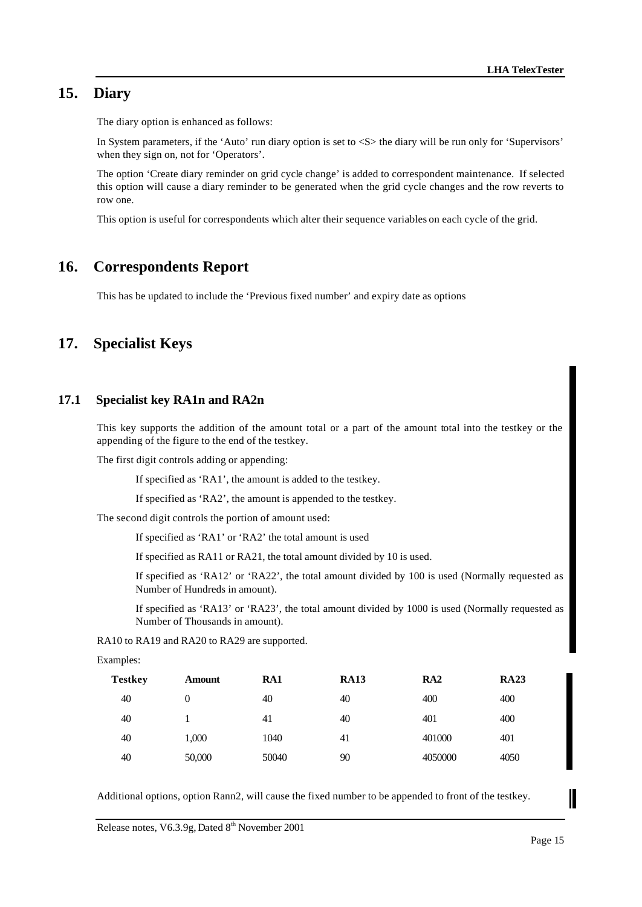## 15. Diary

The diary option is enhanced as follows:

In System parameters, if the 'Auto' run diary option is set to <S> the diary will be run only for 'Supervisors' when they sign on, not for 'Operators'.

The option 'Create diary reminder on grid cycle change' is added to correspondent maintenance. If selected this option will cause a diary reminder to be generated when the grid cycle changes and the row reverts to row one.

This option is useful for correspondents which alter their sequence variables on each cycle of the grid.

## 16. Correspondents Report

This has be updated to include the 'Previous fixed number' and expiry date as options

## 17. Specialist Keys

### 17.1 Specialist key RA1n and RA2n

This key supports the addition of the amount total or a part of the amount total into the testkey or the appending of the figure to the end of the testkey.

The first digit controls adding or appending:

If specified as 'RA1', the amount is added to the testkey.

If specified as 'RA2', the amount is appended to the testkey.

The second digit controls the portion of amount used:

If specified as 'RA1' or 'RA2' the total amount is used

If specified as RA11 or RA21, the total amount divided by 10 is used.

If specified as 'RA12' or 'RA22', the total amount divided by 100 is used (Normally requested as Number of Hundreds in amount).

If specified as 'RA13' or 'RA23', the total amount divided by 1000 is used (Normally requested as Number of Thousands in amount).

RA10 to RA19 and RA20 to RA29 are supported.

Examples:

| Testkey | Amount | RA1 | RA13 | RA2 | RA23 |
|---|---|---|---|---|---|
| 40 | 0 | 40 | 40 | 400 | 400 |
| 40 | 1 | 41 | 40 | 401 | 400 |
| 40 | 1,000 | 1040 | 41 | 401000 | 401 |
| 40 | 50,000 | 50040 | 90 | 4050000 | 4050 |

Additional options, option Rann2, will cause the fixed number to be appended to front of the testkey.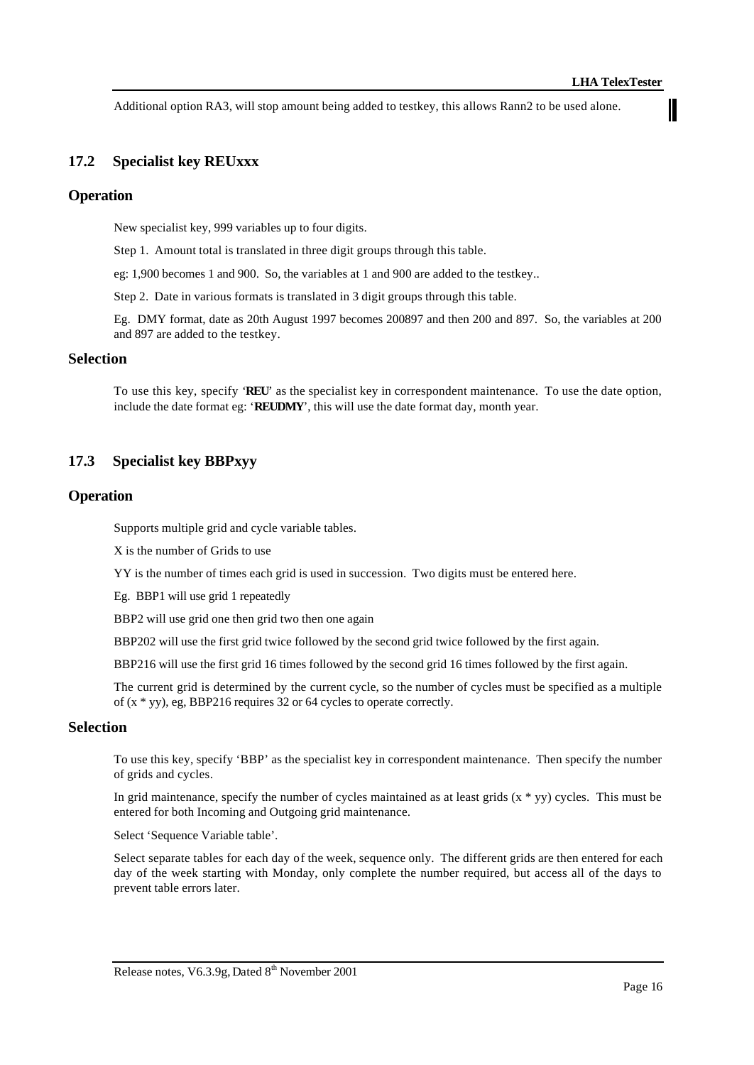Additional option RA3, will stop amount being added to testkey, this allows Rann2 to be used alone.

## 17.2 Specialist key REUxxx

### Operation

New specialist key, 999 variables up to four digits.

Step 1. Amount total is translated in three digit groups through this table.

eg: 1,900 becomes 1 and 900. So, the variables at 1 and 900 are added to the testkey..

Step 2. Date in various formats is translated in 3 digit groups through this table.

Eg. DMY format, date as 20th August 1997 becomes 200897 and then 200 and 897. So, the variables at 200 and 897 are added to the testkey.

### Selection

To use this key, specify '**REU**' as the specialist key in correspondent maintenance. To use the date option, include the date format eg: '**REUDMY**', this will use the date format day, month year.

## 17.3 Specialist key BBPxyy

### Operation

Supports multiple grid and cycle variable tables.

X is the number of Grids to use

YY is the number of times each grid is used in succession. Two digits must be entered here.

Eg. BBP1 will use grid 1 repeatedly

BBP2 will use grid one then grid two then one again

BBP202 will use the first grid twice followed by the second grid twice followed by the first again.

BBP216 will use the first grid 16 times followed by the second grid 16 times followed by the first again.

The current grid is determined by the current cycle, so the number of cycles must be specified as a multiple of (x * yy), eg, BBP216 requires 32 or 64 cycles to operate correctly.

### Selection

To use this key, specify 'BBP' as the specialist key in correspondent maintenance. Then specify the number of grids and cycles.

In grid maintenance, specify the number of cycles maintained as at least grids (x * yy) cycles. This must be entered for both Incoming and Outgoing grid maintenance.

Select 'Sequence Variable table'.

Select separate tables for each day of the week, sequence only. The different grids are then entered for each day of the week starting with Monday, only complete the number required, but access all of the days to prevent table errors later.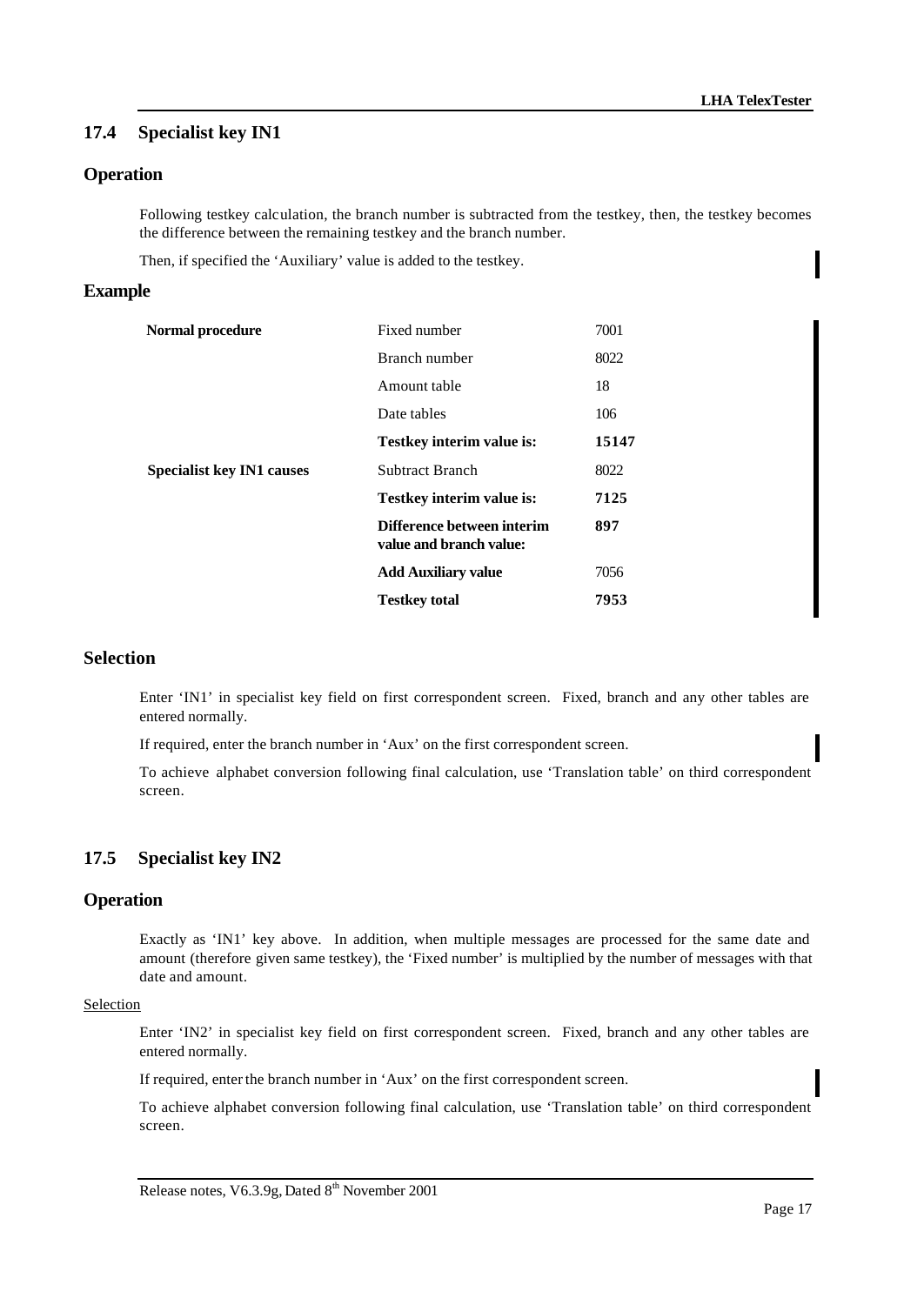## 17.4 Specialist key IN1

### Operation

Following testkey calculation, the branch number is subtracted from the testkey, then, the testkey becomes the difference between the remaining testkey and the branch number.

Then, if specified the 'Auxiliary' value is added to the testkey.

### Example

| | | |
|---|---|---|
| **Normal procedure** | Fixed number | 7001 |
| | Branch number | 8022 |
| | Amount table | 18 |
| | Date tables | 106 |
| | **Testkey interim value is:** | **15147** |
| **Specialist key IN1 causes** | Subtract Branch | 8022 |
| | **Testkey interim value is:** | **7125** |
| | **Difference between interim value and branch value:** | **897** |
| | **Add Auxiliary value** | 7056 |
| | **Testkey total** | **7953** |

### Selection

Enter 'IN1' in specialist key field on first correspondent screen. Fixed, branch and any other tables are entered normally.

If required, enter the branch number in 'Aux' on the first correspondent screen.

To achieve alphabet conversion following final calculation, use 'Translation table' on third correspondent screen.

## 17.5 Specialist key IN2

### Operation

Exactly as 'IN1' key above. In addition, when multiple messages are processed for the same date and amount (therefore given same testkey), the 'Fixed number' is multiplied by the number of messages with that date and amount.

Selection

Enter 'IN2' in specialist key field on first correspondent screen. Fixed, branch and any other tables are entered normally.

If required, enter the branch number in 'Aux' on the first correspondent screen.

To achieve alphabet conversion following final calculation, use 'Translation table' on third correspondent screen.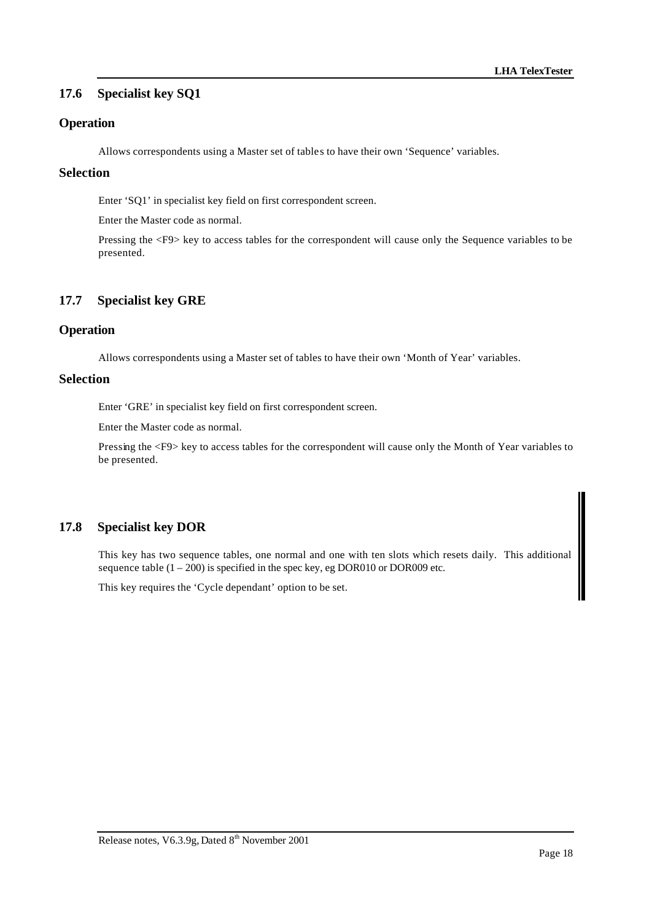## 17.6 Specialist key SQ1

### Operation

Allows correspondents using a Master set of tables to have their own 'Sequence' variables.

### Selection

Enter 'SQ1' in specialist key field on first correspondent screen.

Enter the Master code as normal.

Pressing the <F9> key to access tables for the correspondent will cause only the Sequence variables to be presented.

## 17.7 Specialist key GRE

### Operation

Allows correspondents using a Master set of tables to have their own 'Month of Year' variables.

### Selection

Enter 'GRE' in specialist key field on first correspondent screen.

Enter the Master code as normal.

Pressing the <F9> key to access tables for the correspondent will cause only the Month of Year variables to be presented.

## 17.8 Specialist key DOR

This key has two sequence tables, one normal and one with ten slots which resets daily. This additional sequence table (1 – 200) is specified in the spec key, eg DOR010 or DOR009 etc.

This key requires the 'Cycle dependant' option to be set.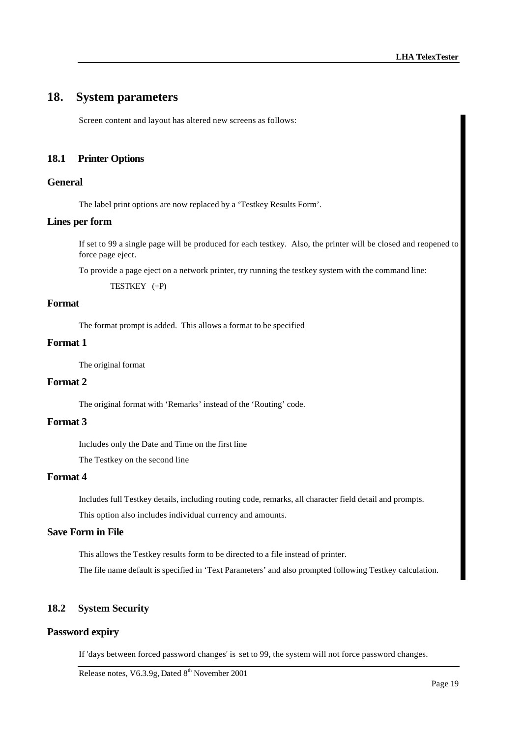# 18. System parameters

Screen content and layout has altered new screens as follows:

## 18.1 Printer Options

### General

The label print options are now replaced by a 'Testkey Results Form'.

### Lines per form

If set to 99 a single page will be produced for each testkey. Also, the printer will be closed and reopened to force page eject.

To provide a page eject on a network printer, try running the testkey system with the command line:

```
TESTKEY (+P)
```

### Format

The format prompt is added. This allows a format to be specified

### Format 1

The original format

### Format 2

The original format with 'Remarks' instead of the 'Routing' code.

### Format 3

Includes only the Date and Time on the first line

The Testkey on the second line

### Format 4

Includes full Testkey details, including routing code, remarks, all character field detail and prompts.

This option also includes individual currency and amounts.

### Save Form in File

This allows the Testkey results form to be directed to a file instead of printer.

The file name default is specified in 'Text Parameters' and also prompted following Testkey calculation.

## 18.2 System Security

### Password expiry

If 'days between forced password changes' is set to 99, the system will not force password changes.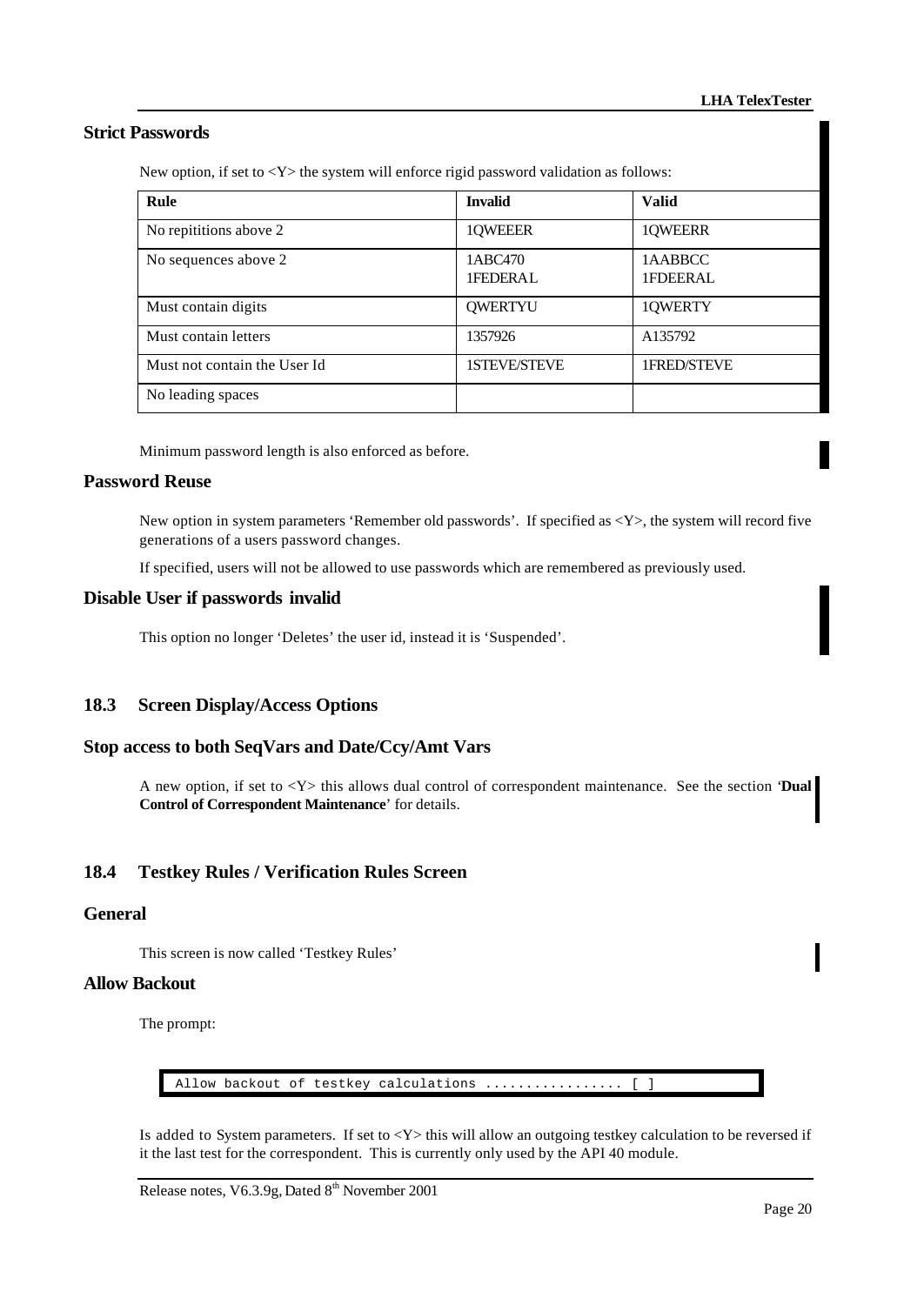## Strict Passwords

New option, if set to <Y> the system will enforce rigid password validation as follows:

| Rule | Invalid | Valid |
|---|---|---|
| No repititions above 2 | 1QWEEER | 1QWEERR |
| No sequences above 2 | 1ABC470<br>1FEDERAL | 1AABBCC<br>1FDEERAL |
| Must contain digits | QWERTYU | 1QWERTY |
| Must contain letters | 1357926 | A135792 |
| Must not contain the User Id | 1STEVE/STEVE | 1FRED/STEVE |
| No leading spaces | | |

Minimum password length is also enforced as before.

## Password Reuse

New option in system parameters 'Remember old passwords'. If specified as <Y>, the system will record five generations of a users password changes.

If specified, users will not be allowed to use passwords which are remembered as previously used.

## Disable User if passwords invalid

This option no longer 'Deletes' the user id, instead it is 'Suspended'.

# 18.3 Screen Display/Access Options

## Stop access to both SeqVars and Date/Ccy/Amt Vars

A new option, if set to <Y> this allows dual control of correspondent maintenance. See the section '**Dual Control of Correspondent Maintenance**' for details.

# 18.4 Testkey Rules / Verification Rules Screen

## General

This screen is now called 'Testkey Rules'

## Allow Backout

The prompt:

```
Allow backout of testkey calculations ................. [ ]
```

Is added to System parameters. If set to <Y> this will allow an outgoing testkey calculation to be reversed if it the last test for the correspondent. This is currently only used by the API 40 module.

Release notes, V6.3.9g, Dated 8th November 2001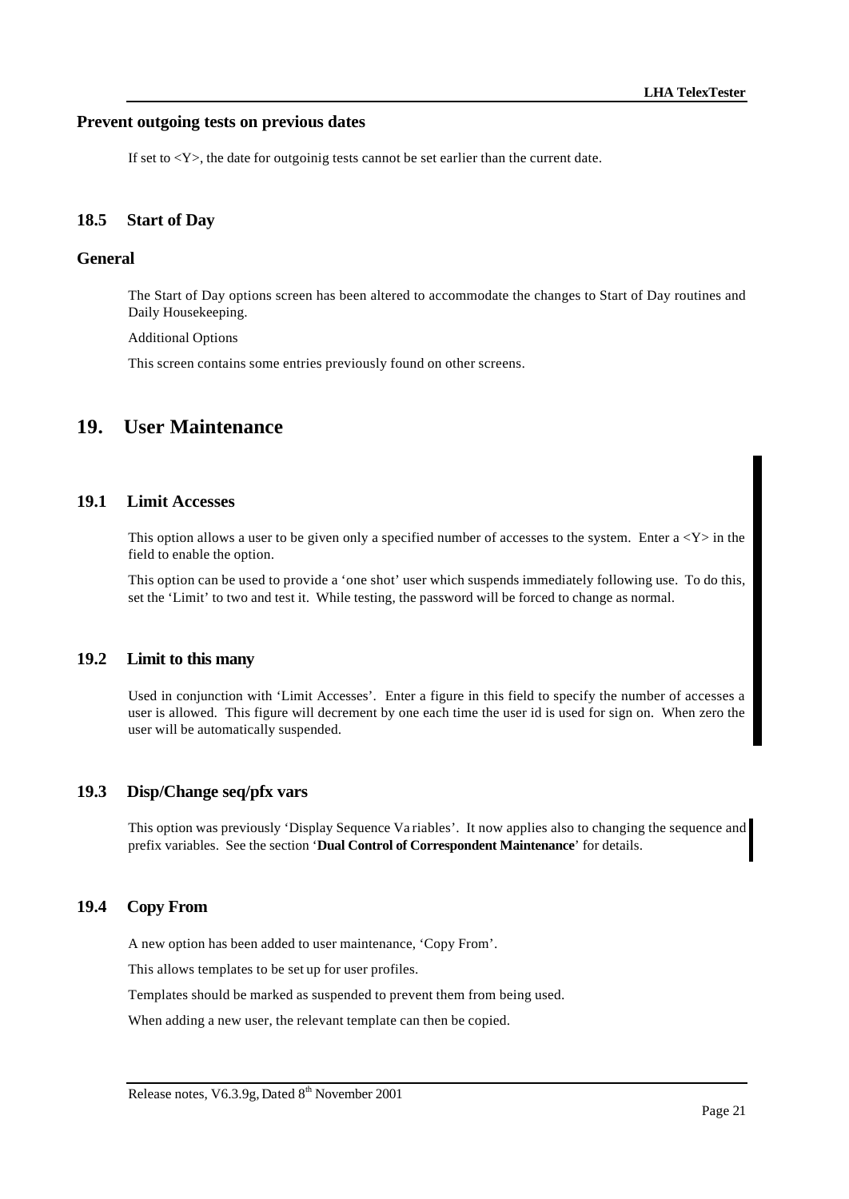### Prevent outgoing tests on previous dates

If set to <Y>, the date for outgoinig tests cannot be set earlier than the current date.

## 18.5 Start of Day

### General

The Start of Day options screen has been altered to accommodate the changes to Start of Day routines and Daily Housekeeping.

Additional Options

This screen contains some entries previously found on other screens.

# 19. User Maintenance

## 19.1 Limit Accesses

This option allows a user to be given only a specified number of accesses to the system. Enter a <Y> in the field to enable the option.

This option can be used to provide a 'one shot' user which suspends immediately following use. To do this, set the 'Limit' to two and test it. While testing, the password will be forced to change as normal.

## 19.2 Limit to this many

Used in conjunction with 'Limit Accesses'. Enter a figure in this field to specify the number of accesses a user is allowed. This figure will decrement by one each time the user id is used for sign on. When zero the user will be automatically suspended.

## 19.3 Disp/Change seq/pfx vars

This option was previously 'Display Sequence Va riables'. It now applies also to changing the sequence and prefix variables. See the section '**Dual Control of Correspondent Maintenance**' for details.

## 19.4 Copy From

A new option has been added to user maintenance, 'Copy From'.

This allows templates to be set up for user profiles.

Templates should be marked as suspended to prevent them from being used.

When adding a new user, the relevant template can then be copied.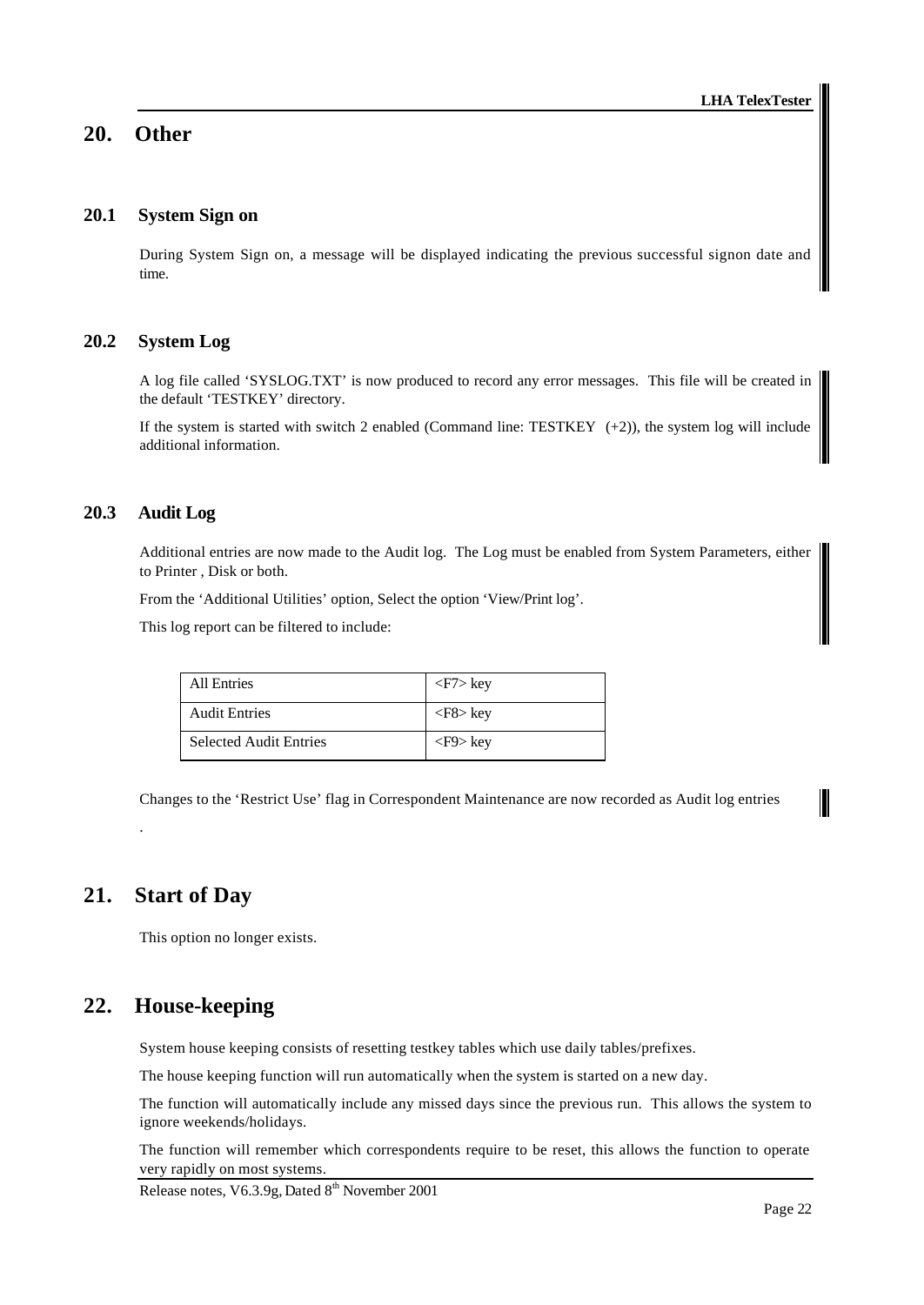# 20. Other

## 20.1 System Sign on

During System Sign on, a message will be displayed indicating the previous successful signon date and time.

## 20.2 System Log

A log file called 'SYSLOG.TXT' is now produced to record any error messages. This file will be created in the default 'TESTKEY' directory.

If the system is started with switch 2 enabled (Command line: TESTKEY (+2)), the system log will include additional information.

## 20.3 Audit Log

Additional entries are now made to the Audit log. The Log must be enabled from System Parameters, either to Printer , Disk or both.

From the 'Additional Utilities' option, Select the option 'View/Print log'.

This log report can be filtered to include:

| All Entries | <F7> key |
|---|---|
| Audit Entries | <F8> key |
| Selected Audit Entries | <F9> key |

Changes to the 'Restrict Use' flag in Correspondent Maintenance are now recorded as Audit log entries

.

# 21. Start of Day

This option no longer exists.

# 22. House-keeping

System house keeping consists of resetting testkey tables which use daily tables/prefixes.

The house keeping function will run automatically when the system is started on a new day.

The function will automatically include any missed days since the previous run. This allows the system to ignore weekends/holidays.

The function will remember which correspondents require to be reset, this allows the function to operate very rapidly on most systems.

Release notes, V6.3.9g, Dated 8th November 2001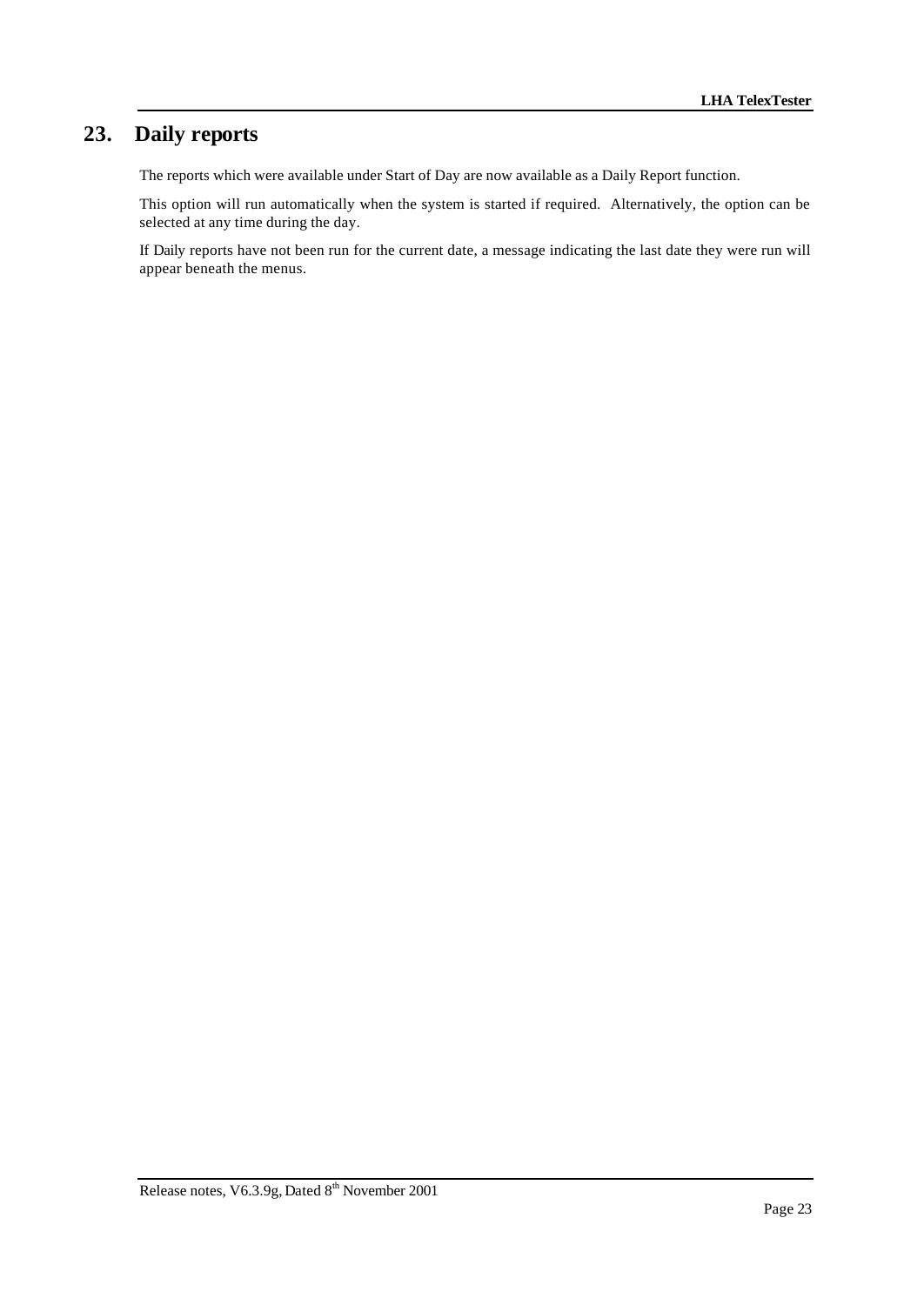# 23. Daily reports

The reports which were available under Start of Day are now available as a Daily Report function.

This option will run automatically when the system is started if required. Alternatively, the option can be selected at any time during the day.

If Daily reports have not been run for the current date, a message indicating the last date they were run will appear beneath the menus.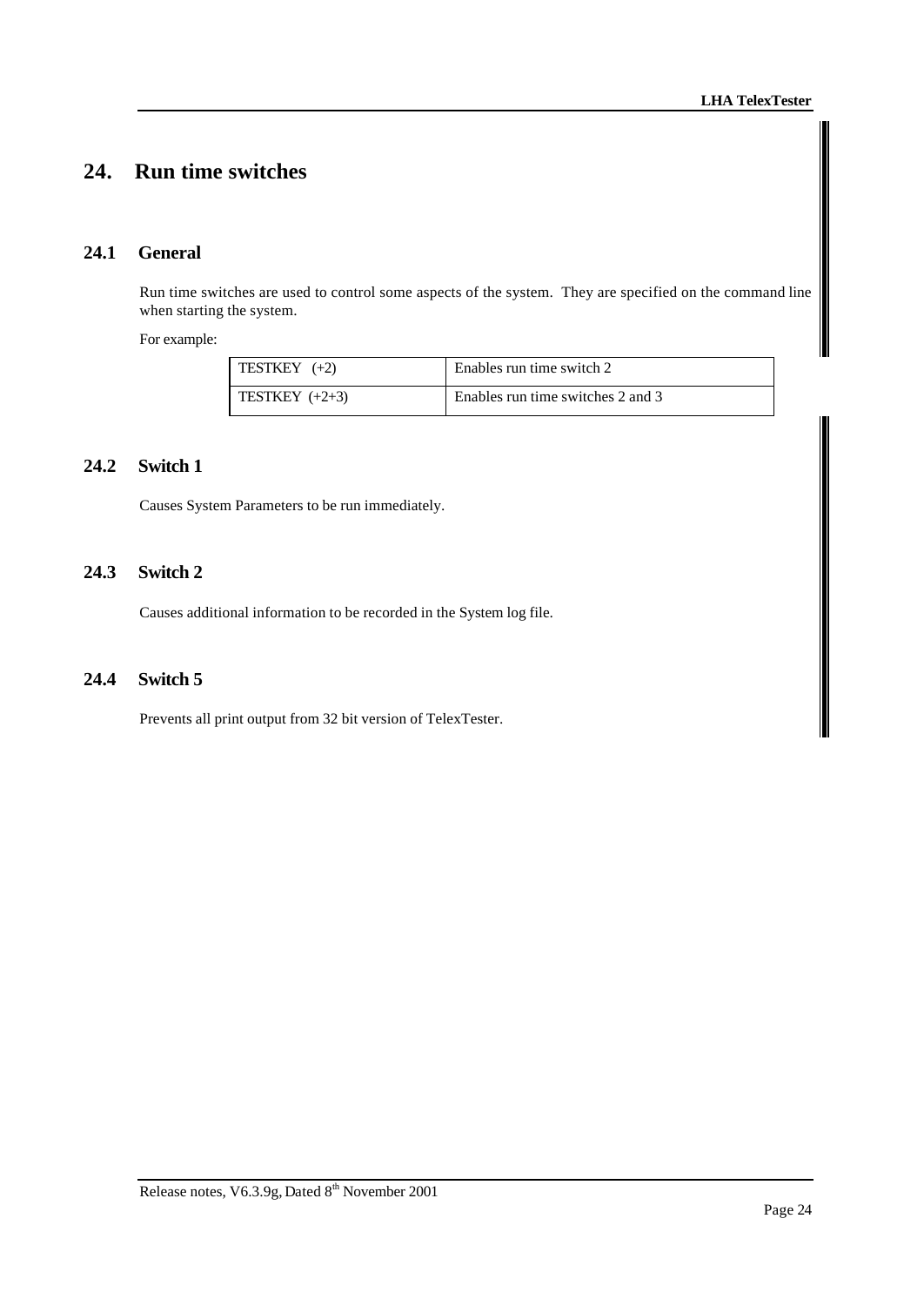# 24. Run time switches

## 24.1 General

Run time switches are used to control some aspects of the system. They are specified on the command line when starting the system.

For example:

| TESTKEY (+2) | Enables run time switch 2 |
|---|---|
| TESTKEY (+2+3) | Enables run time switches 2 and 3 |

## 24.2 Switch 1

Causes System Parameters to be run immediately.

## 24.3 Switch 2

Causes additional information to be recorded in the System log file.

## 24.4 Switch 5

Prevents all print output from 32 bit version of TelexTester.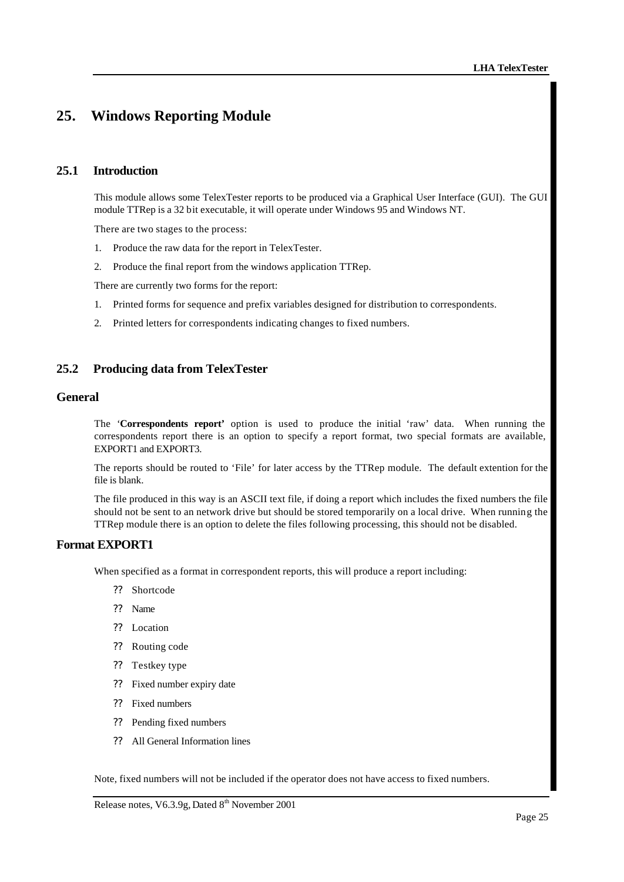# 25. Windows Reporting Module

## 25.1 Introduction

This module allows some TelexTester reports to be produced via a Graphical User Interface (GUI). The GUI module TTRep is a 32 bit executable, it will operate under Windows 95 and Windows NT.

There are two stages to the process:

1. Produce the raw data for the report in TelexTester.
2. Produce the final report from the windows application TTRep.

There are currently two forms for the report:

1. Printed forms for sequence and prefix variables designed for distribution to correspondents.
2. Printed letters for correspondents indicating changes to fixed numbers.

## 25.2 Producing data from TelexTester

### General

The '**Correspondents report'** option is used to produce the initial 'raw' data. When running the correspondents report there is an option to specify a report format, two special formats are available, EXPORT1 and EXPORT3.

The reports should be routed to 'File' for later access by the TTRep module. The default extention for the file is blank.

The file produced in this way is an ASCII text file, if doing a report which includes the fixed numbers the file should not be sent to an network drive but should be stored temporarily on a local drive. When running the TTRep module there is an option to delete the files following processing, this should not be disabled.

### Format EXPORT1

When specified as a format in correspondent reports, this will produce a report including:

- Shortcode
- Name
- Location
- Routing code
- Testkey type
- Fixed number expiry date
- Fixed numbers
- Pending fixed numbers
- All General Information lines

Note, fixed numbers will not be included if the operator does not have access to fixed numbers.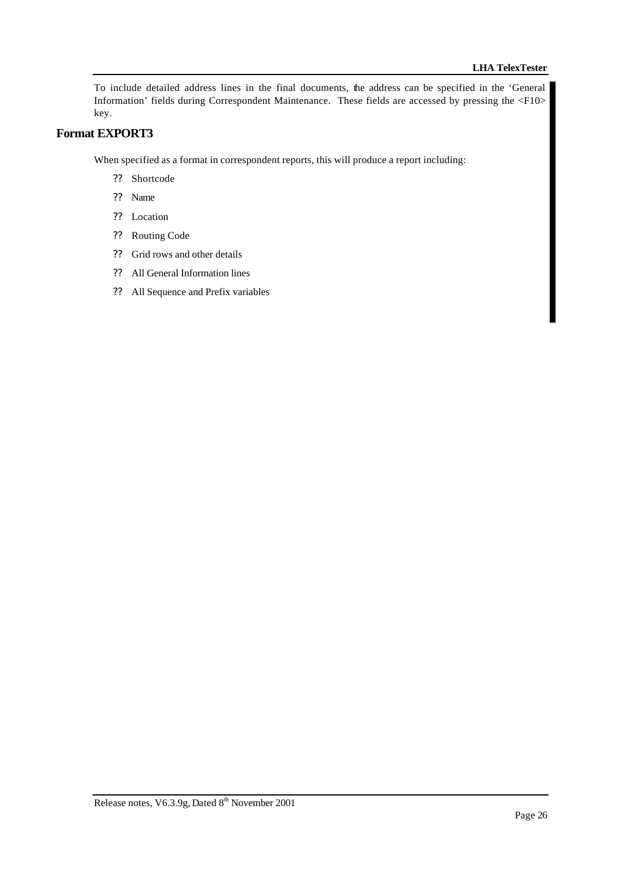To include detailed address lines in the final documents, the address can be specified in the 'General Information' fields during Correspondent Maintenance. These fields are accessed by pressing the <F10> key.

## Format EXPORT3

When specified as a format in correspondent reports, this will produce a report including:

- Shortcode
- Name
- Location
- Routing Code
- Grid rows and other details
- All General Information lines
- All Sequence and Prefix variables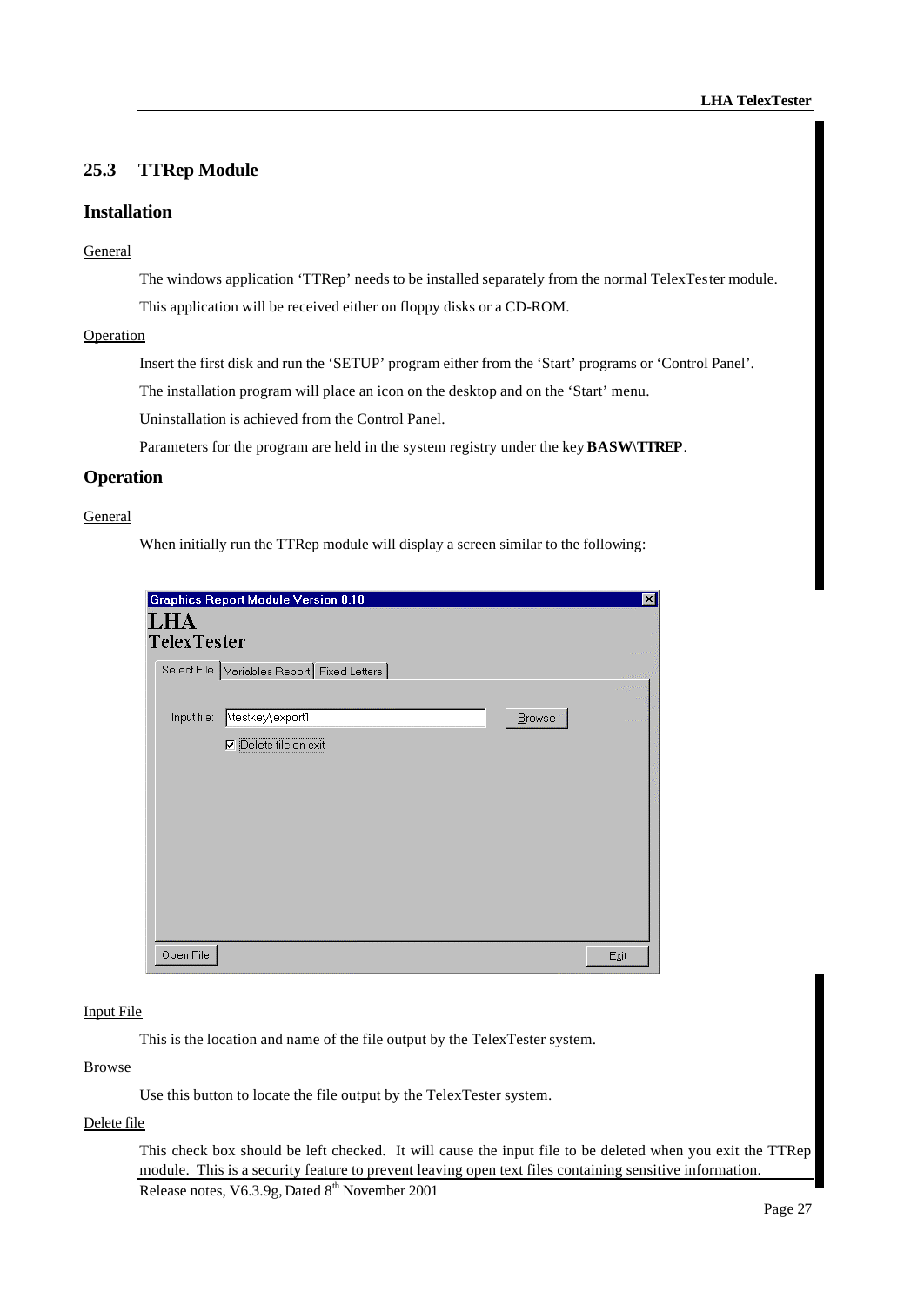## 25.3 TTRep Module

### Installation

General

The windows application 'TTRep' needs to be installed separately from the normal TelexTester module.

This application will be received either on floppy disks or a CD-ROM.

Operation

Insert the first disk and run the 'SETUP' program either from the 'Start' programs or 'Control Panel'.

The installation program will place an icon on the desktop and on the 'Start' menu.

Uninstallation is achieved from the Control Panel.

Parameters for the program are held in the system registry under the key **BASW\TTREP**.

### Operation

General

When initially run the TTRep module will display a screen similar to the following:

Graphics Report Module Version 0.10

LHA
TelexTester

Select File | Variables Report | Fixed Letters

Input file: \teskey\export1 Browse

☑ Delete file on exit

Open File Exit

Input File

This is the location and name of the file output by the TelexTester system.

Browse

Use this button to locate the file output by the TelexTester system.

Delete file

This check box should be left checked. It will cause the input file to be deleted when you exit the TTRep module. This is a security feature to prevent leaving open text files containing sensitive information.

Release notes, V6.3.9g, Dated 8th November 2001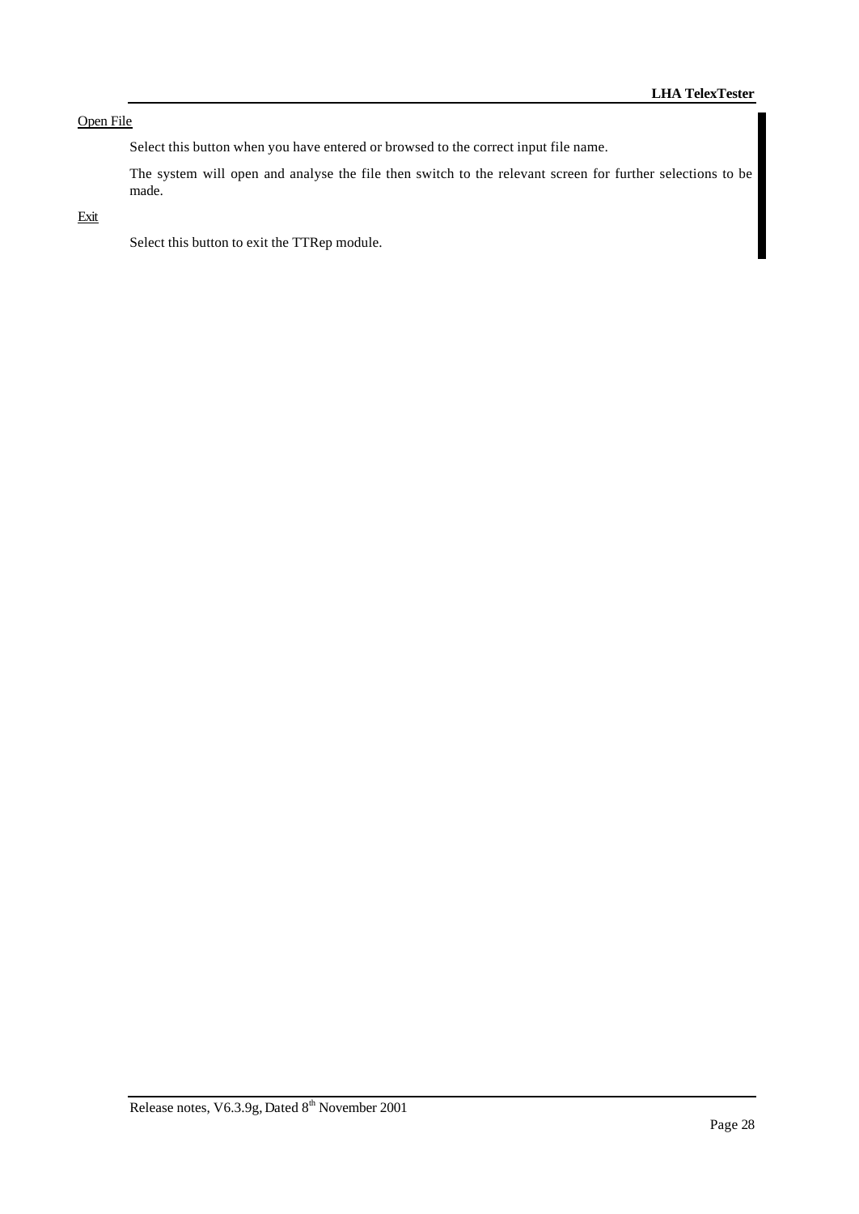<u>Open File</u>

Select this button when you have entered or browsed to the correct input file name.

The system will open and analyse the file then switch to the relevant screen for further selections to be made.

<u>Exit</u>

Select this button to exit the TTRep module.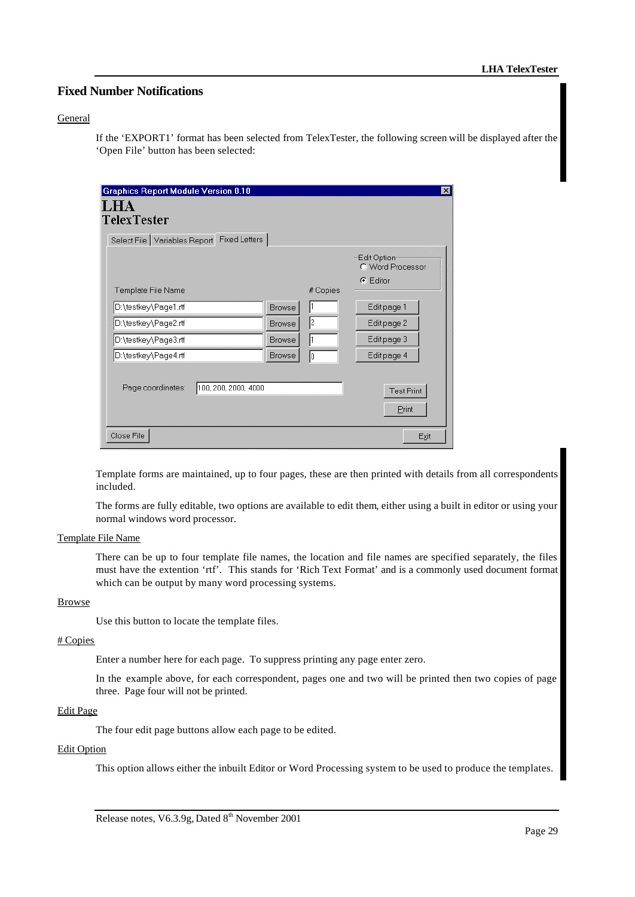## Fixed Number Notifications

General

If the 'EXPORT1' format has been selected from TelexTester, the following screen will be displayed after the 'Open File' button has been selected:

Template forms are maintained, up to four pages, these are then printed with details from all correspondents included.

The forms are fully editable, two options are available to edit them, either using a built in editor or using your normal windows word processor.

Template File Name

There can be up to four template file names, the location and file names are specified separately, the files must have the extention 'rtf'. This stands for 'Rich Text Format' and is a commonly used document format which can be output by many word processing systems.

Browse

Use this button to locate the template files.

# Copies

Enter a number here for each page. To suppress printing any page enter zero.

In the example above, for each correspondent, pages one and two will be printed then two copies of page three. Page four will not be printed.

Edit Page

The four edit page buttons allow each page to be edited.

Edit Option

This option allows either the inbuilt Editor or Word Processing system to be used to produce the templates.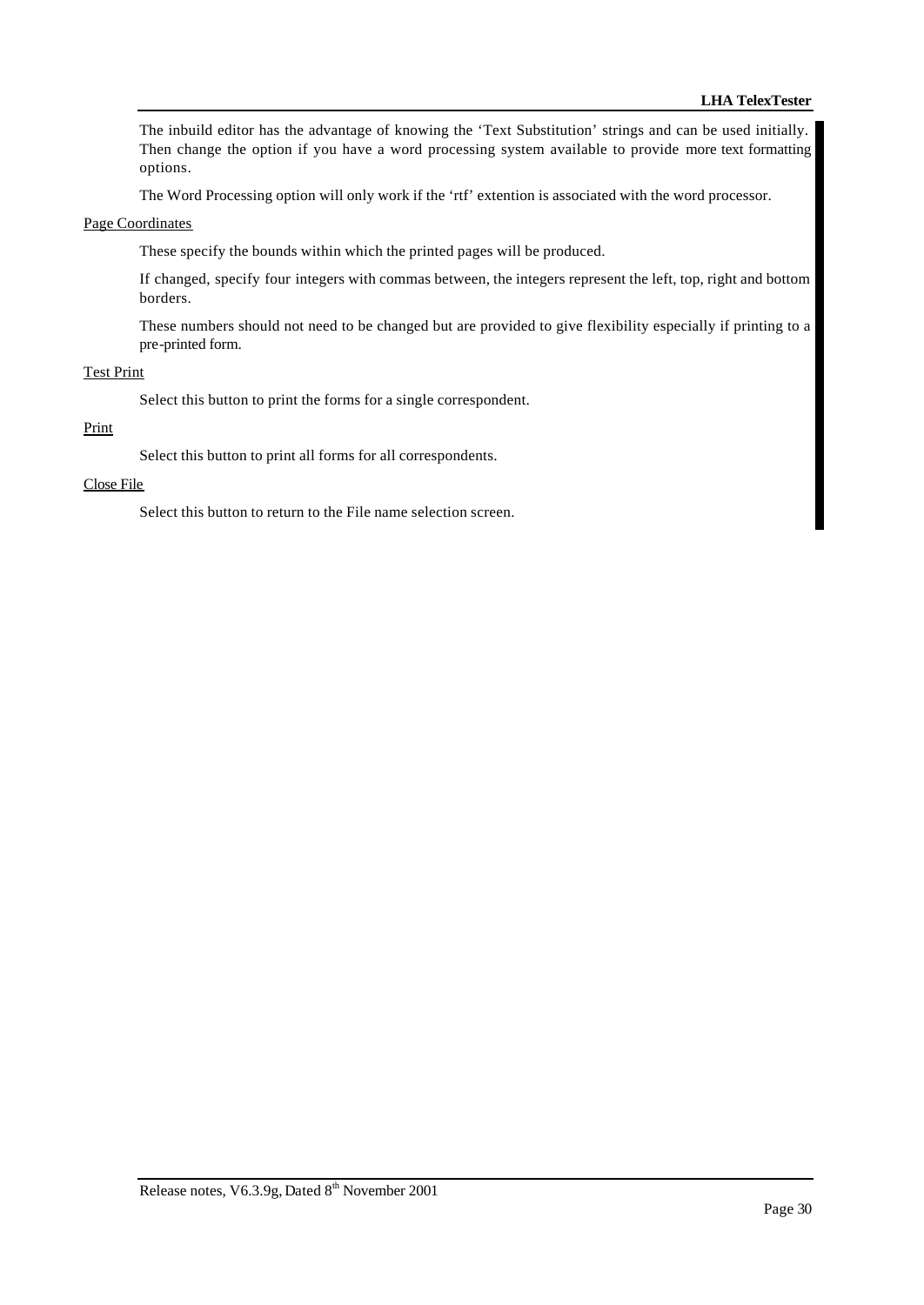The inbuild editor has the advantage of knowing the 'Text Substitution' strings and can be used initially. Then change the option if you have a word processing system available to provide more text formatting options.

The Word Processing option will only work if the 'rtf' extention is associated with the word processor.

<u>Page Coordinates</u>

These specify the bounds within which the printed pages will be produced.

If changed, specify four integers with commas between, the integers represent the left, top, right and bottom borders.

These numbers should not need to be changed but are provided to give flexibility especially if printing to a pre-printed form.

<u>Test Print</u>

Select this button to print the forms for a single correspondent.

<u>Print</u>

Select this button to print all forms for all correspondents.

<u>Close File</u>

Select this button to return to the File name selection screen.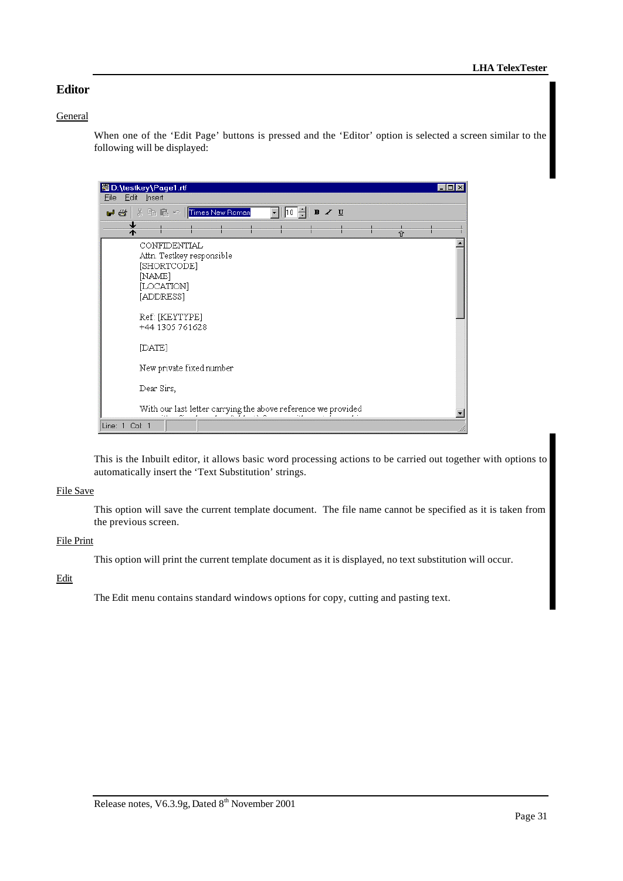# Editor

General

When one of the 'Edit Page' buttons is pressed and the 'Editor' option is selected a screen similar to the following will be displayed:

This is the Inbuilt editor, it allows basic word processing actions to be carried out together with options to automatically insert the 'Text Substitution' strings.

File Save

This option will save the current template document. The file name cannot be specified as it is taken from the previous screen.

File Print

This option will print the current template document as it is displayed, no text substitution will occur.

Edit

The Edit menu contains standard windows options for copy, cutting and pasting text.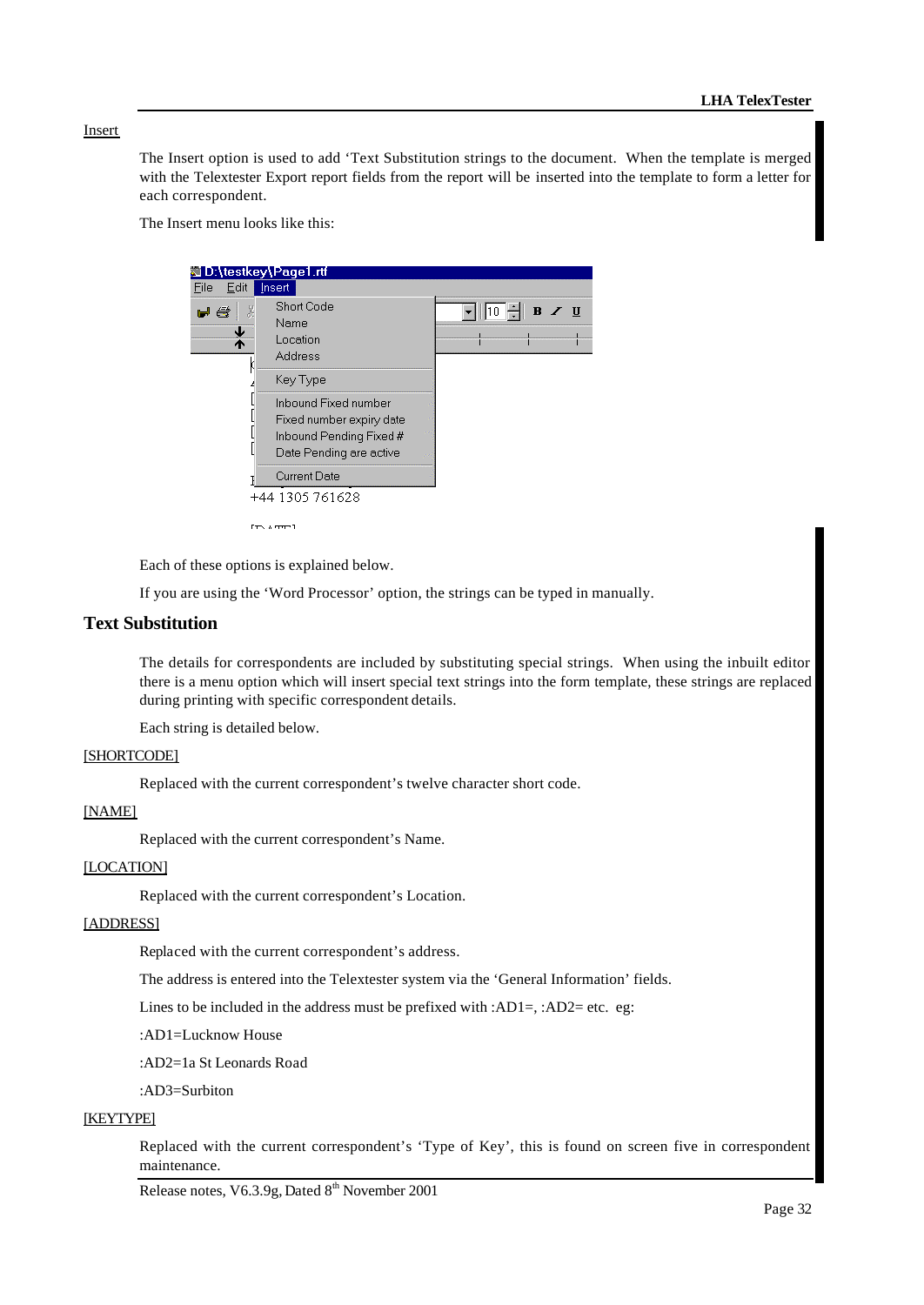Insert

The Insert option is used to add 'Text Substitution strings to the document. When the template is merged with the Telextester Export report fields from the report will be inserted into the template to form a letter for each correspondent.

The Insert menu looks like this:

Each of these options is explained below.

If you are using the 'Word Processor' option, the strings can be typed in manually.

## Text Substitution

The details for correspondents are included by substituting special strings. When using the inbuilt editor there is a menu option which will insert special text strings into the form template, these strings are replaced during printing with specific correspondent details.

Each string is detailed below.

[SHORTCODE]

Replaced with the current correspondent's twelve character short code.

[NAME]

Replaced with the current correspondent's Name.

[LOCATION]

Replaced with the current correspondent's Location.

[ADDRESS]

Replaced with the current correspondent's address.

The address is entered into the Telextester system via the 'General Information' fields.

Lines to be included in the address must be prefixed with :AD1=, :AD2= etc. eg:

:AD1=Lucknow House

:AD2=1a St Leonards Road

:AD3=Surbiton

[KEYTYPE]

Replaced with the current correspondent's 'Type of Key', this is found on screen five in correspondent maintenance.

Release notes, V6.3.9g, Dated 8th November 2001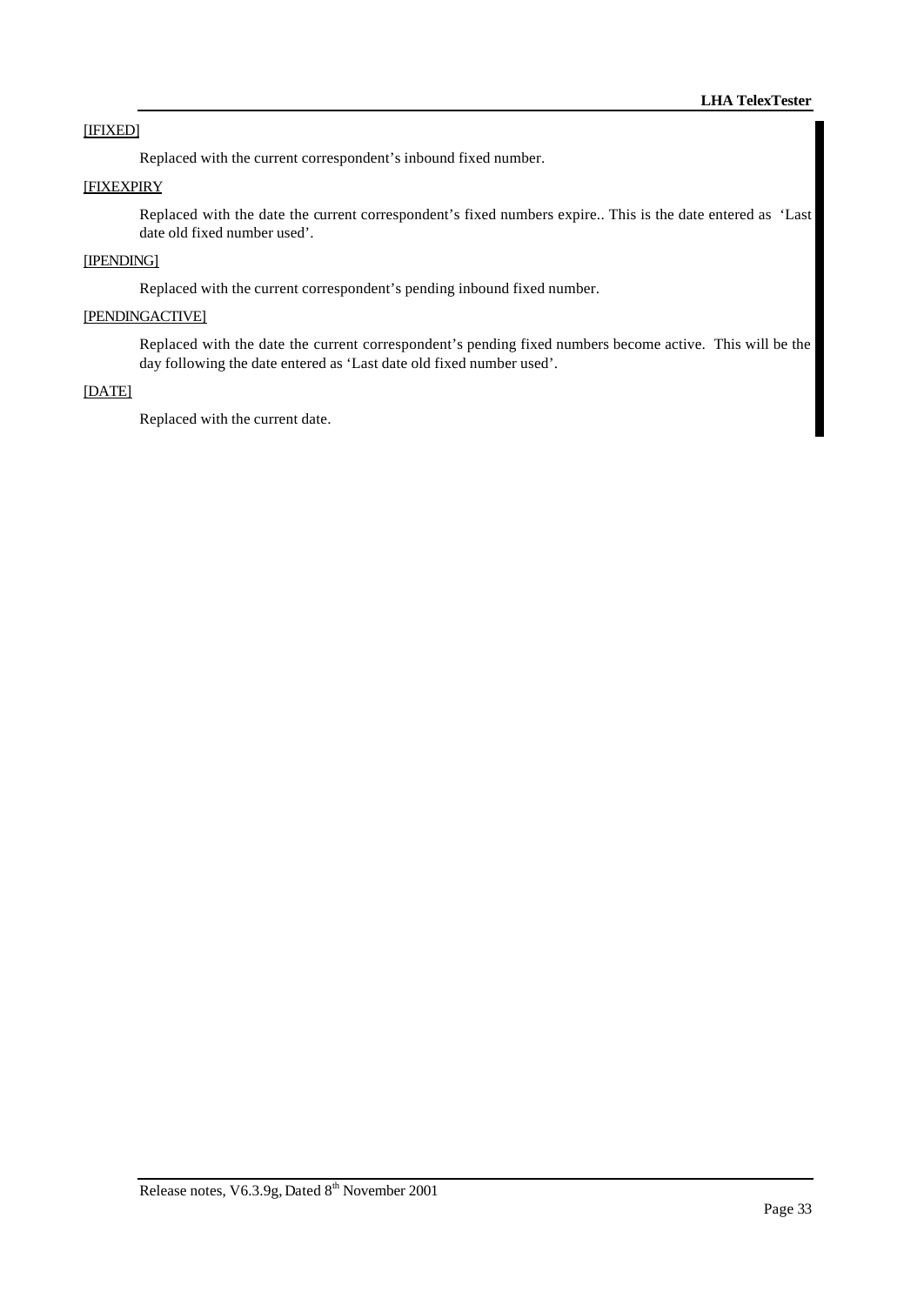[IFIXED]

Replaced with the current correspondent's inbound fixed number.

[FIXEXPIRY

Replaced with the date the current correspondent's fixed numbers expire.. This is the date entered as 'Last date old fixed number used'.

[IPENDING]

Replaced with the current correspondent's pending inbound fixed number.

[PENDINGACTIVE]

Replaced with the date the current correspondent's pending fixed numbers become active. This will be the day following the date entered as 'Last date old fixed number used'.

[DATE]

Replaced with the current date.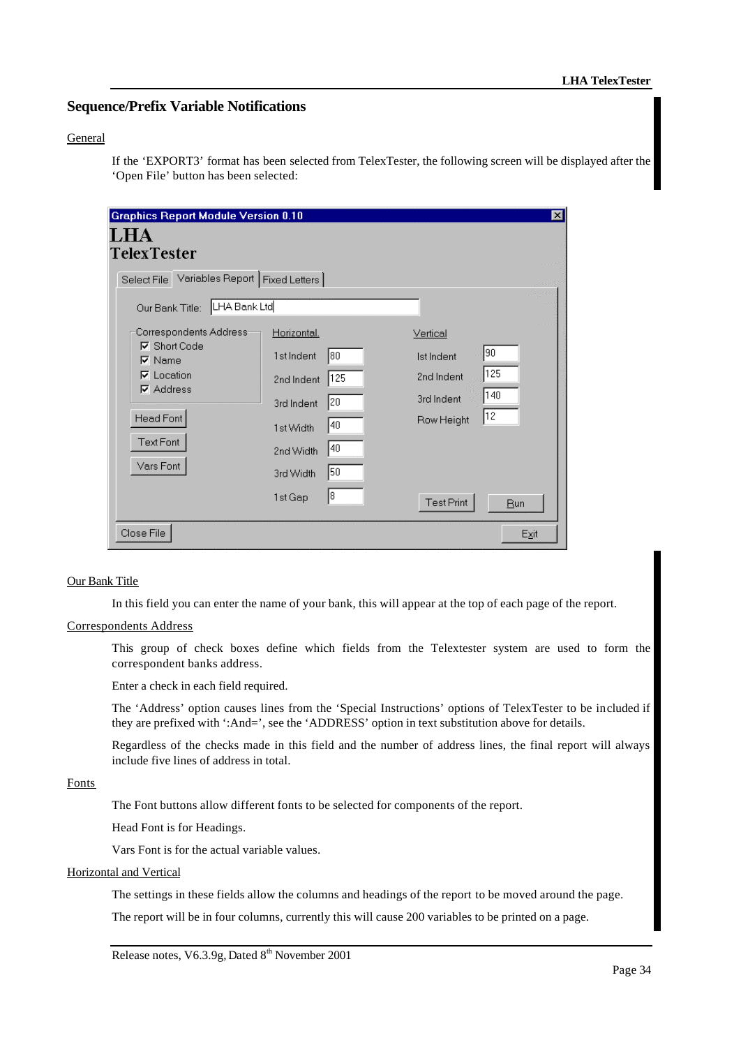## Sequence/Prefix Variable Notifications

General

If the 'EXPORT3' format has been selected from TelexTester, the following screen will be displayed after the 'Open File' button has been selected:

Our Bank Title

In this field you can enter the name of your bank, this will appear at the top of each page of the report.

Correspondents Address

This group of check boxes define which fields from the Telextester system are used to form the correspondent banks address.

Enter a check in each field required.

The 'Address' option causes lines from the 'Special Instructions' options of TelexTester to be included if they are prefixed with ':And=', see the 'ADDRESS' option in text substitution above for details.

Regardless of the checks made in this field and the number of address lines, the final report will always include five lines of address in total.

Fonts

The Font buttons allow different fonts to be selected for components of the report.

Head Font is for Headings.

Vars Font is for the actual variable values.

Horizontal and Vertical

The settings in these fields allow the columns and headings of the report to be moved around the page.

The report will be in four columns, currently this will cause 200 variables to be printed on a page.

Release notes, V6.3.9g, Dated 8th November 2001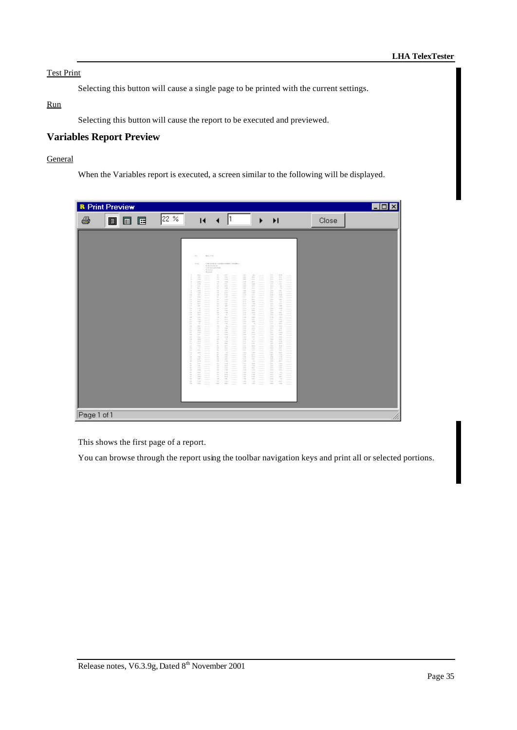Test Print

Selecting this button will cause a single page to be printed with the current settings.

Run

Selecting this button will cause the report to be executed and previewed.

## Variables Report Preview

General

When the Variables report is executed, a screen similar to the following will be displayed.

This shows the first page of a report.

You can browse through the report using the toolbar navigation keys and print all or selected portions.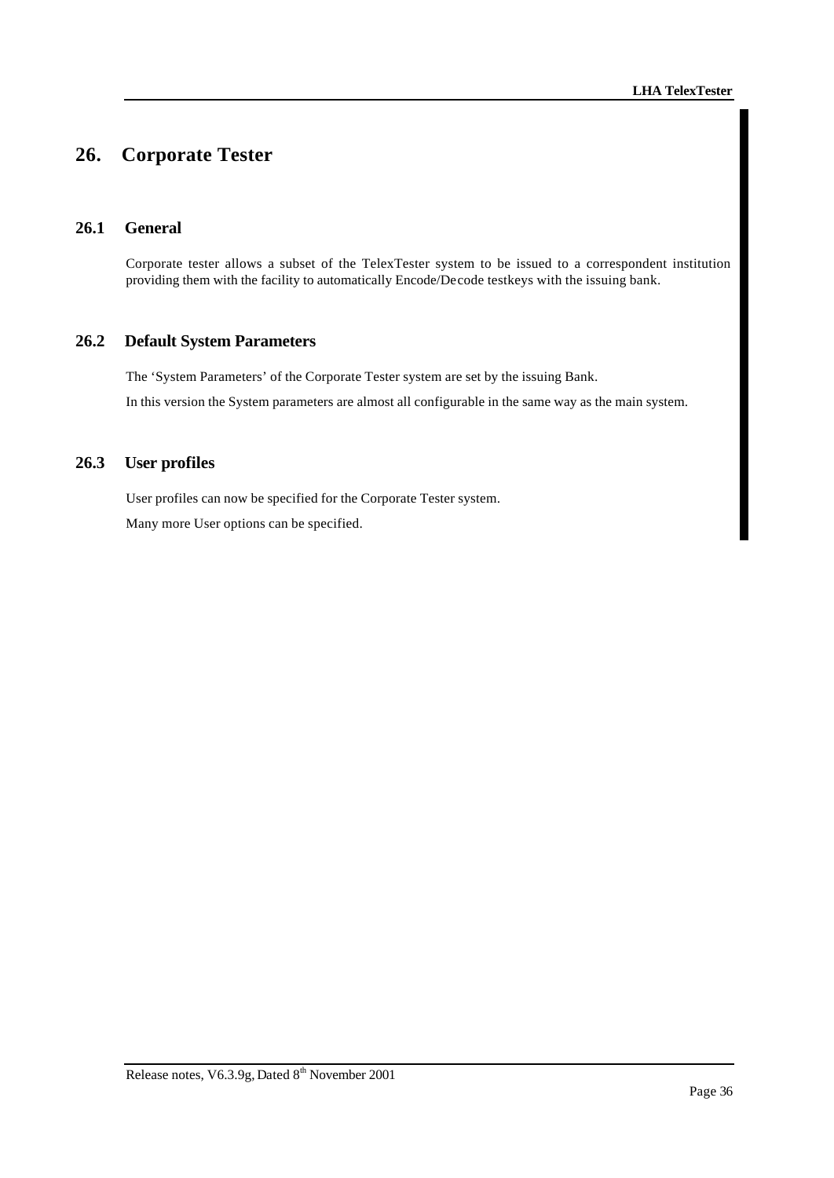# 26. Corporate Tester

## 26.1 General

Corporate tester allows a subset of the TelexTester system to be issued to a correspondent institution providing them with the facility to automatically Encode/Decode testkeys with the issuing bank.

## 26.2 Default System Parameters

The 'System Parameters' of the Corporate Tester system are set by the issuing Bank.

In this version the System parameters are almost all configurable in the same way as the main system.

## 26.3 User profiles

User profiles can now be specified for the Corporate Tester system.

Many more User options can be specified.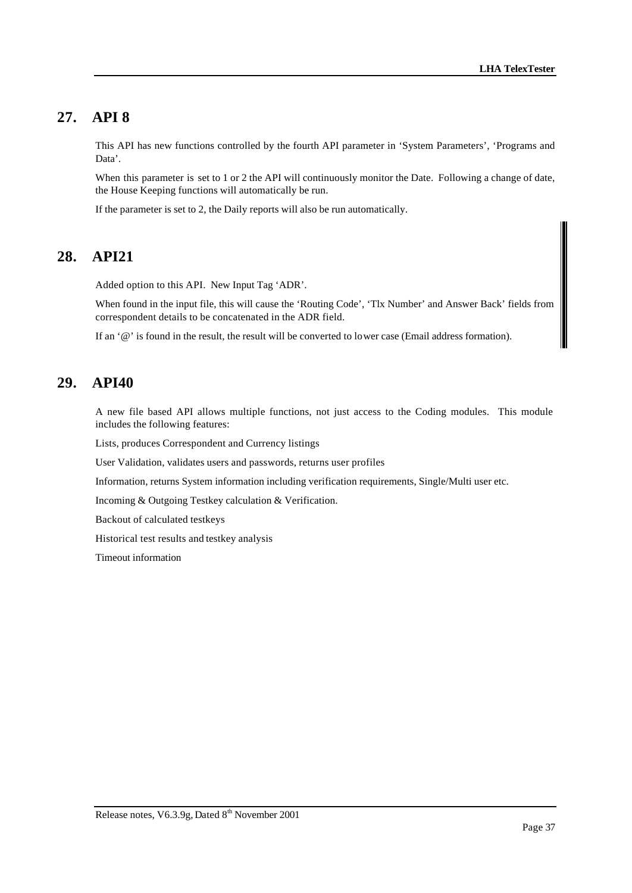## 27. API 8

This API has new functions controlled by the fourth API parameter in 'System Parameters', 'Programs and Data'.

When this parameter is set to 1 or 2 the API will continuously monitor the Date. Following a change of date, the House Keeping functions will automatically be run.

If the parameter is set to 2, the Daily reports will also be run automatically.

## 28. API21

Added option to this API. New Input Tag 'ADR'.

When found in the input file, this will cause the 'Routing Code', 'Tlx Number' and Answer Back' fields from correspondent details to be concatenated in the ADR field.

If an '@' is found in the result, the result will be converted to lower case (Email address formation).

## 29. API40

A new file based API allows multiple functions, not just access to the Coding modules. This module includes the following features:

Lists, produces Correspondent and Currency listings

User Validation, validates users and passwords, returns user profiles

Information, returns System information including verification requirements, Single/Multi user etc.

Incoming & Outgoing Testkey calculation & Verification.

Backout of calculated testkeys

Historical test results and testkey analysis

Timeout information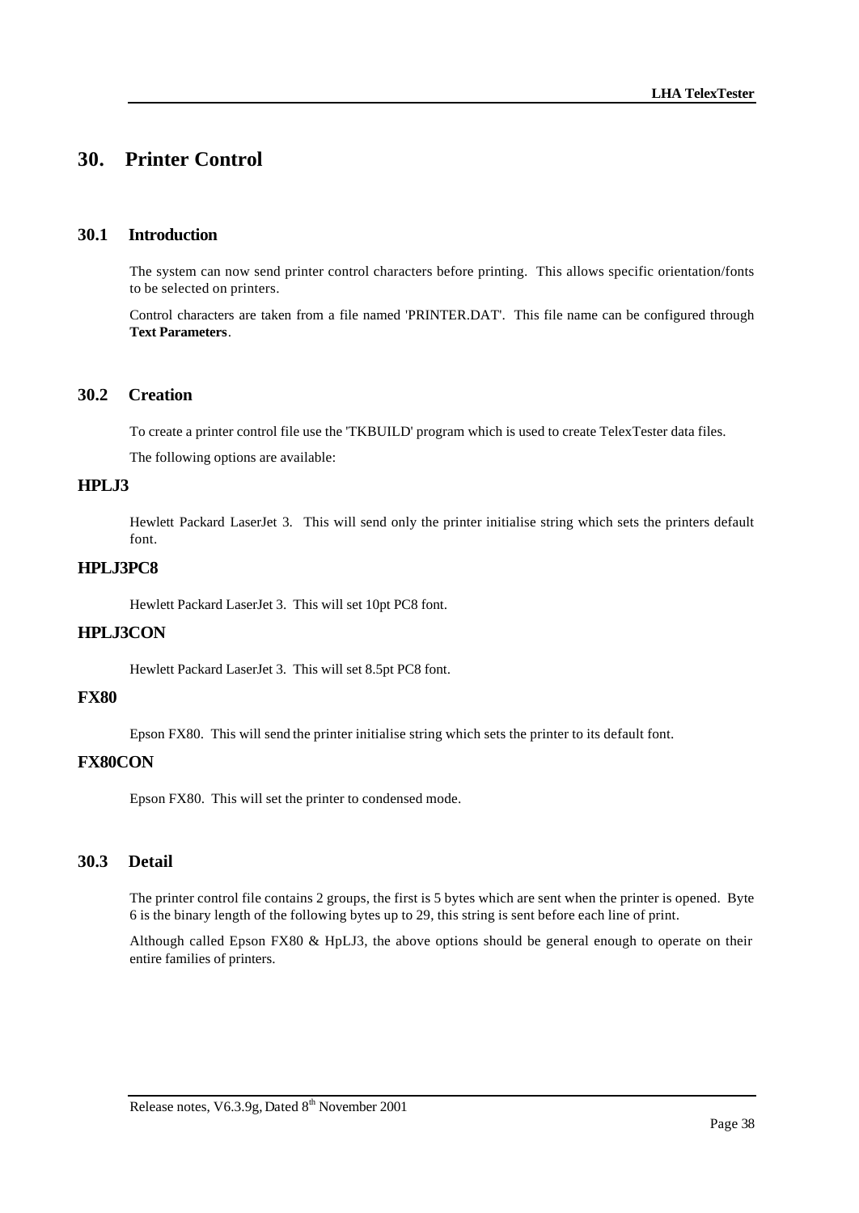# 30. Printer Control

## 30.1 Introduction

The system can now send printer control characters before printing. This allows specific orientation/fonts to be selected on printers.

Control characters are taken from a file named 'PRINTER.DAT'. This file name can be configured through **Text Parameters**.

## 30.2 Creation

To create a printer control file use the 'TKBUILD' program which is used to create TelexTester data files.

The following options are available:

### HPLJ3

Hewlett Packard LaserJet 3. This will send only the printer initialise string which sets the printers default font.

### HPLJ3PC8

Hewlett Packard LaserJet 3. This will set 10pt PC8 font.

### HPLJ3CON

Hewlett Packard LaserJet 3. This will set 8.5pt PC8 font.

### FX80

Epson FX80. This will send the printer initialise string which sets the printer to its default font.

### FX80CON

Epson FX80. This will set the printer to condensed mode.

## 30.3 Detail

The printer control file contains 2 groups, the first is 5 bytes which are sent when the printer is opened. Byte 6 is the binary length of the following bytes up to 29, this string is sent before each line of print.

Although called Epson FX80 & HpLJ3, the above options should be general enough to operate on their entire families of printers.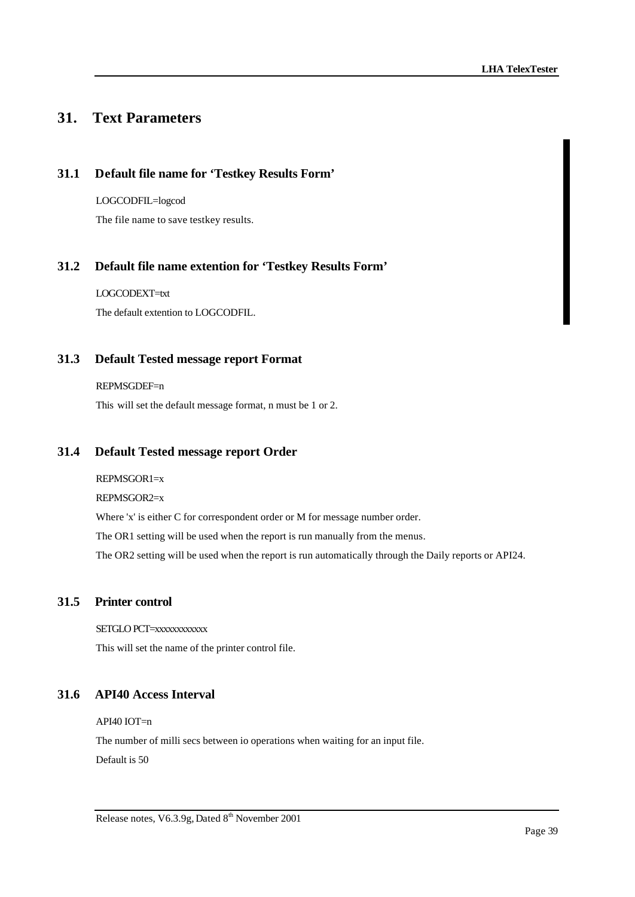# 31. Text Parameters

## 31.1 Default file name for 'Testkey Results Form'

LOGCODFIL=logcod

The file name to save testkey results.

## 31.2 Default file name extention for 'Testkey Results Form'

LOGCODEXT=txt

The default extention to LOGCODFIL.

## 31.3 Default Tested message report Format

REPMSGDEF=n

This will set the default message format, n must be 1 or 2.

## 31.4 Default Tested message report Order

REPMSGOR1=x

REPMSGOR2=x

Where 'x' is either C for correspondent order or M for message number order.

The OR1 setting will be used when the report is run manually from the menus.

The OR2 setting will be used when the report is run automatically through the Daily reports or API24.

## 31.5 Printer control

SETGLO PCT=xxxxxxxxxxxx

This will set the name of the printer control file.

## 31.6 API40 Access Interval

API40 IOT=n

The number of milli secs between io operations when waiting for an input file.

Default is 50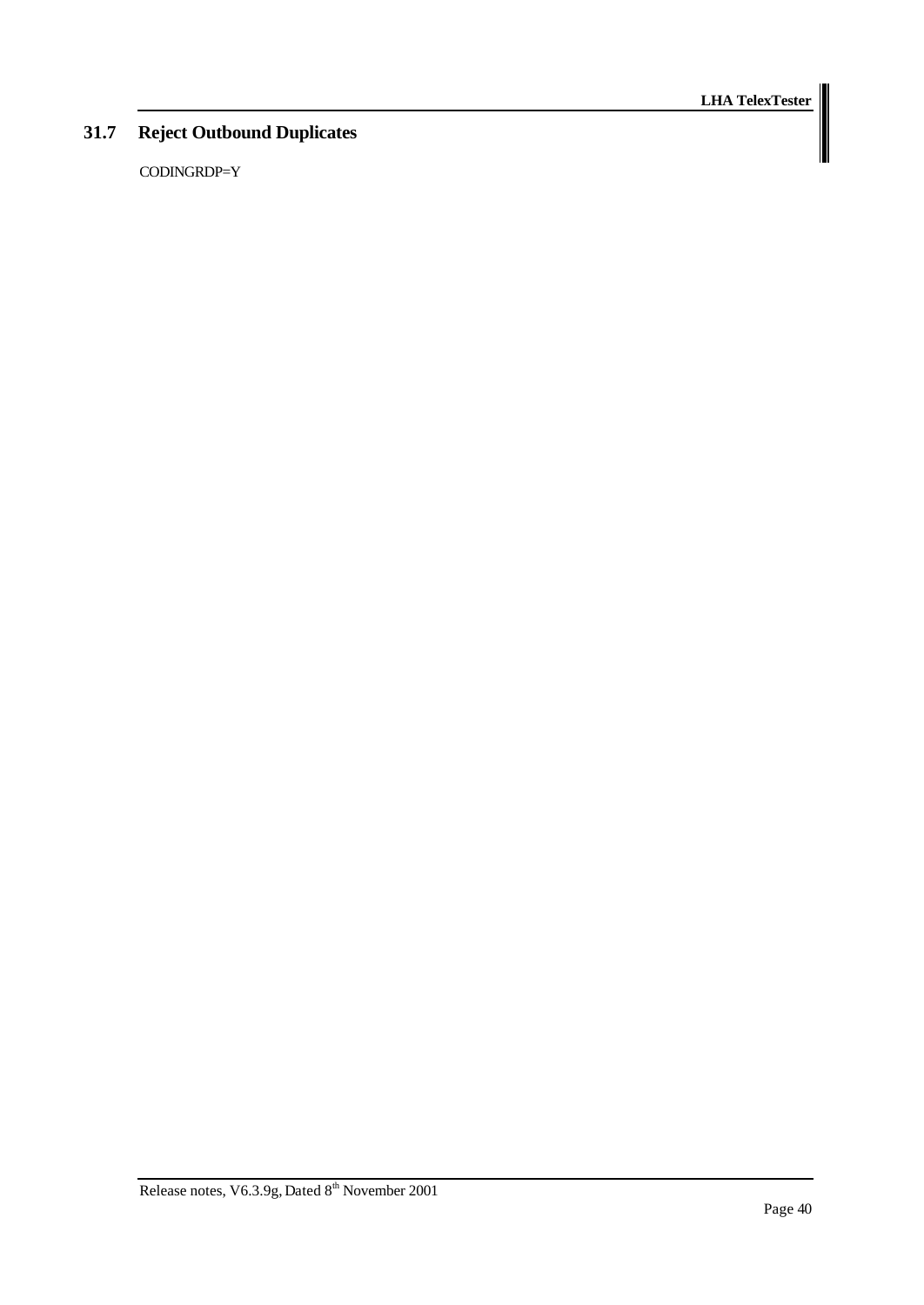## 31.7 Reject Outbound Duplicates

CODINGRDP=Y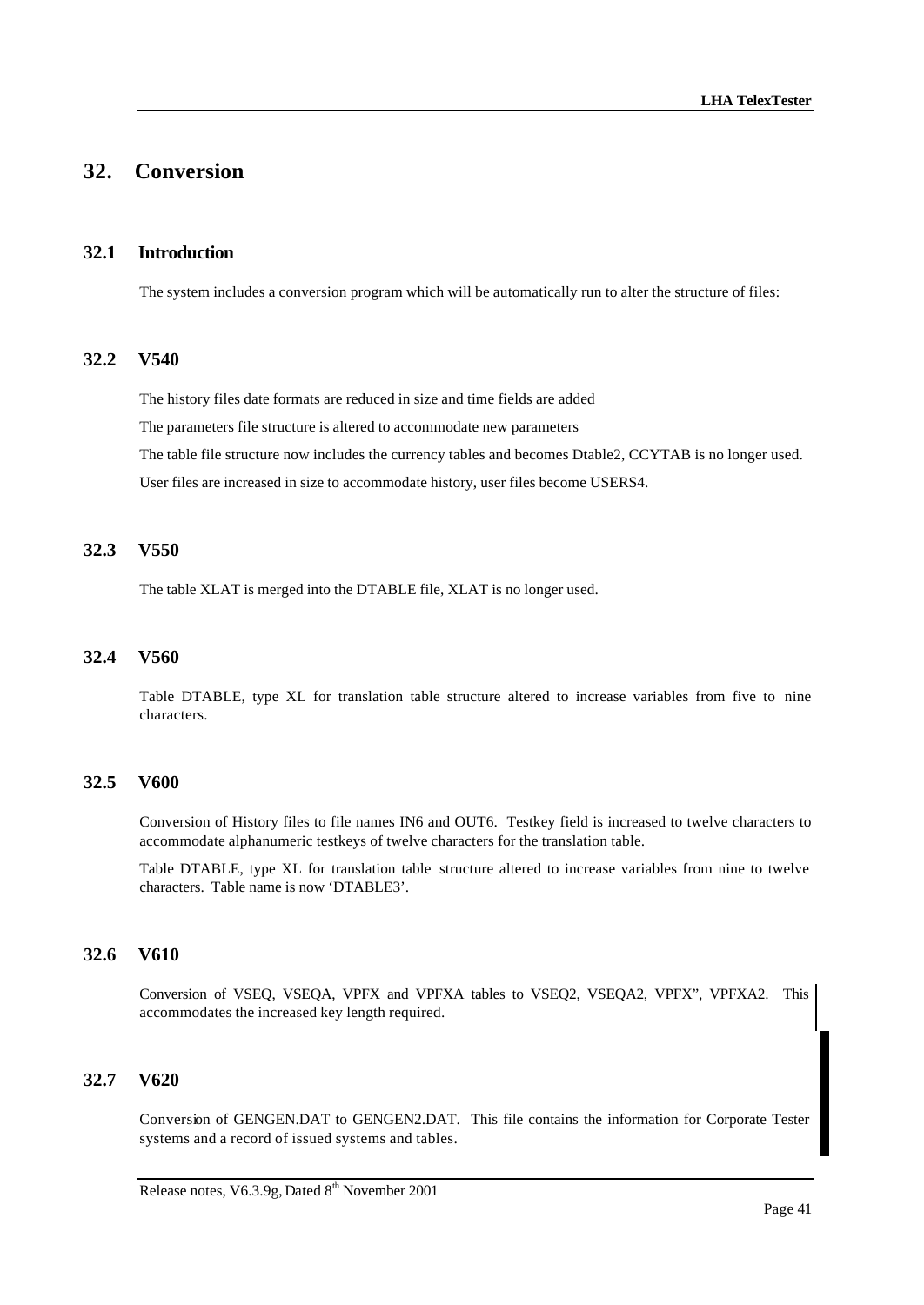# 32. Conversion

## 32.1 Introduction

The system includes a conversion program which will be automatically run to alter the structure of files:

## 32.2 V540

The history files date formats are reduced in size and time fields are added

The parameters file structure is altered to accommodate new parameters

The table file structure now includes the currency tables and becomes Dtable2, CCYTAB is no longer used.

User files are increased in size to accommodate history, user files become USERS4.

## 32.3 V550

The table XLAT is merged into the DTABLE file, XLAT is no longer used.

## 32.4 V560

Table DTABLE, type XL for translation table structure altered to increase variables from five to nine characters.

## 32.5 V600

Conversion of History files to file names IN6 and OUT6. Testkey field is increased to twelve characters to accommodate alphanumeric testkeys of twelve characters for the translation table.

Table DTABLE, type XL for translation table structure altered to increase variables from nine to twelve characters. Table name is now 'DTABLE3'.

## 32.6 V610

Conversion of VSEQ, VSEQA, VPFX and VPFXA tables to VSEQ2, VSEQA2, VPFX", VPFXA2. This accommodates the increased key length required.

## 32.7 V620

Conversion of GENGEN.DAT to GENGEN2.DAT. This file contains the information for Corporate Tester systems and a record of issued systems and tables.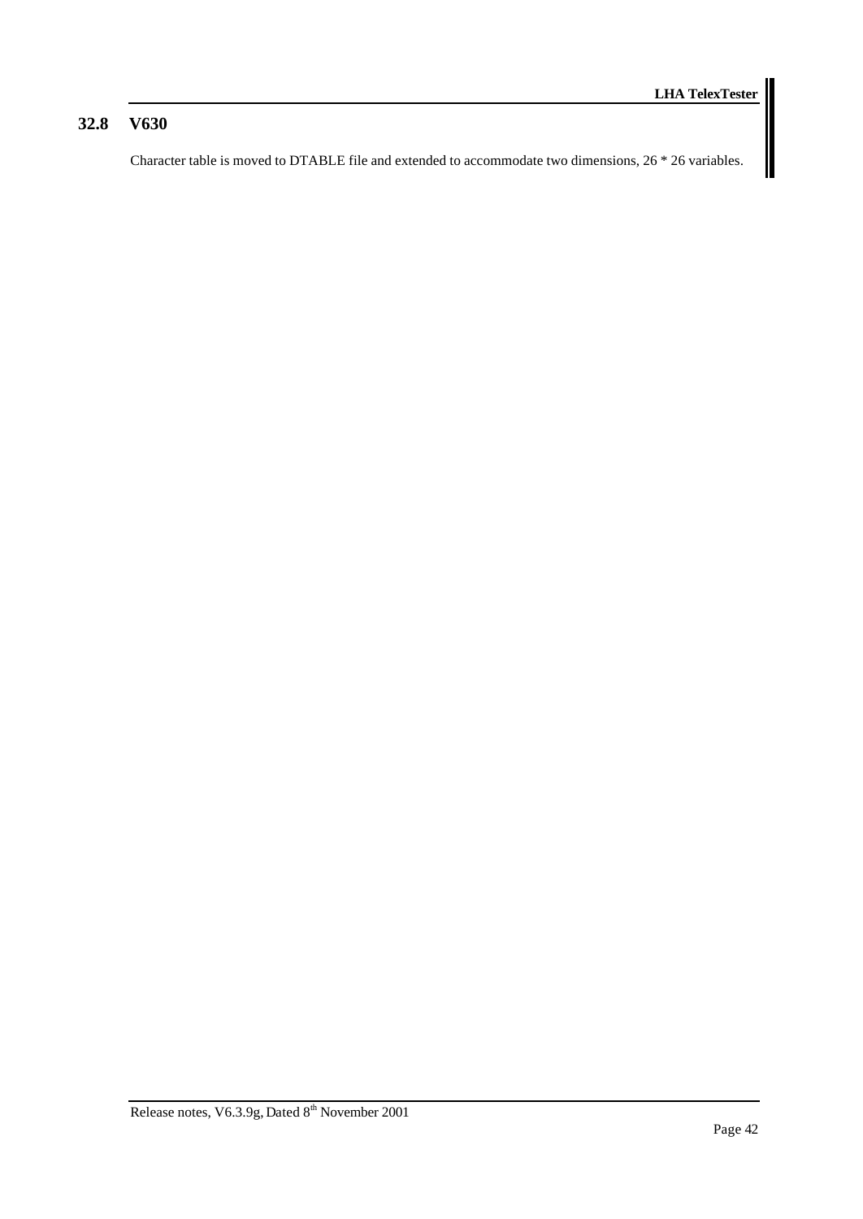## 32.8 V630

Character table is moved to DTABLE file and extended to accommodate two dimensions, 26 * 26 variables.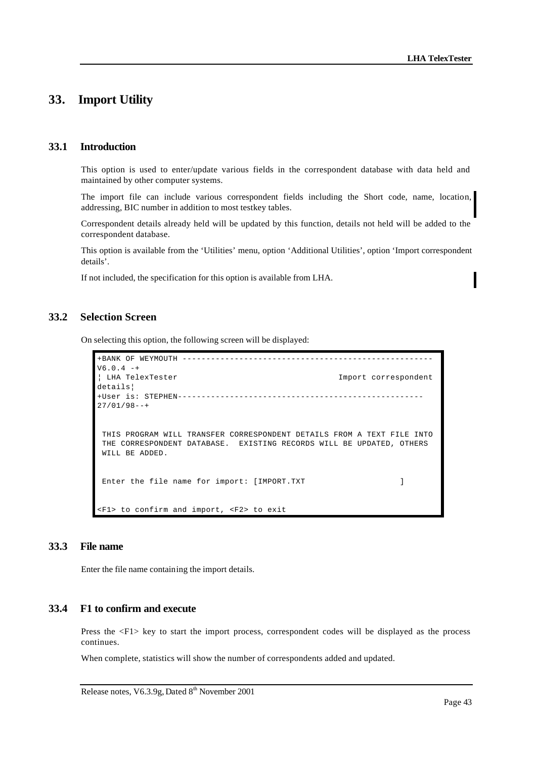# 33. Import Utility

## 33.1 Introduction

This option is used to enter/update various fields in the correspondent database with data held and maintained by other computer systems.

The import file can include various correspondent fields including the Short code, name, location, addressing, BIC number in addition to most testkey tables.

Correspondent details already held will be updated by this function, details not held will be added to the correspondent database.

This option is available from the 'Utilities' menu, option 'Additional Utilities', option 'Import correspondent details'.

If not included, the specification for this option is available from LHA.

## 33.2 Selection Screen

On selecting this option, the following screen will be displayed:

```
+BANK OF WEYMOUTH ----------------------------------------------------
V6.0.4 -+
¦ LHA TelexTester                                  Import correspondent
details¦
+User is: STEPHEN----------------------------------------------------
27/01/98--+


 THIS PROGRAM WILL TRANSFER CORRESPONDENT DETAILS FROM A TEXT FILE INTO
 THE CORRESPONDENT DATABASE.  EXISTING RECORDS WILL BE UPDATED, OTHERS
 WILL BE ADDED.


 Enter the file name for import: [IMPORT.TXT                    ]


<F1> to confirm and import, <F2> to exit
```

## 33.3 File name

Enter the file name containing the import details.

## 33.4 F1 to confirm and execute

Press the <F1> key to start the import process, correspondent codes will be displayed as the process continues.

When complete, statistics will show the number of correspondents added and updated.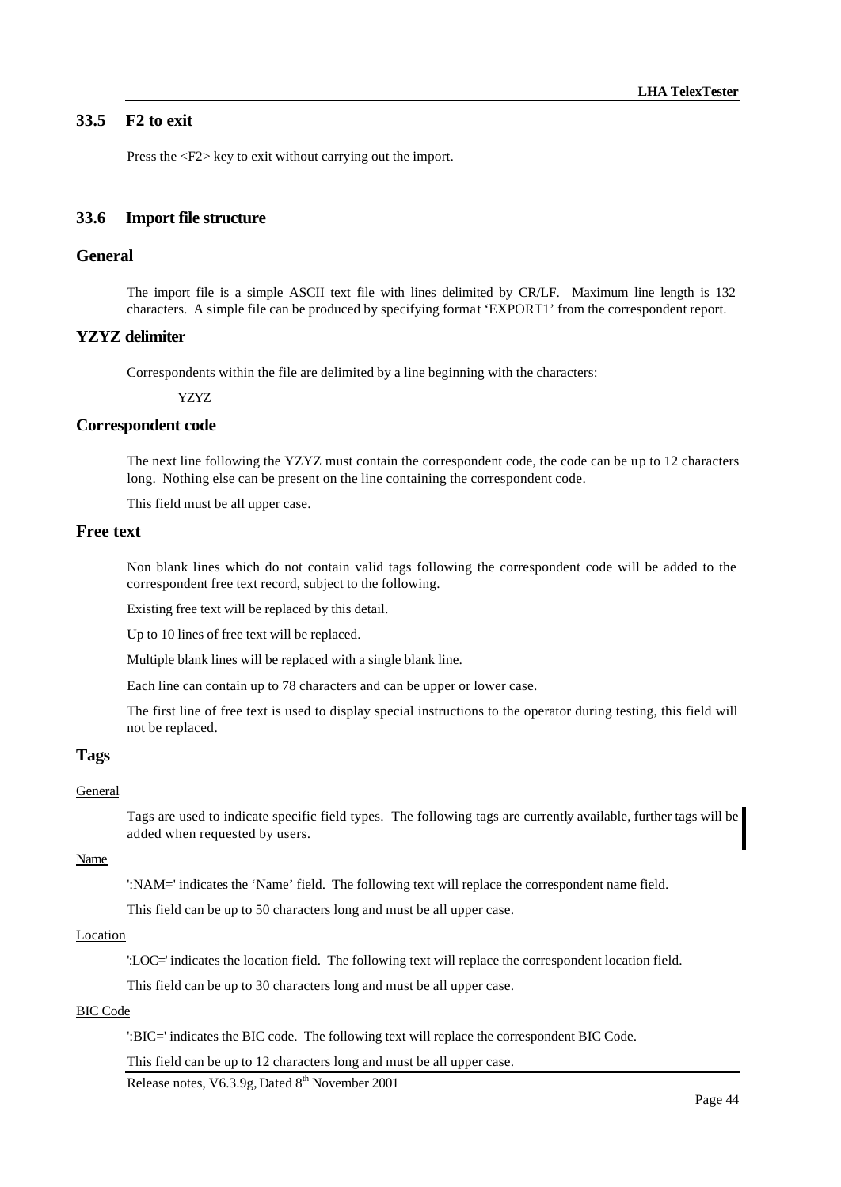## 33.5 F2 to exit

Press the <F2> key to exit without carrying out the import.

## 33.6 Import file structure

### General

The import file is a simple ASCII text file with lines delimited by CR/LF. Maximum line length is 132 characters. A simple file can be produced by specifying format 'EXPORT1' from the correspondent report.

### YZYZ delimiter

Correspondents within the file are delimited by a line beginning with the characters:

YZYZ

### Correspondent code

The next line following the YZYZ must contain the correspondent code, the code can be up to 12 characters long. Nothing else can be present on the line containing the correspondent code.

This field must be all upper case.

### Free text

Non blank lines which do not contain valid tags following the correspondent code will be added to the correspondent free text record, subject to the following.

Existing free text will be replaced by this detail.

Up to 10 lines of free text will be replaced.

Multiple blank lines will be replaced with a single blank line.

Each line can contain up to 78 characters and can be upper or lower case.

The first line of free text is used to display special instructions to the operator during testing, this field will not be replaced.

### Tags

#### General

Tags are used to indicate specific field types. The following tags are currently available, further tags will be added when requested by users.

#### Name

':NAM=' indicates the 'Name' field. The following text will replace the correspondent name field.

This field can be up to 50 characters long and must be all upper case.

#### Location

':LOC=' indicates the location field. The following text will replace the correspondent location field.

This field can be up to 30 characters long and must be all upper case.

#### BIC Code

':BIC=' indicates the BIC code. The following text will replace the correspondent BIC Code.

This field can be up to 12 characters long and must be all upper case.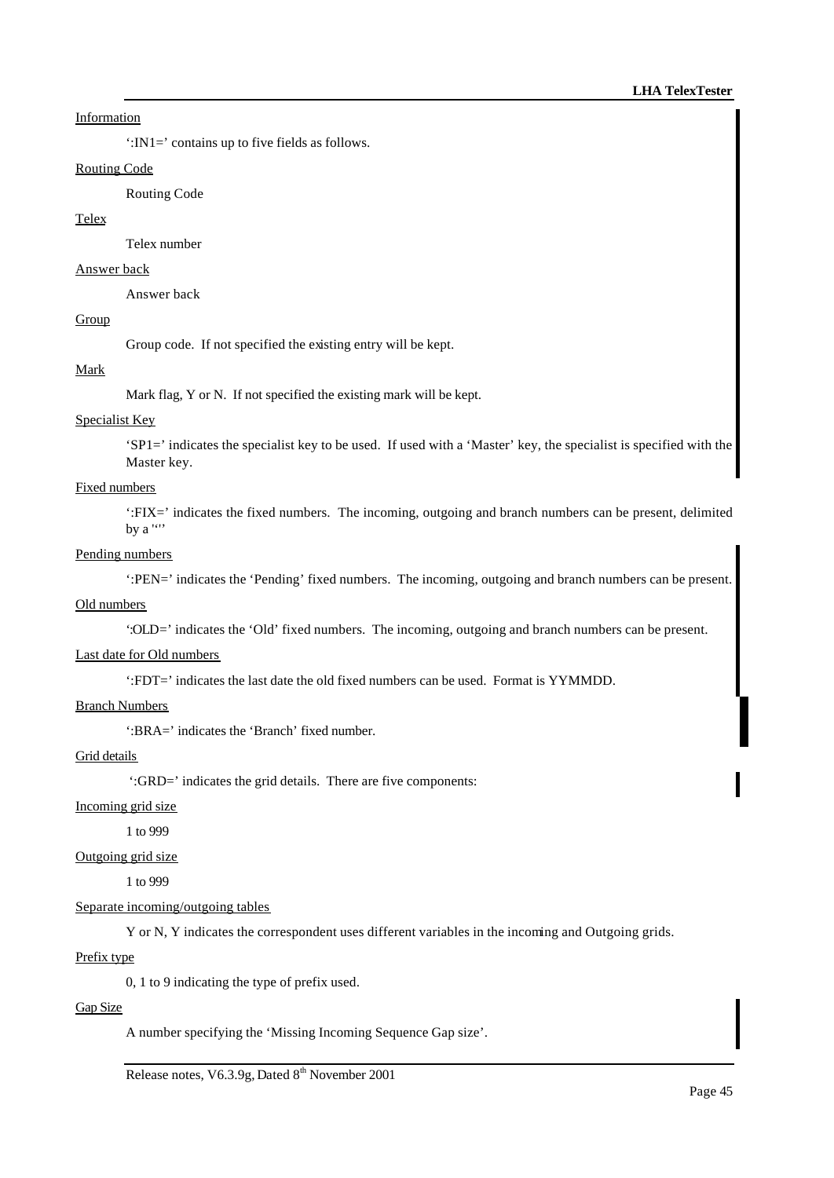Information

':IN1=' contains up to five fields as follows.

Routing Code

Routing Code

Telex

Telex number

Answer back

Answer back

Group

Group code. If not specified the existing entry will be kept.

Mark

Mark flag, Y or N. If not specified the existing mark will be kept.

Specialist Key

'SP1=' indicates the specialist key to be used. If used with a 'Master' key, the specialist is specified with the Master key.

Fixed numbers

':FIX=' indicates the fixed numbers. The incoming, outgoing and branch numbers can be present, delimited by a '"'

Pending numbers

':PEN=' indicates the 'Pending' fixed numbers. The incoming, outgoing and branch numbers can be present.

Old numbers

':OLD=' indicates the 'Old' fixed numbers. The incoming, outgoing and branch numbers can be present.

Last date for Old numbers

':FDT=' indicates the last date the old fixed numbers can be used. Format is YYMMDD.

Branch Numbers

':BRA=' indicates the 'Branch' fixed number.

Grid details

':GRD=' indicates the grid details. There are five components:

Incoming grid size

1 to 999

Outgoing grid size

1 to 999

Separate incoming/outgoing tables

Y or N, Y indicates the correspondent uses different variables in the incoming and Outgoing grids.

Prefix type

0, 1 to 9 indicating the type of prefix used.

Gap Size

A number specifying the 'Missing Incoming Sequence Gap size'.

Release notes, V6.3.9g, Dated 8th November 2001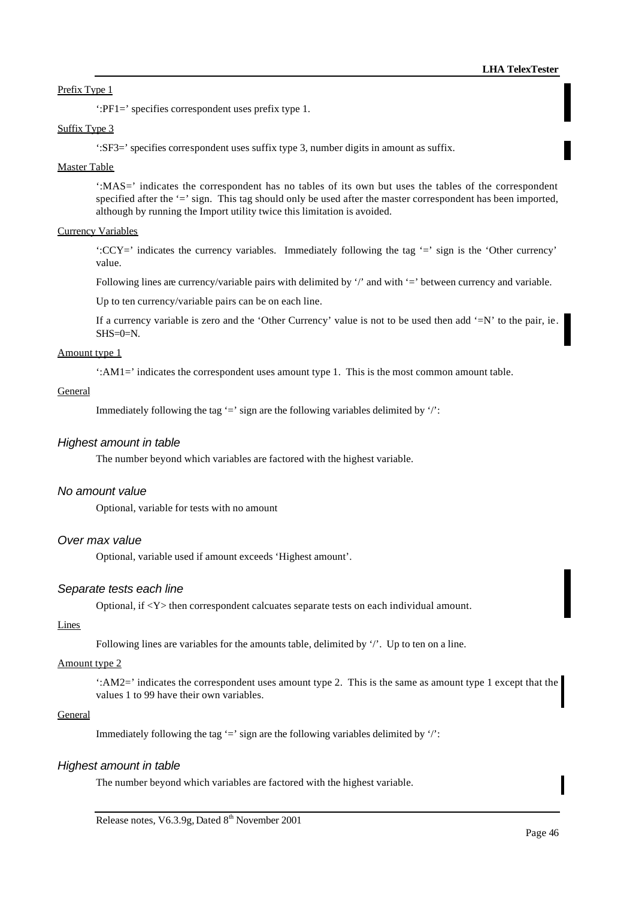Prefix Type 1

':PF1=' specifies correspondent uses prefix type 1.

Suffix Type 3

':SF3=' specifies correspondent uses suffix type 3, number digits in amount as suffix.

Master Table

':MAS=' indicates the correspondent has no tables of its own but uses the tables of the correspondent specified after the '=' sign. This tag should only be used after the master correspondent has been imported, although by running the Import utility twice this limitation is avoided.

Currency Variables

':CCY=' indicates the currency variables. Immediately following the tag '=' sign is the 'Other currency' value.

Following lines are currency/variable pairs with delimited by '/' and with '=' between currency and variable.

Up to ten currency/variable pairs can be on each line.

If a currency variable is zero and the 'Other Currency' value is not to be used then add '=N' to the pair, ie. SHS=0=N.

Amount type 1

':AM1=' indicates the correspondent uses amount type 1. This is the most common amount table.

General

Immediately following the tag '=' sign are the following variables delimited by '/':

### *Highest amount in table*

The number beyond which variables are factored with the highest variable.

### *No amount value*

Optional, variable for tests with no amount

### *Over max value*

Optional, variable used if amount exceeds 'Highest amount'.

### *Separate tests each line*

Optional, if <Y> then correspondent calcuates separate tests on each individual amount.

Lines

Following lines are variables for the amounts table, delimited by '/'. Up to ten on a line.

Amount type 2

':AM2=' indicates the correspondent uses amount type 2. This is the same as amount type 1 except that the values 1 to 99 have their own variables.

General

Immediately following the tag '=' sign are the following variables delimited by '/':

### *Highest amount in table*

The number beyond which variables are factored with the highest variable.

Release notes, V6.3.9g, Dated 8th November 2001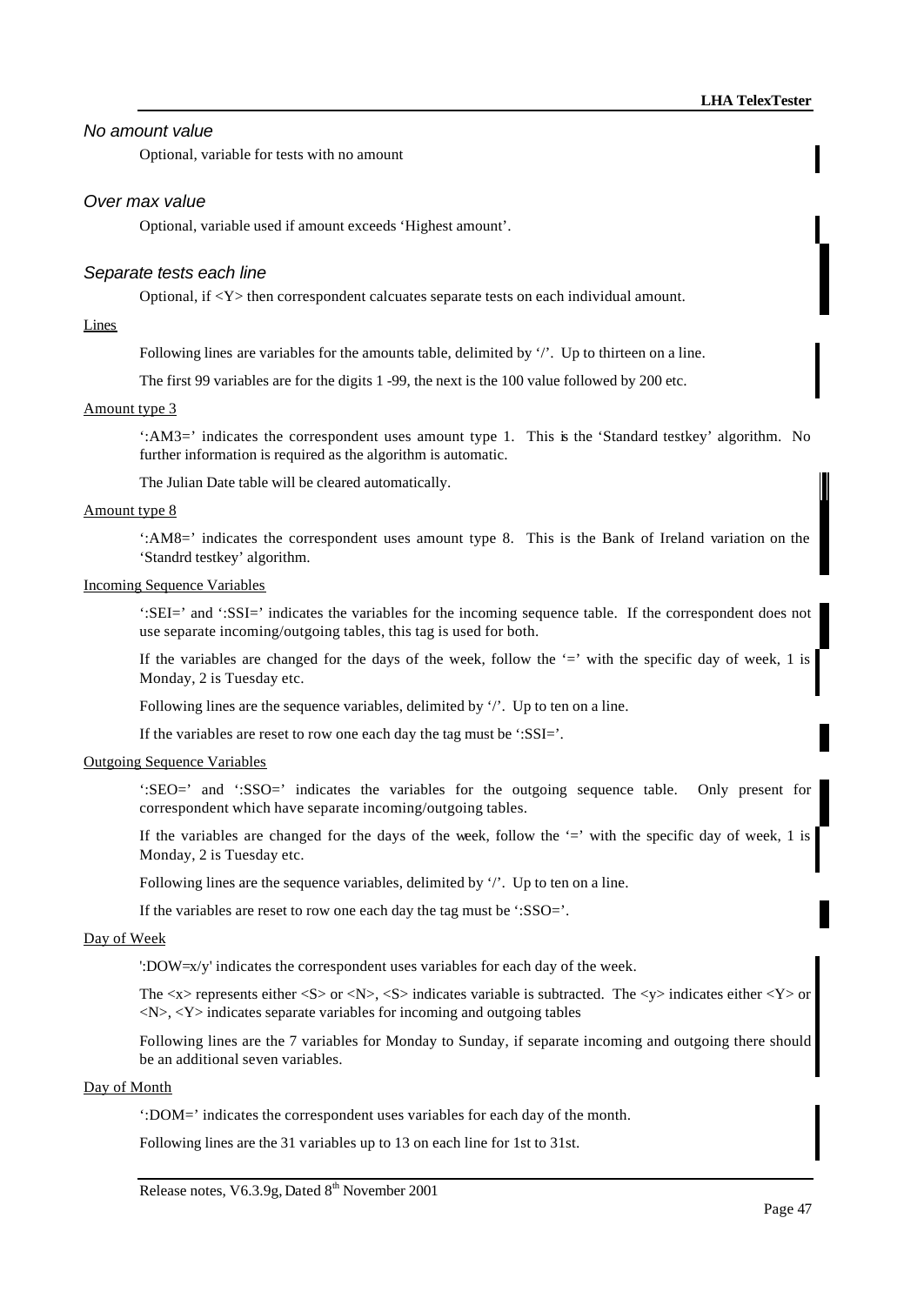### *No amount value*

Optional, variable for tests with no amount

### *Over max value*

Optional, variable used if amount exceeds 'Highest amount'.

### *Separate tests each line*

Optional, if <Y> then correspondent calcuates separate tests on each individual amount.

Lines

Following lines are variables for the amounts table, delimited by '/'. Up to thirteen on a line.

The first 99 variables are for the digits 1 -99, the next is the 100 value followed by 200 etc.

Amount type 3

':AM3=' indicates the correspondent uses amount type 1. This is the 'Standard testkey' algorithm. No further information is required as the algorithm is automatic.

The Julian Date table will be cleared automatically.

Amount type 8

':AM8=' indicates the correspondent uses amount type 8. This is the Bank of Ireland variation on the 'Standrd testkey' algorithm.

Incoming Sequence Variables

':SEI=' and ':SSI=' indicates the variables for the incoming sequence table. If the correspondent does not use separate incoming/outgoing tables, this tag is used for both.

If the variables are changed for the days of the week, follow the '=' with the specific day of week, 1 is Monday, 2 is Tuesday etc.

Following lines are the sequence variables, delimited by '/'. Up to ten on a line.

If the variables are reset to row one each day the tag must be ':SSI='.

Outgoing Sequence Variables

':SEO=' and ':SSO=' indicates the variables for the outgoing sequence table. Only present for correspondent which have separate incoming/outgoing tables.

If the variables are changed for the days of the week, follow the '=' with the specific day of week, 1 is Monday, 2 is Tuesday etc.

Following lines are the sequence variables, delimited by '/'. Up to ten on a line.

If the variables are reset to row one each day the tag must be ':SSO='.

Day of Week

':DOW=x/y' indicates the correspondent uses variables for each day of the week.

The <x> represents either <S> or <N>, <S> indicates variable is subtracted. The <y> indicates either <Y> or <N>, <Y> indicates separate variables for incoming and outgoing tables

Following lines are the 7 variables for Monday to Sunday, if separate incoming and outgoing there should be an additional seven variables.

Day of Month

':DOM=' indicates the correspondent uses variables for each day of the month.

Following lines are the 31 variables up to 13 on each line for 1st to 31st.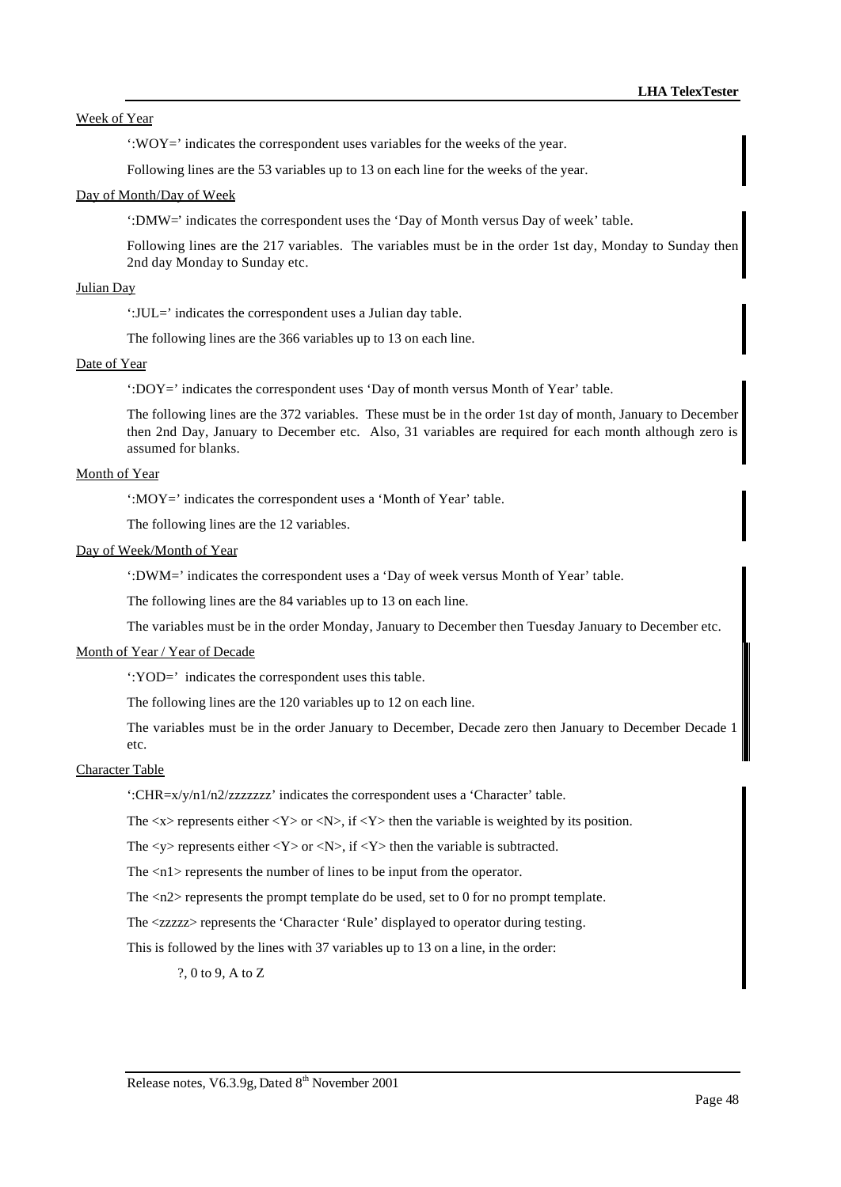Week of Year

':WOY=' indicates the correspondent uses variables for the weeks of the year.

Following lines are the 53 variables up to 13 on each line for the weeks of the year.

Day of Month/Day of Week

':DMW=' indicates the correspondent uses the 'Day of Month versus Day of week' table.

Following lines are the 217 variables. The variables must be in the order 1st day, Monday to Sunday then 2nd day Monday to Sunday etc.

Julian Day

':JUL=' indicates the correspondent uses a Julian day table.

The following lines are the 366 variables up to 13 on each line.

Date of Year

':DOY=' indicates the correspondent uses 'Day of month versus Month of Year' table.

The following lines are the 372 variables. These must be in the order 1st day of month, January to December then 2nd Day, January to December etc. Also, 31 variables are required for each month although zero is assumed for blanks.

Month of Year

':MOY=' indicates the correspondent uses a 'Month of Year' table.

The following lines are the 12 variables.

Day of Week/Month of Year

':DWM=' indicates the correspondent uses a 'Day of week versus Month of Year' table.

The following lines are the 84 variables up to 13 on each line.

The variables must be in the order Monday, January to December then Tuesday January to December etc.

Month of Year / Year of Decade

':YOD=' indicates the correspondent uses this table.

The following lines are the 120 variables up to 12 on each line.

The variables must be in the order January to December, Decade zero then January to December Decade 1 etc.

Character Table

':CHR=x/y/n1/n2/zzzzzzz' indicates the correspondent uses a 'Character' table.

The <x> represents either <Y> or <N>, if <Y> then the variable is weighted by its position.

The <y> represents either <Y> or <N>, if <Y> then the variable is subtracted.

The <n1> represents the number of lines to be input from the operator.

The <n2> represents the prompt template do be used, set to 0 for no prompt template.

The <zzzzz> represents the 'Character 'Rule' displayed to operator during testing.

This is followed by the lines with 37 variables up to 13 on a line, in the order:

?, 0 to 9, A to Z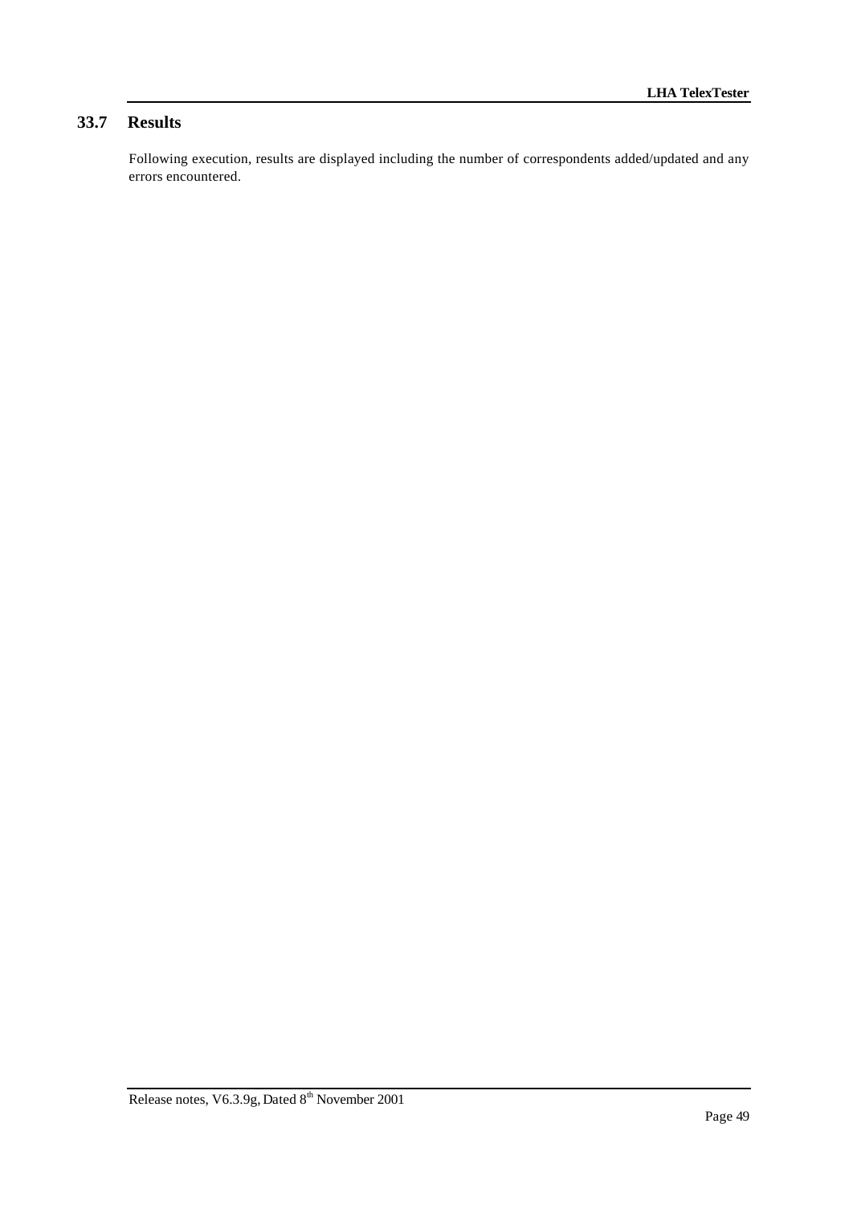## 33.7 Results

Following execution, results are displayed including the number of correspondents added/updated and any errors encountered.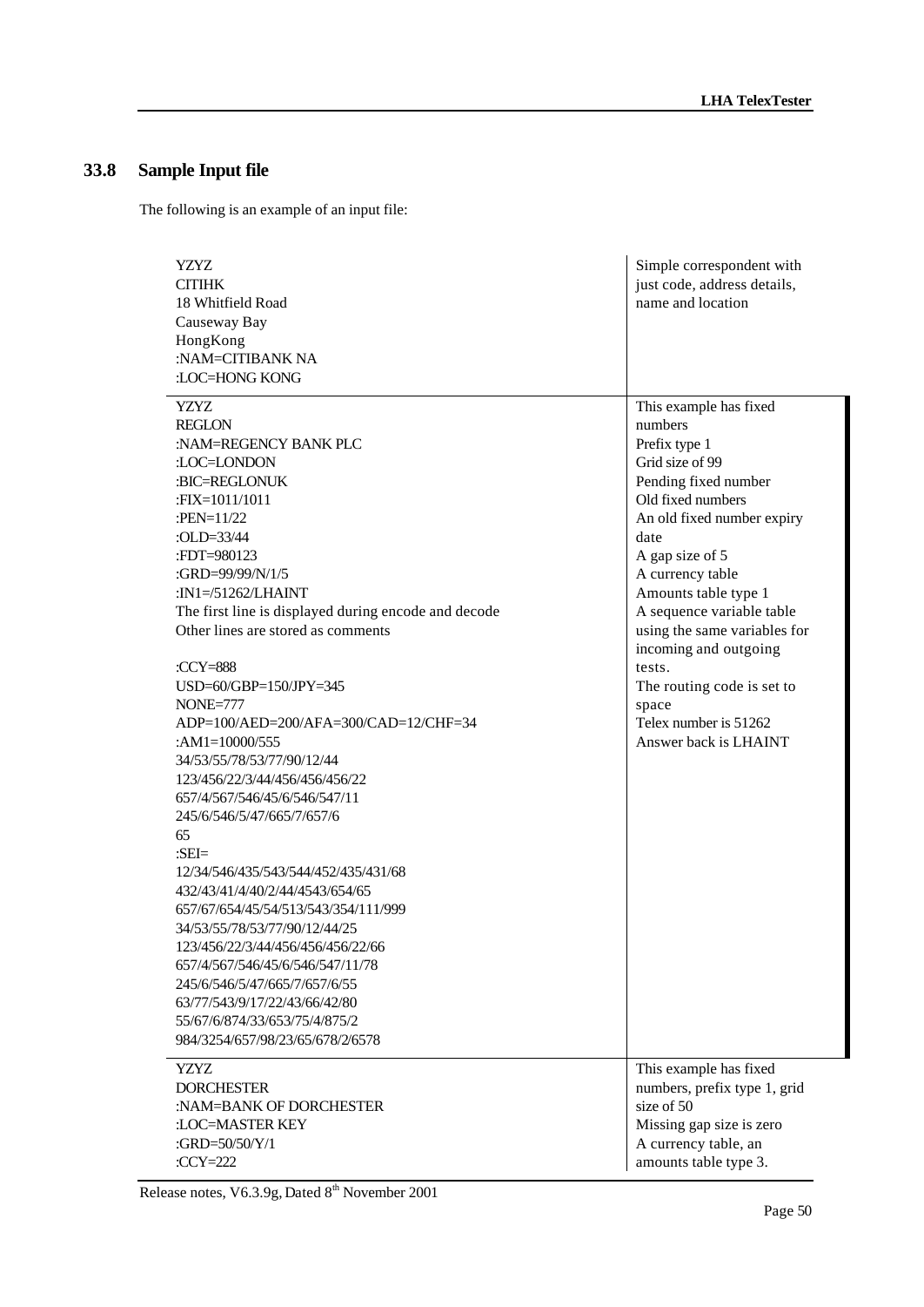## 33.8 Sample Input file

The following is an example of an input file:

| | |
|---|---|
| YZYZ<br>CITIHK<br>18 Whitfield Road<br>Causeway Bay<br>HongKong<br>:NAM=CITIBANK NA<br>:LOC=HONG KONG | Simple correspondent with just code, address details, name and location |
| YZYZ<br>REGLON<br>:NAM=REGENCY BANK PLC<br>:LOC=LONDON<br>:BIC=REGLONUK<br>:FIX=1011/1011<br>:PEN=11/22<br>:OLD=33/44<br>:FDT=980123<br>:GRD=99/99/N/1/5<br>:IN1=/51262/LHAINT<br>The first line is displayed during encode and decode<br>Other lines are stored as comments<br><br>:CCY=888<br>USD=60/GBP=150/JPY=345<br>NONE=777<br>ADP=100/AED=200/AFA=300/CAD=12/CHF=34<br>:AM1=10000/555<br>34/53/55/78/53/77/90/12/44<br>123/456/22/3/44/456/456/456/22<br>657/4/567/546/45/6/546/547/11<br>245/6/546/5/47/665/7/657/6<br>65<br>:SEI=<br>12/34/546/435/543/544/452/435/431/68<br>432/43/41/4/40/2/44/4543/654/65<br>657/67/654/45/54/513/543/354/111/999<br>34/53/55/78/53/77/90/12/44/25<br>123/456/22/3/44/456/456/456/22/66<br>657/4/567/546/45/6/546/547/11/78<br>245/6/546/5/47/665/7/657/6/55<br>63/77/543/9/17/22/43/66/42/80<br>55/67/6/874/33/653/75/4/875/2<br>984/3254/657/98/23/65/678/2/6578 | This example has fixed numbers<br>Prefix type 1<br>Grid size of 99<br>Pending fixed number<br>Old fixed numbers<br>An old fixed number expiry date<br>A gap size of 5<br>A currency table<br>Amounts table type 1<br>A sequence variable table using the same variables for incoming and outgoing tests.<br>The routing code is set to space<br>Telex number is 51262<br>Answer back is LHAINT |
| YZYZ<br>DORCHESTER<br>:NAM=BANK OF DORCHESTER<br>:LOC=MASTER KEY<br>:GRD=50/50/Y/1<br>:CCY=222 | This example has fixed numbers, prefix type 1, grid size of 50<br>Missing gap size is zero<br>A currency table, an amounts table type 3. |

Release notes, V6.3.9g, Dated 8th November 2001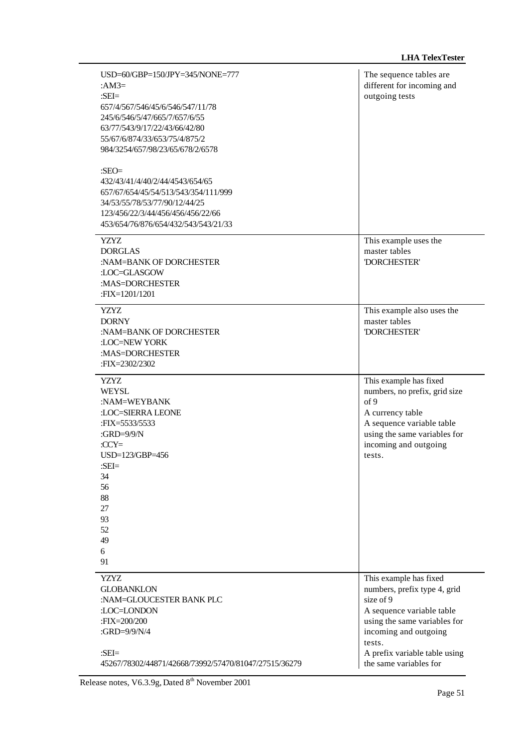| | |
|---|---|
| USD=60/GBP=150/JPY=345/NONE=777<br>:AM3=<br>:SEI=<br>657/4/567/546/45/6/546/547/11/78<br>245/6/546/5/47/665/7/657/6/55<br>63/77/543/9/17/22/43/66/42/80<br>55/67/6/874/33/653/75/4/875/2<br>984/3254/657/98/23/65/678/2/6578<br><br>:SEO=<br>432/43/41/4/40/2/44/4543/654/65<br>657/67/654/45/54/513/543/354/111/999<br>34/53/55/78/53/77/90/12/44/25<br>123/456/22/3/44/456/456/456/22/66<br>453/654/76/876/654/432/543/543/21/33 | The sequence tables are different for incoming and outgoing tests |
| YZYZ<br>DORGLAS<br>:NAM=BANK OF DORCHESTER<br>:LOC=GLASGOW<br>:MAS=DORCHESTER<br>:FIX=1201/1201 | This example uses the master tables 'DORCHESTER' |
| YZYZ<br>DORNY<br>:NAM=BANK OF DORCHESTER<br>:LOC=NEW YORK<br>:MAS=DORCHESTER<br>:FIX=2302/2302 | This example also uses the master tables 'DORCHESTER' |
| YZYZ<br>WEYSL<br>:NAM=WEYBANK<br>:LOC=SIERRA LEONE<br>:FIX=5533/5533<br>:GRD=9/9/N<br>:CCY=<br>USD=123/GBP=456<br>:SEI=<br>34<br>56<br>88<br>27<br>93<br>52<br>49<br>6<br>91 | This example has fixed numbers, no prefix, grid size of 9<br>A currency table<br>A sequence variable table using the same variables for incoming and outgoing tests. |
| YZYZ<br>GLOBANKLON<br>:NAM=GLOUCESTER BANK PLC<br>:LOC=LONDON<br>:FIX=200/200<br>:GRD=9/9/N/4<br><br>:SEI=<br>45267/78302/44871/42668/73992/57470/81047/27515/36279 | This example has fixed numbers, prefix type 4, grid size of 9<br>A sequence variable table using the same variables for incoming and outgoing tests.<br>A prefix variable table using the same variables for |

Release notes, V6.3.9g, Dated 8th November 2001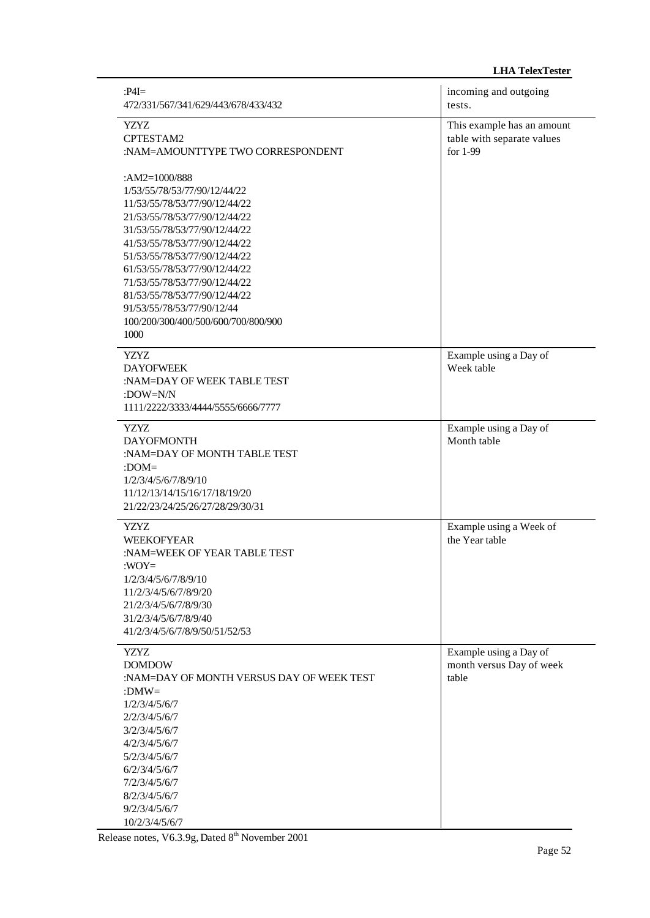| | |
|---|---|
| :P4I=<br>472/331/567/341/629/443/678/433/432 | incoming and outgoing tests. |
| YZYZ<br>CPTESTAM2<br>:NAM=AMOUNTTYPE TWO CORRESPONDENT<br><br>:AM2=1000/888<br>1/53/55/78/53/77/90/12/44/22<br>11/53/55/78/53/77/90/12/44/22<br>21/53/55/78/53/77/90/12/44/22<br>31/53/55/78/53/77/90/12/44/22<br>41/53/55/78/53/77/90/12/44/22<br>51/53/55/78/53/77/90/12/44/22<br>61/53/55/78/53/77/90/12/44/22<br>71/53/55/78/53/77/90/12/44/22<br>81/53/55/78/53/77/90/12/44/22<br>91/53/55/78/53/77/90/12/44<br>100/200/300/400/500/600/700/800/900<br>1000 | This example has an amount table with separate values for 1-99 |
| YZYZ<br>DAYOFWEEK<br>:NAM=DAY OF WEEK TABLE TEST<br>:DOW=N/N<br>1111/2222/3333/4444/5555/6666/7777 | Example using a Day of Week table |
| YZYZ<br>DAYOFMONTH<br>:NAM=DAY OF MONTH TABLE TEST<br>:DOM=<br>1/2/3/4/5/6/7/8/9/10<br>11/12/13/14/15/16/17/18/19/20<br>21/22/23/24/25/26/27/28/29/30/31 | Example using a Day of Month table |
| YZYZ<br>WEEKOFYEAR<br>:NAM=WEEK OF YEAR TABLE TEST<br>:WOY=<br>1/2/3/4/5/6/7/8/9/10<br>11/2/3/4/5/6/7/8/9/20<br>21/2/3/4/5/6/7/8/9/30<br>31/2/3/4/5/6/7/8/9/40<br>41/2/3/4/5/6/7/8/9/50/51/52/53 | Example using a Week of the Year table |
| YZYZ<br>DOMDOW<br>:NAM=DAY OF MONTH VERSUS DAY OF WEEK TEST<br>:DMW=<br>1/2/3/4/5/6/7<br>2/2/3/4/5/6/7<br>3/2/3/4/5/6/7<br>4/2/3/4/5/6/7<br>5/2/3/4/5/6/7<br>6/2/3/4/5/6/7<br>7/2/3/4/5/6/7<br>8/2/3/4/5/6/7<br>9/2/3/4/5/6/7<br>10/2/3/4/5/6/7 | Example using a Day of month versus Day of week table |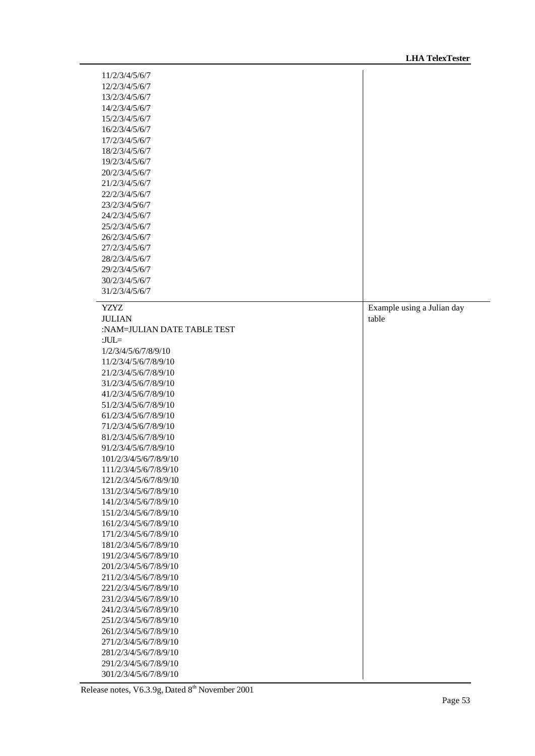| | |
|---|---|
| 11/2/3/4/5/6/7<br>12/2/3/4/5/6/7<br>13/2/3/4/5/6/7<br>14/2/3/4/5/6/7<br>15/2/3/4/5/6/7<br>16/2/3/4/5/6/7<br>17/2/3/4/5/6/7<br>18/2/3/4/5/6/7<br>19/2/3/4/5/6/7<br>20/2/3/4/5/6/7<br>21/2/3/4/5/6/7<br>22/2/3/4/5/6/7<br>23/2/3/4/5/6/7<br>24/2/3/4/5/6/7<br>25/2/3/4/5/6/7<br>26/2/3/4/5/6/7<br>27/2/3/4/5/6/7<br>28/2/3/4/5/6/7<br>29/2/3/4/5/6/7<br>30/2/3/4/5/6/7<br>31/2/3/4/5/6/7 | |
| YZYZ<br>JULIAN<br>:NAM=JULIAN DATE TABLE TEST<br>:JUL=<br>1/2/3/4/5/6/7/8/9/10<br>11/2/3/4/5/6/7/8/9/10<br>21/2/3/4/5/6/7/8/9/10<br>31/2/3/4/5/6/7/8/9/10<br>41/2/3/4/5/6/7/8/9/10<br>51/2/3/4/5/6/7/8/9/10<br>61/2/3/4/5/6/7/8/9/10<br>71/2/3/4/5/6/7/8/9/10<br>81/2/3/4/5/6/7/8/9/10<br>91/2/3/4/5/6/7/8/9/10<br>101/2/3/4/5/6/7/8/9/10<br>111/2/3/4/5/6/7/8/9/10<br>121/2/3/4/5/6/7/8/9/10<br>131/2/3/4/5/6/7/8/9/10<br>141/2/3/4/5/6/7/8/9/10<br>151/2/3/4/5/6/7/8/9/10<br>161/2/3/4/5/6/7/8/9/10<br>171/2/3/4/5/6/7/8/9/10<br>181/2/3/4/5/6/7/8/9/10<br>191/2/3/4/5/6/7/8/9/10<br>201/2/3/4/5/6/7/8/9/10<br>211/2/3/4/5/6/7/8/9/10<br>221/2/3/4/5/6/7/8/9/10<br>231/2/3/4/5/6/7/8/9/10<br>241/2/3/4/5/6/7/8/9/10<br>251/2/3/4/5/6/7/8/9/10<br>261/2/3/4/5/6/7/8/9/10<br>271/2/3/4/5/6/7/8/9/10<br>281/2/3/4/5/6/7/8/9/10<br>291/2/3/4/5/6/7/8/9/10<br>301/2/3/4/5/6/7/8/9/10 | Example using a Julian day table |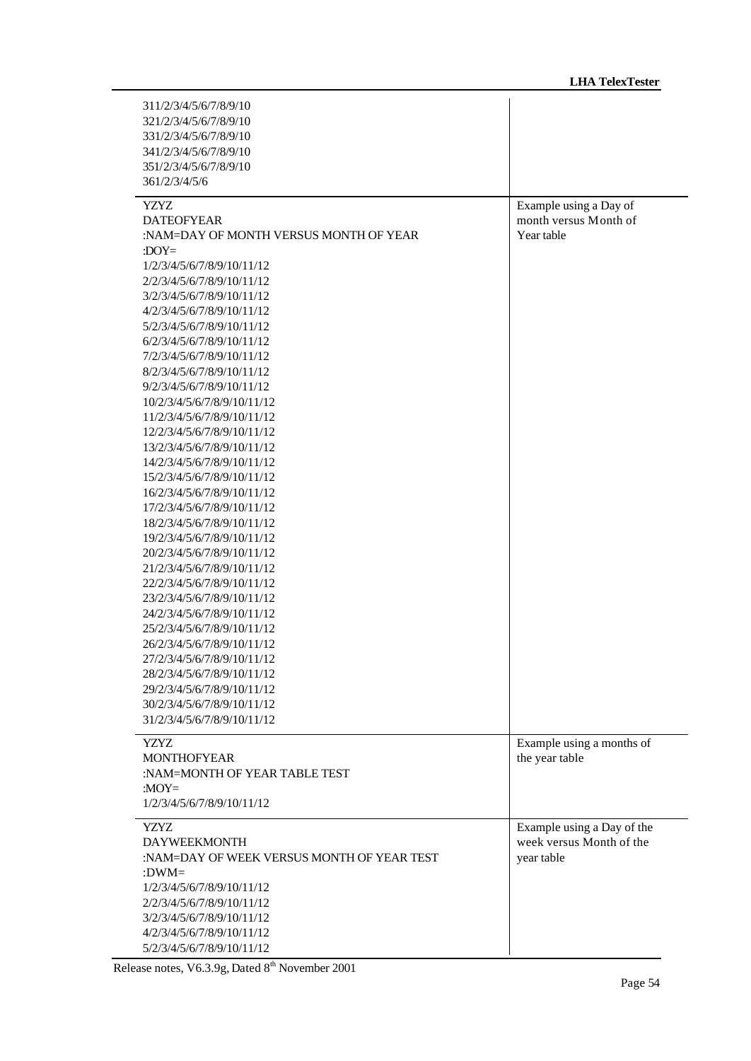| | |
|---|---|
| 311/2/3/4/5/6/7/8/9/10<br>321/2/3/4/5/6/7/8/9/10<br>331/2/3/4/5/6/7/8/9/10<br>341/2/3/4/5/6/7/8/9/10<br>351/2/3/4/5/6/7/8/9/10<br>361/2/3/4/5/6 | |
| YZYZ<br>DATEOFYEAR<br>:NAM=DAY OF MONTH VERSUS MONTH OF YEAR<br>:DOY=<br>1/2/3/4/5/6/7/8/9/10/11/12<br>2/2/3/4/5/6/7/8/9/10/11/12<br>3/2/3/4/5/6/7/8/9/10/11/12<br>4/2/3/4/5/6/7/8/9/10/11/12<br>5/2/3/4/5/6/7/8/9/10/11/12<br>6/2/3/4/5/6/7/8/9/10/11/12<br>7/2/3/4/5/6/7/8/9/10/11/12<br>8/2/3/4/5/6/7/8/9/10/11/12<br>9/2/3/4/5/6/7/8/9/10/11/12<br>10/2/3/4/5/6/7/8/9/10/11/12<br>11/2/3/4/5/6/7/8/9/10/11/12<br>12/2/3/4/5/6/7/8/9/10/11/12<br>13/2/3/4/5/6/7/8/9/10/11/12<br>14/2/3/4/5/6/7/8/9/10/11/12<br>15/2/3/4/5/6/7/8/9/10/11/12<br>16/2/3/4/5/6/7/8/9/10/11/12<br>17/2/3/4/5/6/7/8/9/10/11/12<br>18/2/3/4/5/6/7/8/9/10/11/12<br>19/2/3/4/5/6/7/8/9/10/11/12<br>20/2/3/4/5/6/7/8/9/10/11/12<br>21/2/3/4/5/6/7/8/9/10/11/12<br>22/2/3/4/5/6/7/8/9/10/11/12<br>23/2/3/4/5/6/7/8/9/10/11/12<br>24/2/3/4/5/6/7/8/9/10/11/12<br>25/2/3/4/5/6/7/8/9/10/11/12<br>26/2/3/4/5/6/7/8/9/10/11/12<br>27/2/3/4/5/6/7/8/9/10/11/12<br>28/2/3/4/5/6/7/8/9/10/11/12<br>29/2/3/4/5/6/7/8/9/10/11/12<br>30/2/3/4/5/6/7/8/9/10/11/12<br>31/2/3/4/5/6/7/8/9/10/11/12 | Example using a Day of month versus Month of Year table |
| YZYZ<br>MONTHOFYEAR<br>:NAM=MONTH OF YEAR TABLE TEST<br>:MOY=<br>1/2/3/4/5/6/7/8/9/10/11/12 | Example using a months of the year table |
| YZYZ<br>DAYWEEKMONTH<br>:NAM=DAY OF WEEK VERSUS MONTH OF YEAR TEST<br>:DWM=<br>1/2/3/4/5/6/7/8/9/10/11/12<br>2/2/3/4/5/6/7/8/9/10/11/12<br>3/2/3/4/5/6/7/8/9/10/11/12<br>4/2/3/4/5/6/7/8/9/10/11/12<br>5/2/3/4/5/6/7/8/9/10/11/12 | Example using a Day of the week versus Month of the year table |

Release notes, V6.3.9g, Dated 8th November 2001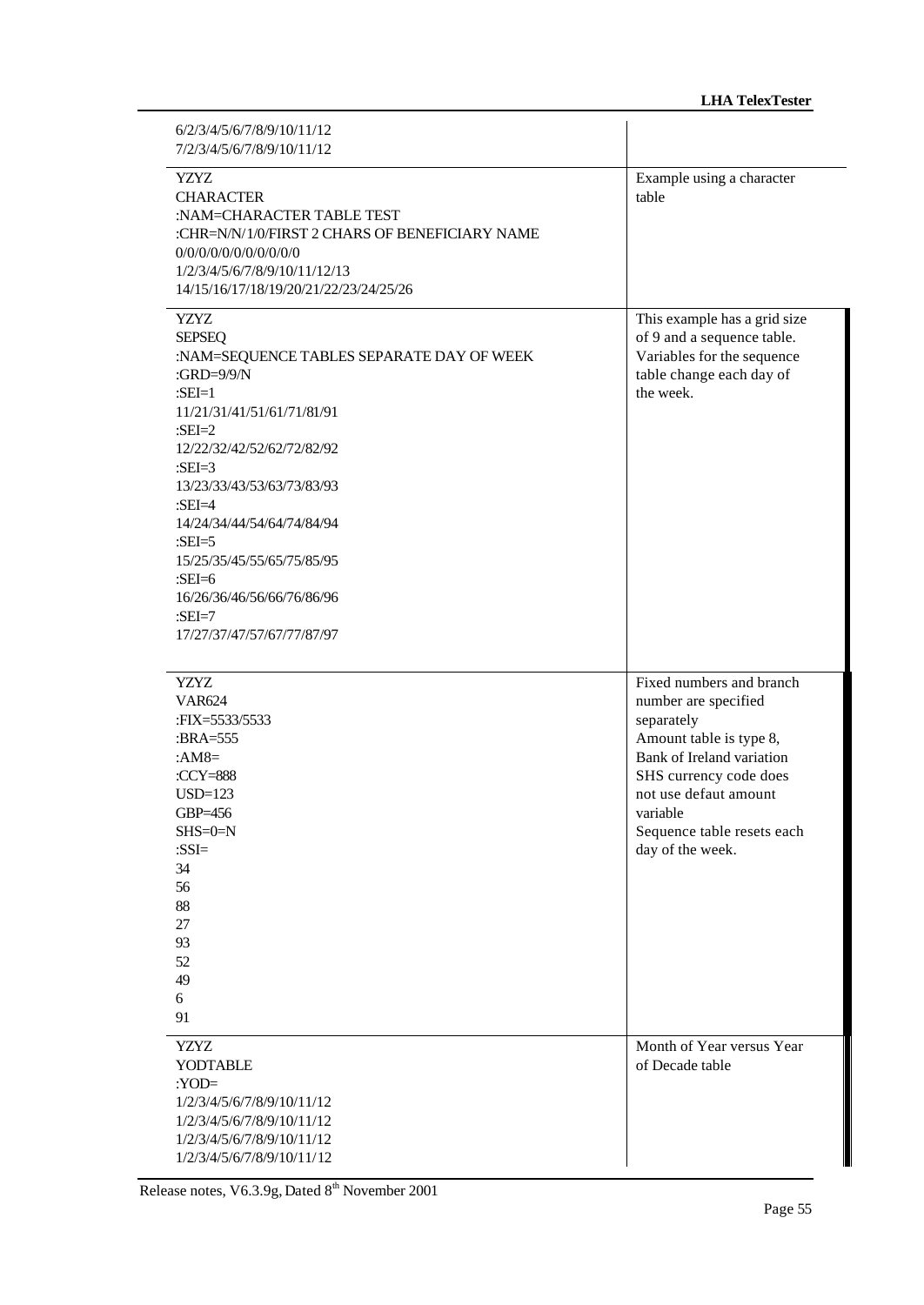| | |
|---|---|
| 6/2/3/4/5/6/7/8/9/10/11/12<br>7/2/3/4/5/6/7/8/9/10/11/12 | |
| YZYZ<br>CHARACTER<br>:NAM=CHARACTER TABLE TEST<br>:CHR=N/N/1/0/FIRST 2 CHARS OF BENEFICIARY NAME<br>0/0/0/0/0/0/0/0/0/0<br>1/2/3/4/5/6/7/8/9/10/11/12/13<br>14/15/16/17/18/19/20/21/22/23/24/25/26 | Example using a character table |
| YZYZ<br>SEPSEQ<br>:NAM=SEQUENCE TABLES SEPARATE DAY OF WEEK<br>:GRD=9/9/N<br>:SEI=1<br>11/21/31/41/51/61/71/81/91<br>:SEI=2<br>12/22/32/42/52/62/72/82/92<br>:SEI=3<br>13/23/33/43/53/63/73/83/93<br>:SEI=4<br>14/24/34/44/54/64/74/84/94<br>:SEI=5<br>15/25/35/45/55/65/75/85/95<br>:SEI=6<br>16/26/36/46/56/66/76/86/96<br>:SEI=7<br>17/27/37/47/57/67/77/87/97 | This example has a grid size of 9 and a sequence table. Variables for the sequence table change each day of the week. |
| YZYZ<br>VAR624<br>:FIX=5533/5533<br>:BRA=555<br>:AM8=<br>:CCY=888<br>USD=123<br>GBP=456<br>SHS=0=N<br>:SSI=<br>34<br>56<br>88<br>27<br>93<br>52<br>49<br>6<br>91 | Fixed numbers and branch number are specified separately<br>Amount table is type 8, Bank of Ireland variation<br>SHS currency code does not use defaut amount variable<br>Sequence table resets each day of the week. |
| YZYZ<br>YODTABLE<br>:YOD=<br>1/2/3/4/5/6/7/8/9/10/11/12<br>1/2/3/4/5/6/7/8/9/10/11/12<br>1/2/3/4/5/6/7/8/9/10/11/12<br>1/2/3/4/5/6/7/8/9/10/11/12 | Month of Year versus Year of Decade table |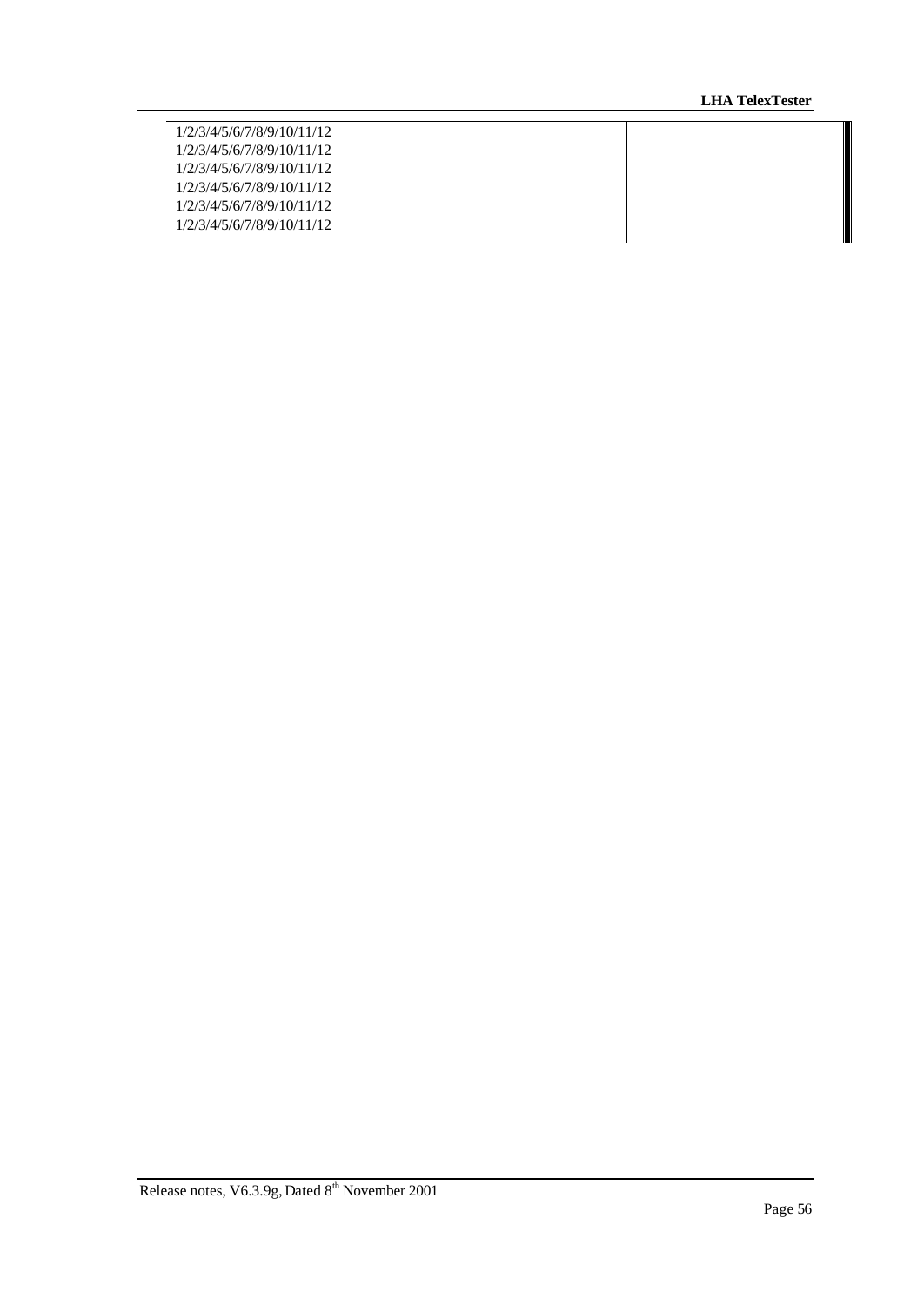| | |
|---|---|
| 1/2/3/4/5/6/7/8/9/10/11/12 | |
| 1/2/3/4/5/6/7/8/9/10/11/12 | |
| 1/2/3/4/5/6/7/8/9/10/11/12 | |
| 1/2/3/4/5/6/7/8/9/10/11/12 | |
| 1/2/3/4/5/6/7/8/9/10/11/12 | |
| 1/2/3/4/5/6/7/8/9/10/11/12 | |